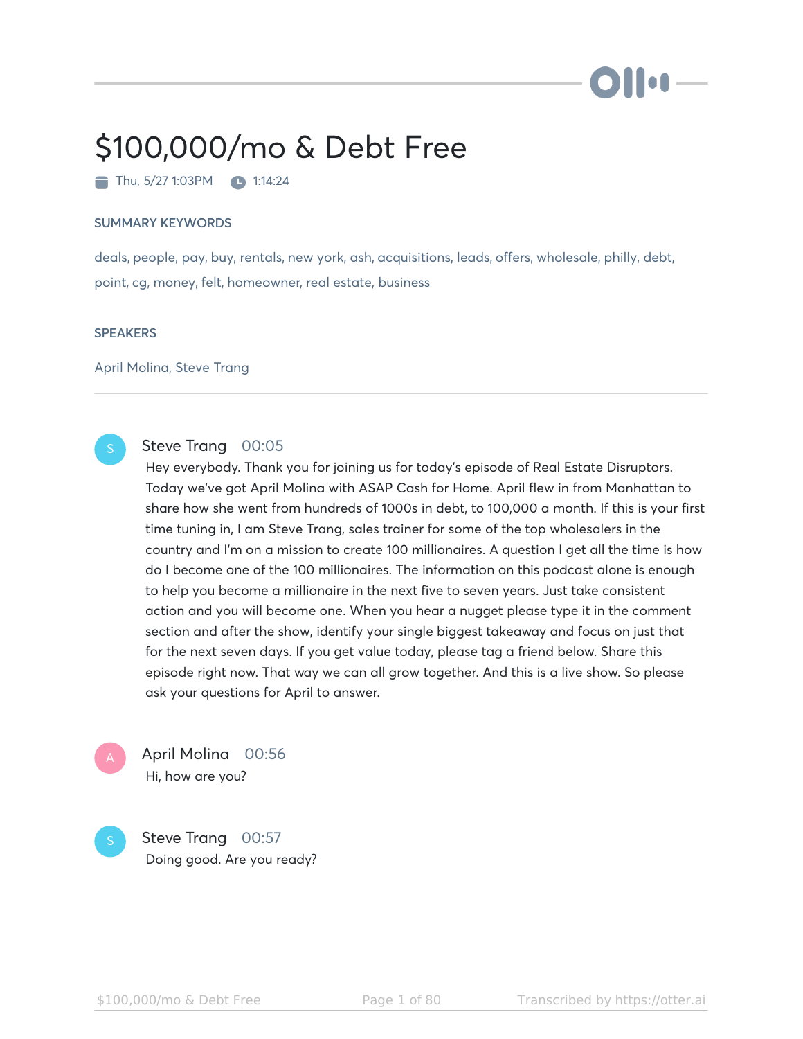# $100,000/mo & Debt Free

Thu, 5/27 1:03PM 1:14:24

## SUMMARY KEYWORDS

deals, people, pay, buy, rentals, new york, ash, acquisitions, leads, offers, wholesale, philly, debt, point, cg, money, felt, homeowner, real estate, business

## SPEAKERS

April Molina, Steve Trang

---

**Steve Trang** 00:05

Hey everybody. Thank you for joining us for today's episode of Real Estate Disruptors. Today we've got April Molina with ASAP Cash for Home. April flew in from Manhattan to share how she went from hundreds of 1000s in debt, to 100,000 a month. If this is your first time tuning in, I am Steve Trang, sales trainer for some of the top wholesalers in the country and I'm on a mission to create 100 millionaires. A question I get all the time is how do I become one of the 100 millionaires. The information on this podcast alone is enough to help you become a millionaire in the next five to seven years. Just take consistent action and you will become one. When you hear a nugget please type it in the comment section and after the show, identify your single biggest takeaway and focus on just that for the next seven days. If you get value today, please tag a friend below. Share this episode right now. That way we can all grow together. And this is a live show. So please ask your questions for April to answer.

**April Molina** 00:56

Hi, how are you?

**Steve Trang** 00:57

Doing good. Are you ready?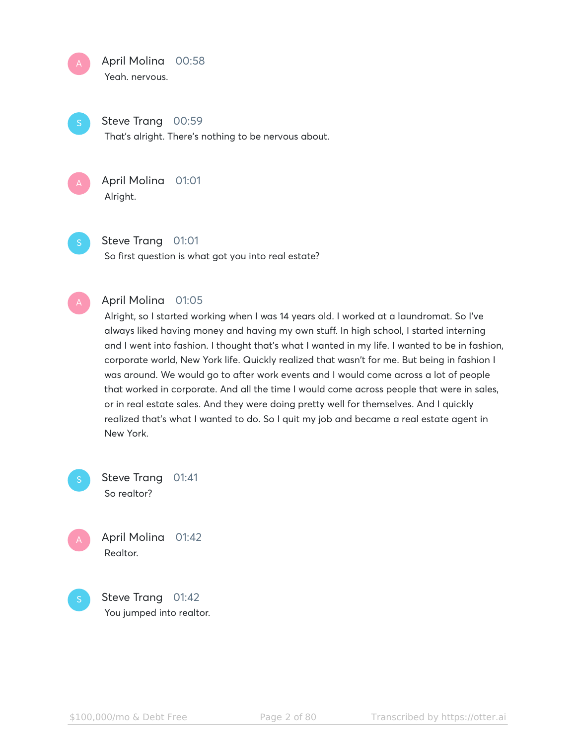**April Molina** 00:58
Yeah. nervous.

**Steve Trang** 00:59
That's alright. There's nothing to be nervous about.

**April Molina** 01:01
Alright.

**Steve Trang** 01:01
So first question is what got you into real estate?

**April Molina** 01:05
Alright, so I started working when I was 14 years old. I worked at a laundromat. So I've always liked having money and having my own stuff. In high school, I started interning and I went into fashion. I thought that's what I wanted in my life. I wanted to be in fashion, corporate world, New York life. Quickly realized that wasn't for me. But being in fashion I was around. We would go to after work events and I would come across a lot of people that worked in corporate. And all the time I would come across people that were in sales, or in real estate sales. And they were doing pretty well for themselves. And I quickly realized that's what I wanted to do. So I quit my job and became a real estate agent in New York.

**Steve Trang** 01:41
So realtor?

**April Molina** 01:42
Realtor.

**Steve Trang** 01:42
You jumped into realtor.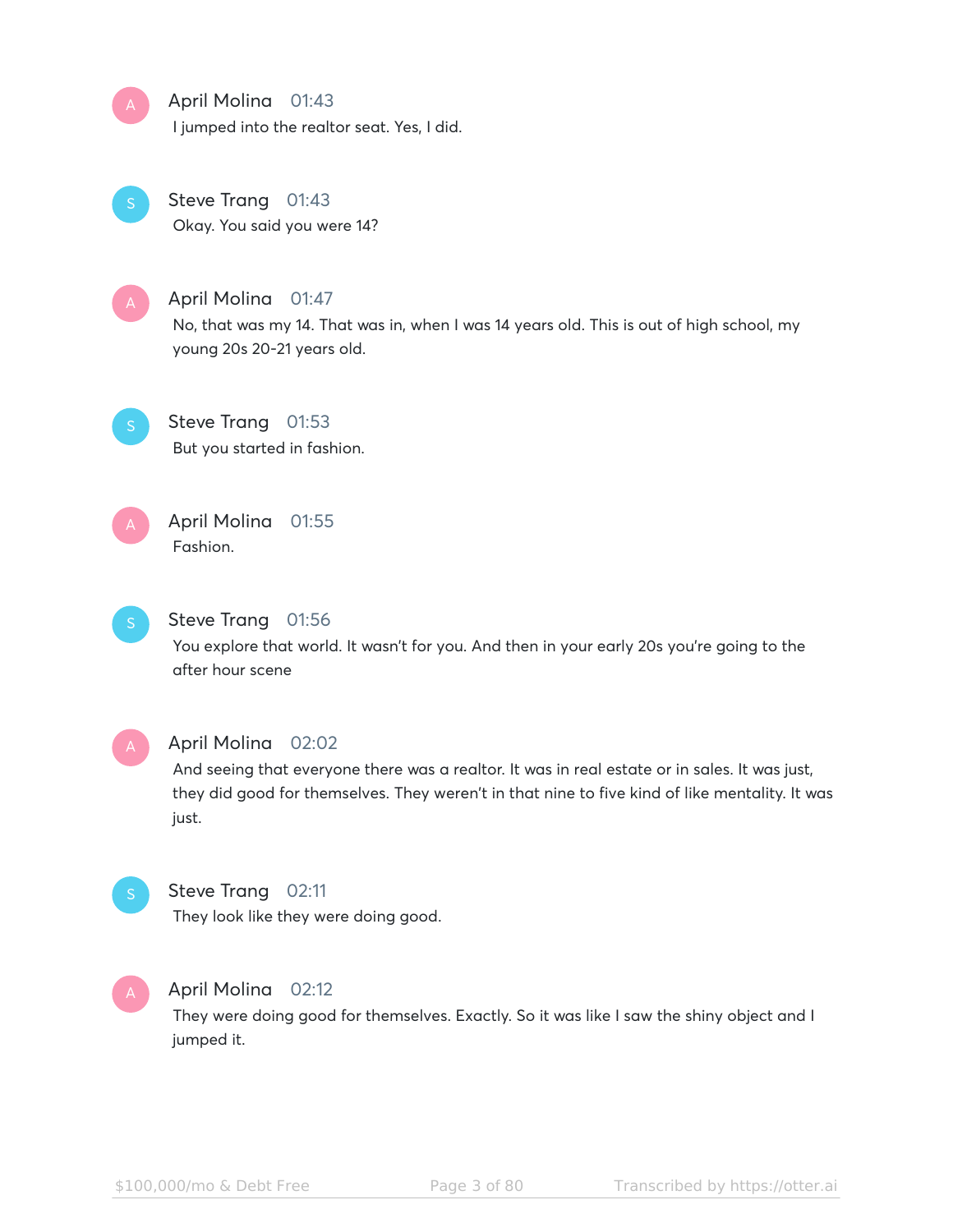**April Molina** 01:43
I jumped into the realtor seat. Yes, I did.

**Steve Trang** 01:43
Okay. You said you were 14?

**April Molina** 01:47
No, that was my 14. That was in, when I was 14 years old. This is out of high school, my young 20s 20-21 years old.

**Steve Trang** 01:53
But you started in fashion.

**April Molina** 01:55
Fashion.

**Steve Trang** 01:56
You explore that world. It wasn't for you. And then in your early 20s you're going to the after hour scene

**April Molina** 02:02
And seeing that everyone there was a realtor. It was in real estate or in sales. It was just, they did good for themselves. They weren't in that nine to five kind of like mentality. It was just.

**Steve Trang** 02:11
They look like they were doing good.

**April Molina** 02:12
They were doing good for themselves. Exactly. So it was like I saw the shiny object and I jumped it.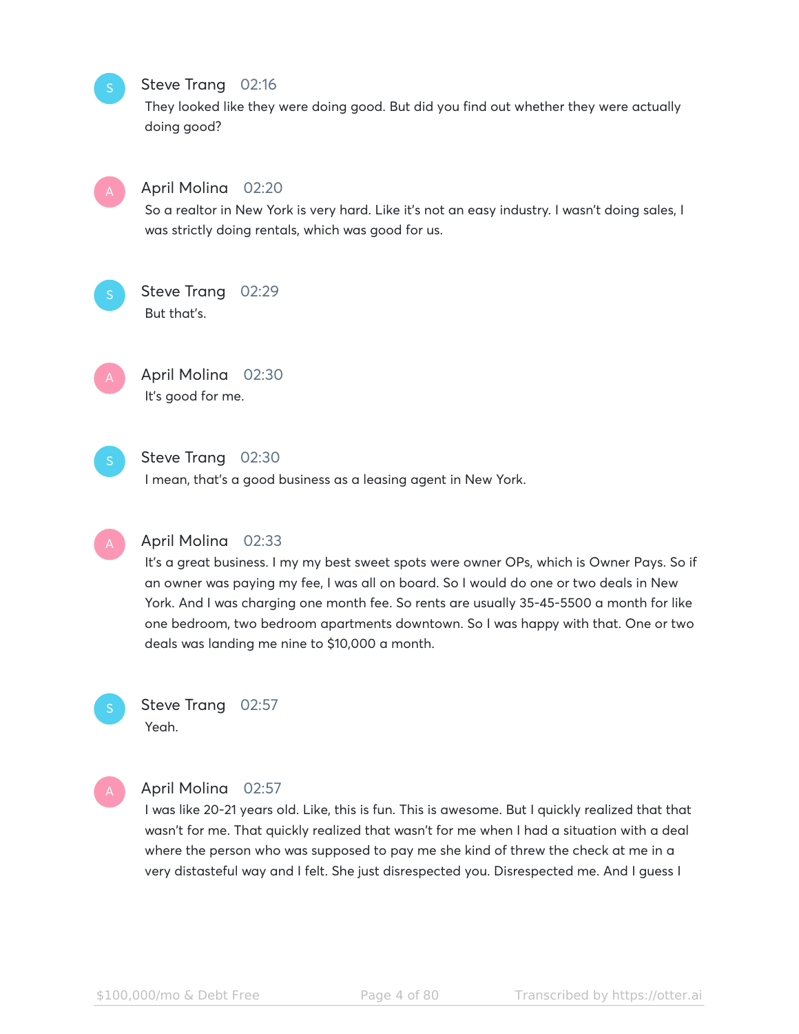**Steve Trang** 02:16
They looked like they were doing good. But did you find out whether they were actually doing good?

**April Molina** 02:20
So a realtor in New York is very hard. Like it's not an easy industry. I wasn't doing sales, I was strictly doing rentals, which was good for us.

**Steve Trang** 02:29
But that's.

**April Molina** 02:30
It's good for me.

**Steve Trang** 02:30
I mean, that's a good business as a leasing agent in New York.

**April Molina** 02:33
It's a great business. I my my best sweet spots were owner OPs, which is Owner Pays. So if an owner was paying my fee, I was all on board. So I would do one or two deals in New York. And I was charging one month fee. So rents are usually 35-45-5500 a month for like one bedroom, two bedroom apartments downtown. So I was happy with that. One or two deals was landing me nine to $10,000 a month.

**Steve Trang** 02:57
Yeah.

**April Molina** 02:57
I was like 20-21 years old. Like, this is fun. This is awesome. But I quickly realized that that wasn't for me. That quickly realized that wasn't for me when I had a situation with a deal where the person who was supposed to pay me she kind of threw the check at me in a very distasteful way and I felt. She just disrespected you. Disrespected me. And I guess I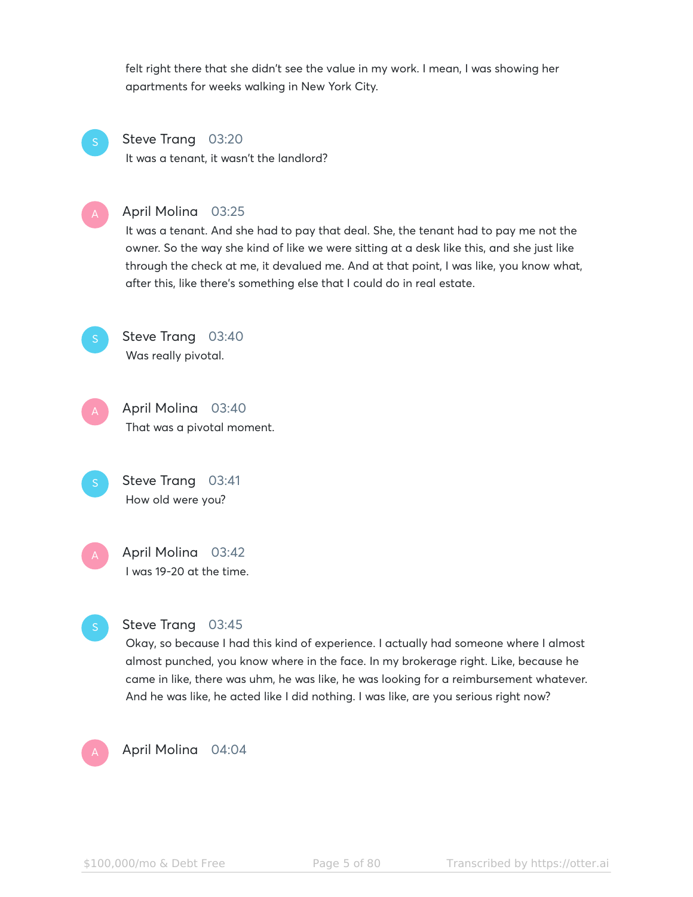felt right there that she didn't see the value in my work. I mean, I was showing her apartments for weeks walking in New York City.

**Steve Trang** 03:20
It was a tenant, it wasn't the landlord?

**April Molina** 03:25
It was a tenant. And she had to pay that deal. She, the tenant had to pay me not the owner. So the way she kind of like we were sitting at a desk like this, and she just like through the check at me, it devalued me. And at that point, I was like, you know what, after this, like there's something else that I could do in real estate.

**Steve Trang** 03:40
Was really pivotal.

**April Molina** 03:40
That was a pivotal moment.

**Steve Trang** 03:41
How old were you?

**April Molina** 03:42
I was 19-20 at the time.

**Steve Trang** 03:45
Okay, so because I had this kind of experience. I actually had someone where I almost almost punched, you know where in the face. In my brokerage right. Like, because he came in like, there was uhm, he was like, he was looking for a reimbursement whatever. And he was like, he acted like I did nothing. I was like, are you serious right now?

**April Molina** 04:04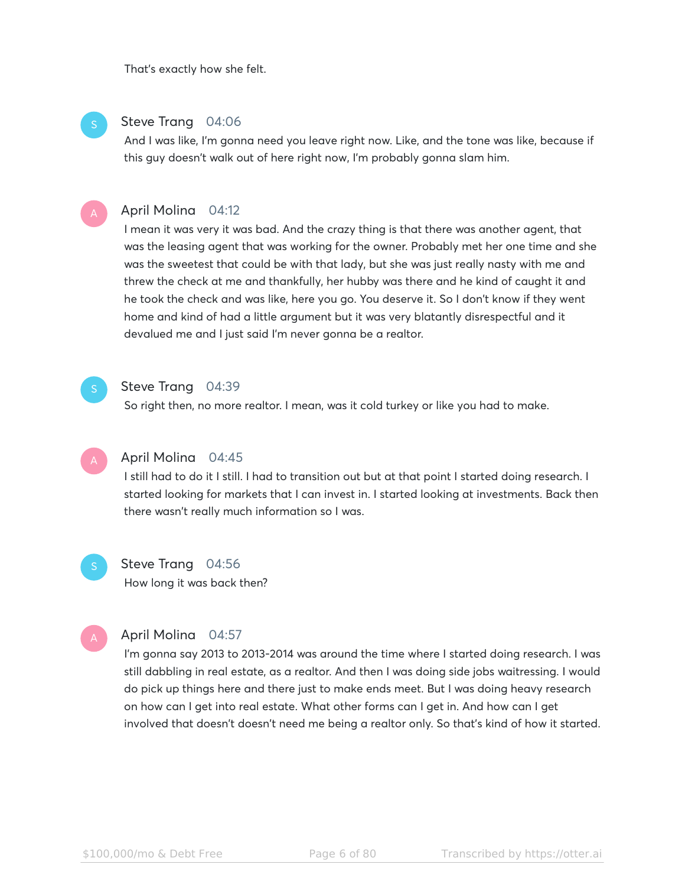That's exactly how she felt.

**Steve Trang** 04:06

And I was like, I'm gonna need you leave right now. Like, and the tone was like, because if this guy doesn't walk out of here right now, I'm probably gonna slam him.

**April Molina** 04:12

I mean it was very it was bad. And the crazy thing is that there was another agent, that was the leasing agent that was working for the owner. Probably met her one time and she was the sweetest that could be with that lady, but she was just really nasty with me and threw the check at me and thankfully, her hubby was there and he kind of caught it and he took the check and was like, here you go. You deserve it. So I don't know if they went home and kind of had a little argument but it was very blatantly disrespectful and it devalued me and I just said I'm never gonna be a realtor.

**Steve Trang** 04:39

So right then, no more realtor. I mean, was it cold turkey or like you had to make.

**April Molina** 04:45

I still had to do it I still. I had to transition out but at that point I started doing research. I started looking for markets that I can invest in. I started looking at investments. Back then there wasn't really much information so I was.

**Steve Trang** 04:56

How long it was back then?

**April Molina** 04:57

I'm gonna say 2013 to 2013-2014 was around the time where I started doing research. I was still dabbling in real estate, as a realtor. And then I was doing side jobs waitressing. I would do pick up things here and there just to make ends meet. But I was doing heavy research on how can I get into real estate. What other forms can I get in. And how can I get involved that doesn't doesn't need me being a realtor only. So that's kind of how it started.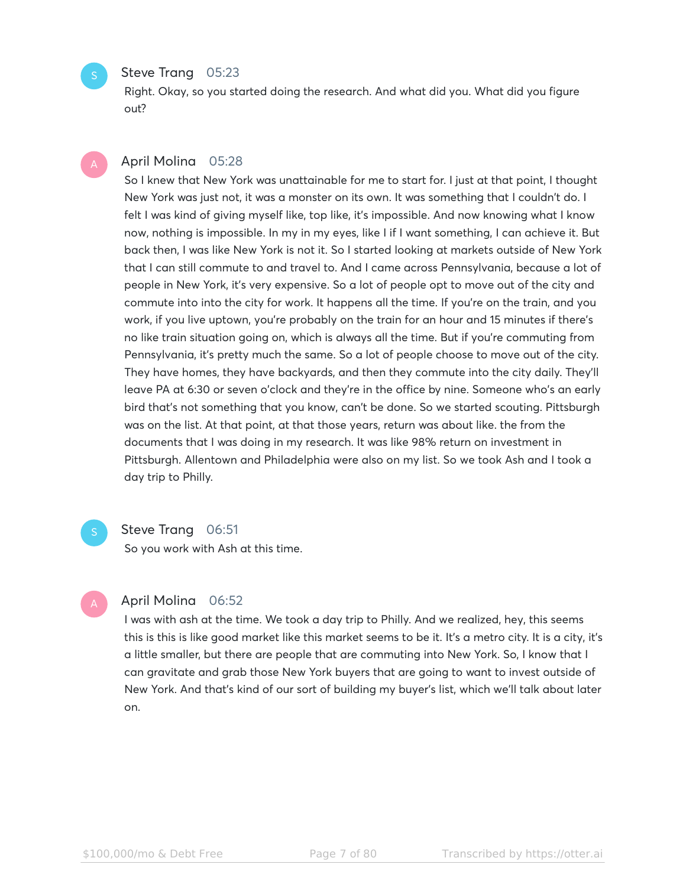**Steve Trang** 05:23

Right. Okay, so you started doing the research. And what did you. What did you figure out?

**April Molina** 05:28

So I knew that New York was unattainable for me to start for. I just at that point, I thought New York was just not, it was a monster on its own. It was something that I couldn't do. I felt I was kind of giving myself like, top like, it's impossible. And now knowing what I know now, nothing is impossible. In my in my eyes, like I if I want something, I can achieve it. But back then, I was like New York is not it. So I started looking at markets outside of New York that I can still commute to and travel to. And I came across Pennsylvania, because a lot of people in New York, it's very expensive. So a lot of people opt to move out of the city and commute into into the city for work. It happens all the time. If you're on the train, and you work, if you live uptown, you're probably on the train for an hour and 15 minutes if there's no like train situation going on, which is always all the time. But if you're commuting from Pennsylvania, it's pretty much the same. So a lot of people choose to move out of the city. They have homes, they have backyards, and then they commute into the city daily. They'll leave PA at 6:30 or seven o'clock and they're in the office by nine. Someone who's an early bird that's not something that you know, can't be done. So we started scouting. Pittsburgh was on the list. At that point, at that those years, return was about like. the from the documents that I was doing in my research. It was like 98% return on investment in Pittsburgh. Allentown and Philadelphia were also on my list. So we took Ash and I took a day trip to Philly.

**Steve Trang** 06:51

So you work with Ash at this time.

**April Molina** 06:52

I was with ash at the time. We took a day trip to Philly. And we realized, hey, this seems this is this is like good market like this market seems to be it. It's a metro city. It is a city, it's a little smaller, but there are people that are commuting into New York. So, I know that I can gravitate and grab those New York buyers that are going to want to invest outside of New York. And that's kind of our sort of building my buyer's list, which we'll talk about later on.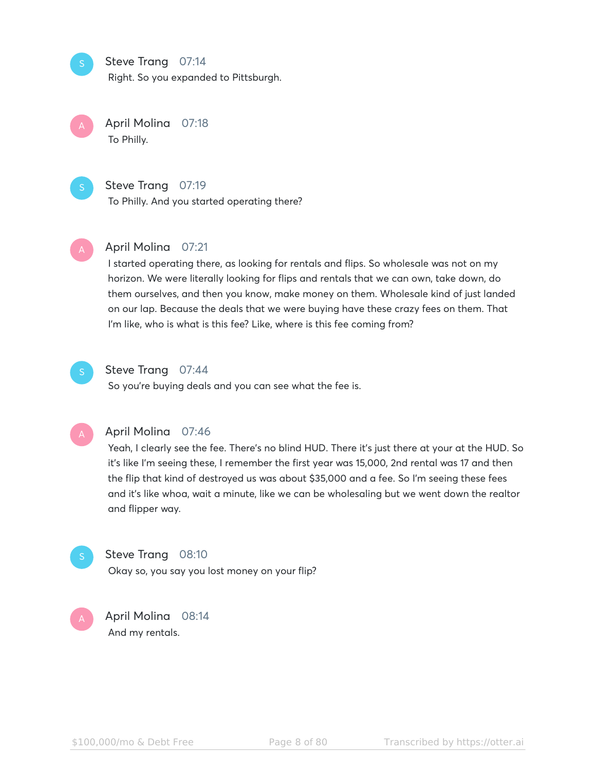**Steve Trang** 07:14
Right. So you expanded to Pittsburgh.

**April Molina** 07:18
To Philly.

**Steve Trang** 07:19
To Philly. And you started operating there?

**April Molina** 07:21
I started operating there, as looking for rentals and flips. So wholesale was not on my horizon. We were literally looking for flips and rentals that we can own, take down, do them ourselves, and then you know, make money on them. Wholesale kind of just landed on our lap. Because the deals that we were buying have these crazy fees on them. That I'm like, who is what is this fee? Like, where is this fee coming from?

**Steve Trang** 07:44
So you're buying deals and you can see what the fee is.

**April Molina** 07:46
Yeah, I clearly see the fee. There's no blind HUD. There it's just there at your at the HUD. So it's like I'm seeing these, I remember the first year was 15,000, 2nd rental was 17 and then the flip that kind of destroyed us was about $35,000 and a fee. So I'm seeing these fees and it's like whoa, wait a minute, like we can be wholesaling but we went down the realtor and flipper way.

**Steve Trang** 08:10
Okay so, you say you lost money on your flip?

**April Molina** 08:14
And my rentals.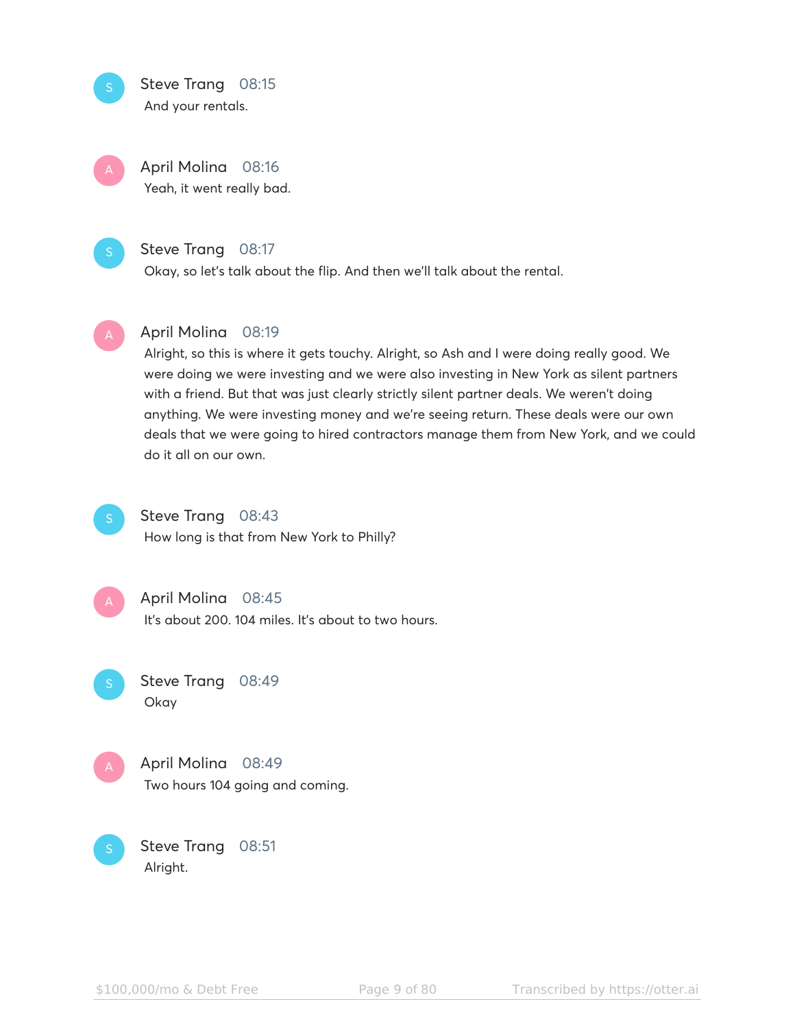**Steve Trang** 08:15
And your rentals.

**April Molina** 08:16
Yeah, it went really bad.

**Steve Trang** 08:17
Okay, so let's talk about the flip. And then we'll talk about the rental.

**April Molina** 08:19
Alright, so this is where it gets touchy. Alright, so Ash and I were doing really good. We were doing we were investing and we were also investing in New York as silent partners with a friend. But that was just clearly strictly silent partner deals. We weren't doing anything. We were investing money and we're seeing return. These deals were our own deals that we were going to hired contractors manage them from New York, and we could do it all on our own.

**Steve Trang** 08:43
How long is that from New York to Philly?

**April Molina** 08:45
It's about 200. 104 miles. It's about to two hours.

**Steve Trang** 08:49
Okay

**April Molina** 08:49
Two hours 104 going and coming.

**Steve Trang** 08:51
Alright.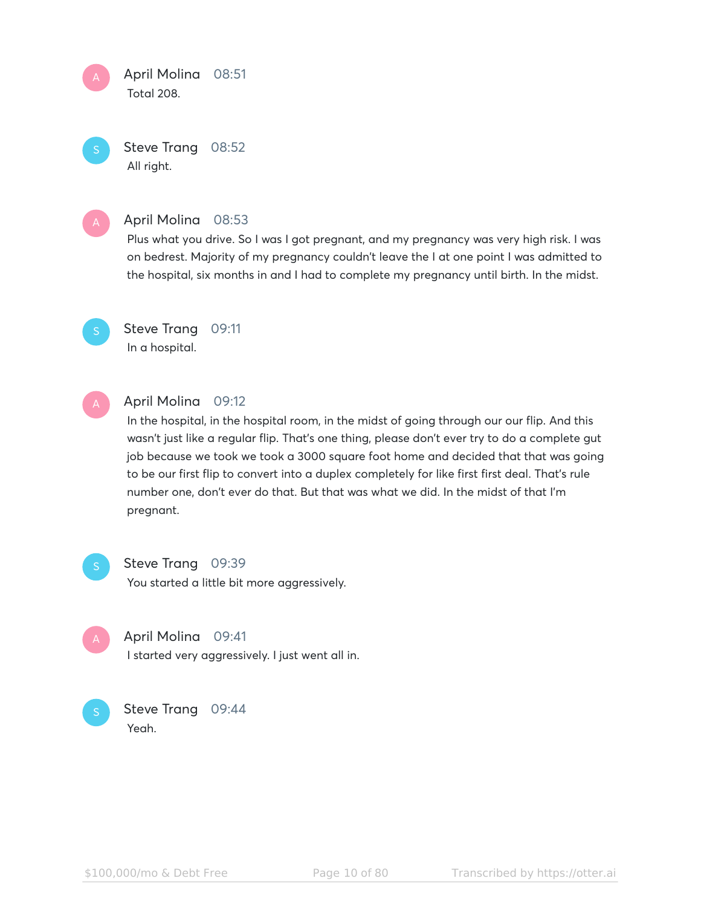**April Molina** 08:51

Total 208.

**Steve Trang** 08:52

All right.

**April Molina** 08:53

Plus what you drive. So I was I got pregnant, and my pregnancy was very high risk. I was on bedrest. Majority of my pregnancy couldn't leave the I at one point I was admitted to the hospital, six months in and I had to complete my pregnancy until birth. In the midst.

**Steve Trang** 09:11

In a hospital.

**April Molina** 09:12

In the hospital, in the hospital room, in the midst of going through our our flip. And this wasn't just like a regular flip. That's one thing, please don't ever try to do a complete gut job because we took we took a 3000 square foot home and decided that that was going to be our first flip to convert into a duplex completely for like first first deal. That's rule number one, don't ever do that. But that was what we did. In the midst of that I'm pregnant.

**Steve Trang** 09:39

You started a little bit more aggressively.

**April Molina** 09:41

I started very aggressively. I just went all in.

**Steve Trang** 09:44

Yeah.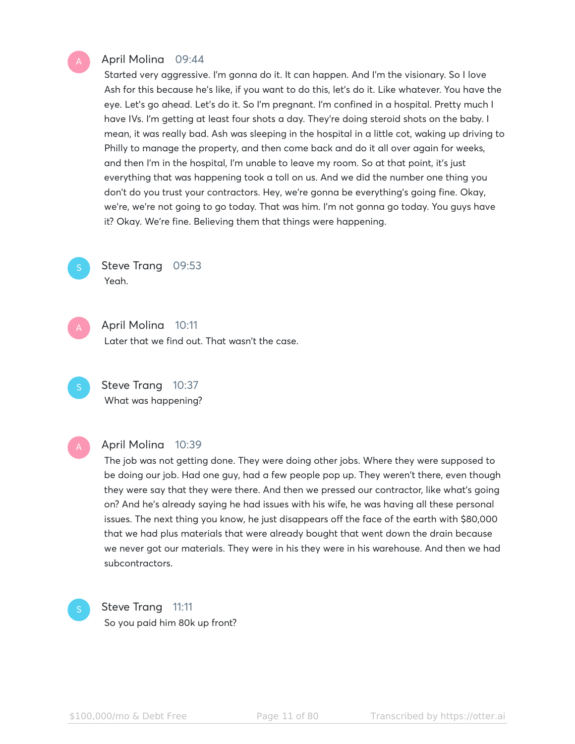**April Molina** 09:44

Started very aggressive. I'm gonna do it. It can happen. And I'm the visionary. So I love Ash for this because he's like, if you want to do this, let's do it. Like whatever. You have the eye. Let's go ahead. Let's do it. So I'm pregnant. I'm confined in a hospital. Pretty much I have IVs. I'm getting at least four shots a day. They're doing steroid shots on the baby. I mean, it was really bad. Ash was sleeping in the hospital in a little cot, waking up driving to Philly to manage the property, and then come back and do it all over again for weeks, and then I'm in the hospital, I'm unable to leave my room. So at that point, it's just everything that was happening took a toll on us. And we did the number one thing you don't do you trust your contractors. Hey, we're gonna be everything's going fine. Okay, we're, we're not going to go today. That was him. I'm not gonna go today. You guys have it? Okay. We're fine. Believing them that things were happening.

**Steve Trang** 09:53

Yeah.

**April Molina** 10:11

Later that we find out. That wasn't the case.

**Steve Trang** 10:37

What was happening?

**April Molina** 10:39

The job was not getting done. They were doing other jobs. Where they were supposed to be doing our job. Had one guy, had a few people pop up. They weren't there, even though they were say that they were there. And then we pressed our contractor, like what's going on? And he's already saying he had issues with his wife, he was having all these personal issues. The next thing you know, he just disappears off the face of the earth with $80,000 that we had plus materials that were already bought that went down the drain because we never got our materials. They were in his they were in his warehouse. And then we had subcontractors.

**Steve Trang** 11:11

So you paid him 80k up front?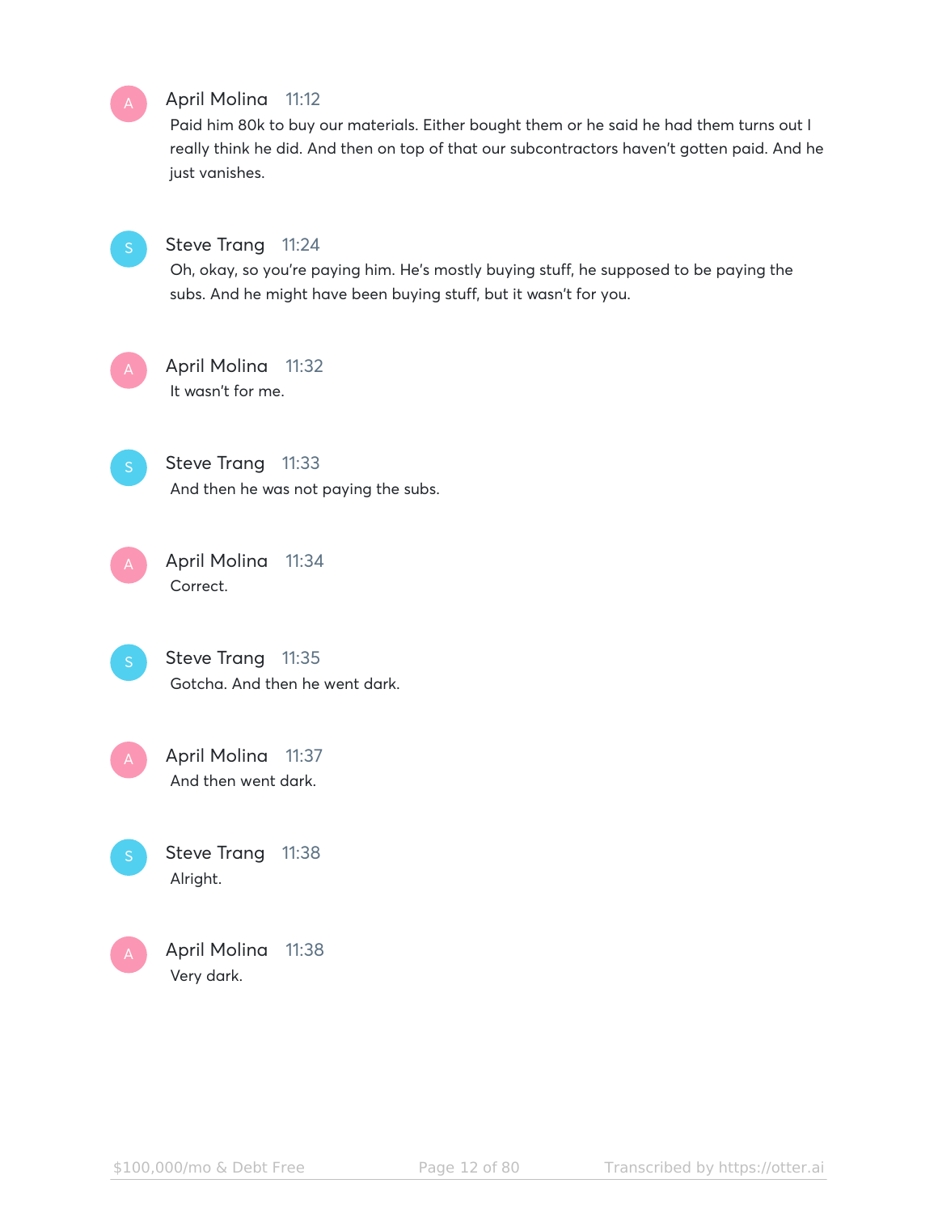**April Molina** 11:12

Paid him 80k to buy our materials. Either bought them or he said he had them turns out I really think he did. And then on top of that our subcontractors haven't gotten paid. And he just vanishes.

**Steve Trang** 11:24

Oh, okay, so you're paying him. He's mostly buying stuff, he supposed to be paying the subs. And he might have been buying stuff, but it wasn't for you.

**April Molina** 11:32

It wasn't for me.

**Steve Trang** 11:33

And then he was not paying the subs.

**April Molina** 11:34

Correct.

**Steve Trang** 11:35

Gotcha. And then he went dark.

**April Molina** 11:37

And then went dark.

**Steve Trang** 11:38

Alright.

**April Molina** 11:38

Very dark.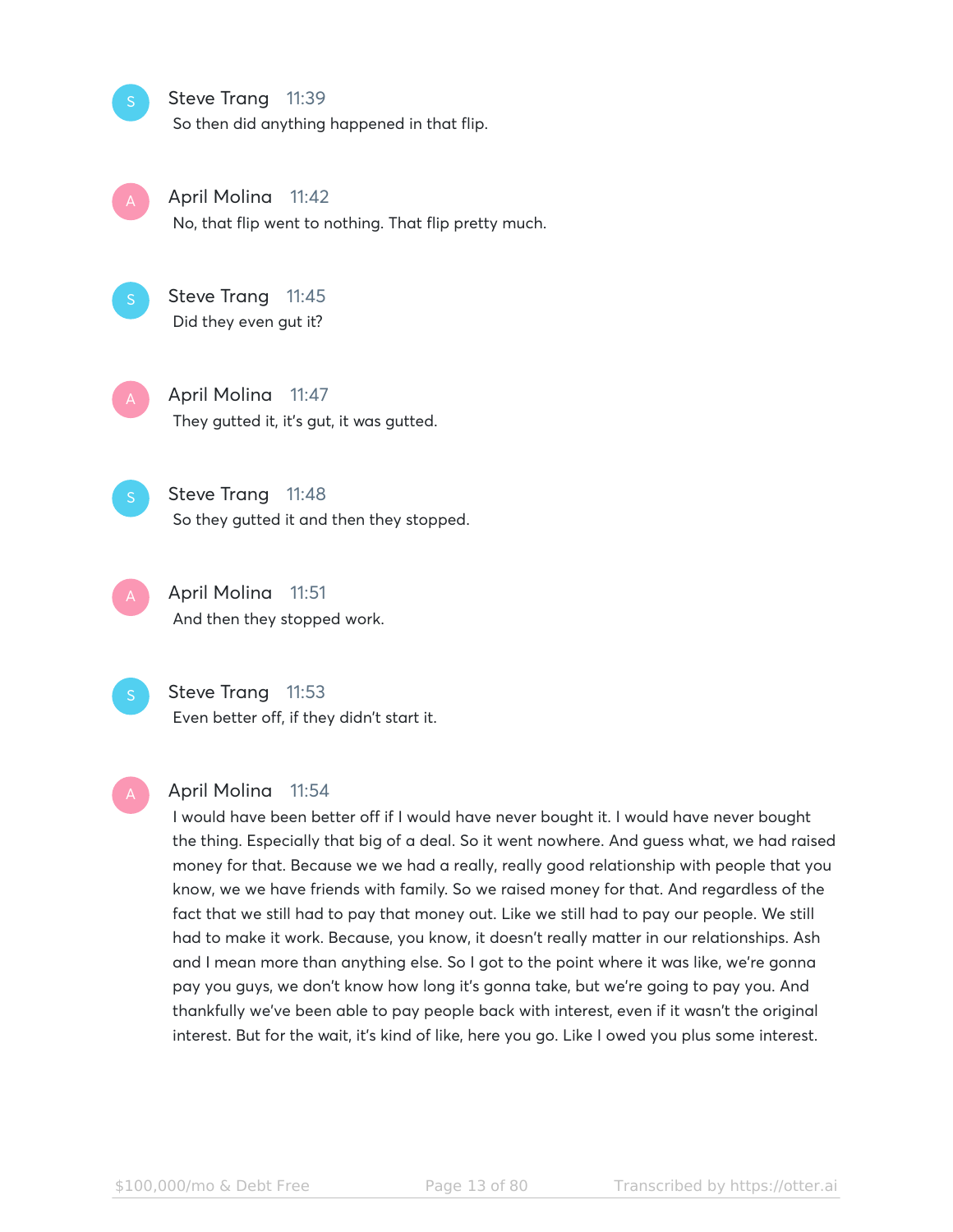**Steve Trang** 11:39
So then did anything happened in that flip.

**April Molina** 11:42
No, that flip went to nothing. That flip pretty much.

**Steve Trang** 11:45
Did they even gut it?

**April Molina** 11:47
They gutted it, it's gut, it was gutted.

**Steve Trang** 11:48
So they gutted it and then they stopped.

**April Molina** 11:51
And then they stopped work.

**Steve Trang** 11:53
Even better off, if they didn't start it.

**April Molina** 11:54
I would have been better off if I would have never bought it. I would have never bought the thing. Especially that big of a deal. So it went nowhere. And guess what, we had raised money for that. Because we we had a really, really good relationship with people that you know, we we have friends with family. So we raised money for that. And regardless of the fact that we still had to pay that money out. Like we still had to pay our people. We still had to make it work. Because, you know, it doesn't really matter in our relationships. Ash and I mean more than anything else. So I got to the point where it was like, we're gonna pay you guys, we don't know how long it's gonna take, but we're going to pay you. And thankfully we've been able to pay people back with interest, even if it wasn't the original interest. But for the wait, it's kind of like, here you go. Like I owed you plus some interest.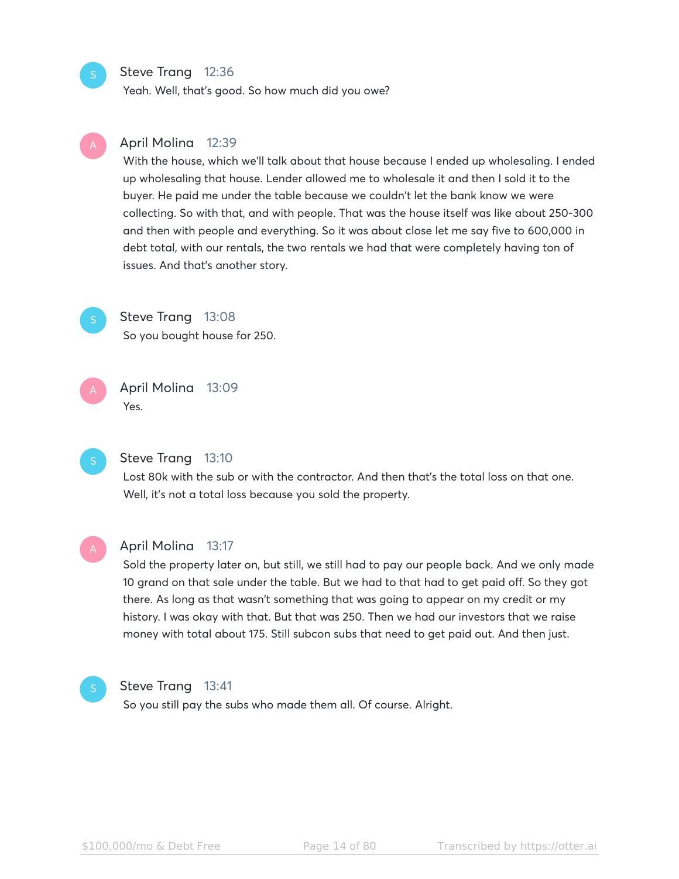**Steve Trang** 12:36
Yeah. Well, that's good. So how much did you owe?

**April Molina** 12:39
With the house, which we'll talk about that house because I ended up wholesaling. I ended up wholesaling that house. Lender allowed me to wholesale it and then I sold it to the buyer. He paid me under the table because we couldn't let the bank know we were collecting. So with that, and with people. That was the house itself was like about 250-300 and then with people and everything. So it was about close let me say five to 600,000 in debt total, with our rentals, the two rentals we had that were completely having ton of issues. And that's another story.

**Steve Trang** 13:08
So you bought house for 250.

**April Molina** 13:09
Yes.

**Steve Trang** 13:10
Lost 80k with the sub or with the contractor. And then that's the total loss on that one. Well, it's not a total loss because you sold the property.

**April Molina** 13:17
Sold the property later on, but still, we still had to pay our people back. And we only made 10 grand on that sale under the table. But we had to that had to get paid off. So they got there. As long as that wasn't something that was going to appear on my credit or my history. I was okay with that. But that was 250. Then we had our investors that we raise money with total about 175. Still subcon subs that need to get paid out. And then just.

**Steve Trang** 13:41
So you still pay the subs who made them all. Of course. Alright.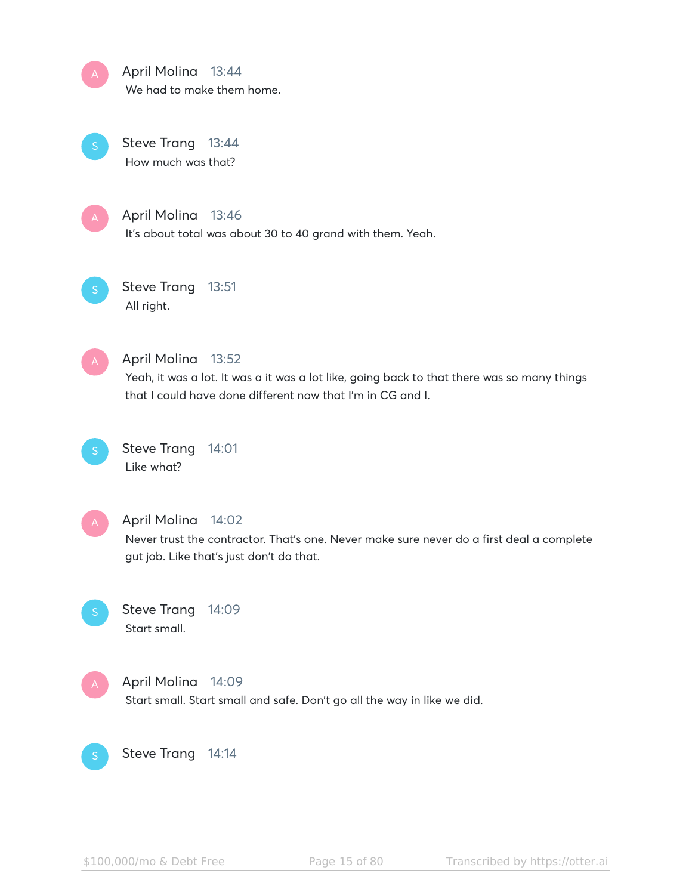**April Molina** 13:44
We had to make them home.

**Steve Trang** 13:44
How much was that?

**April Molina** 13:46
It's about total was about 30 to 40 grand with them. Yeah.

**Steve Trang** 13:51
All right.

**April Molina** 13:52
Yeah, it was a lot. It was a it was a lot like, going back to that there was so many things that I could have done different now that I'm in CG and I.

**Steve Trang** 14:01
Like what?

**April Molina** 14:02
Never trust the contractor. That's one. Never make sure never do a first deal a complete gut job. Like that's just don't do that.

**Steve Trang** 14:09
Start small.

**April Molina** 14:09
Start small. Start small and safe. Don't go all the way in like we did.

**Steve Trang** 14:14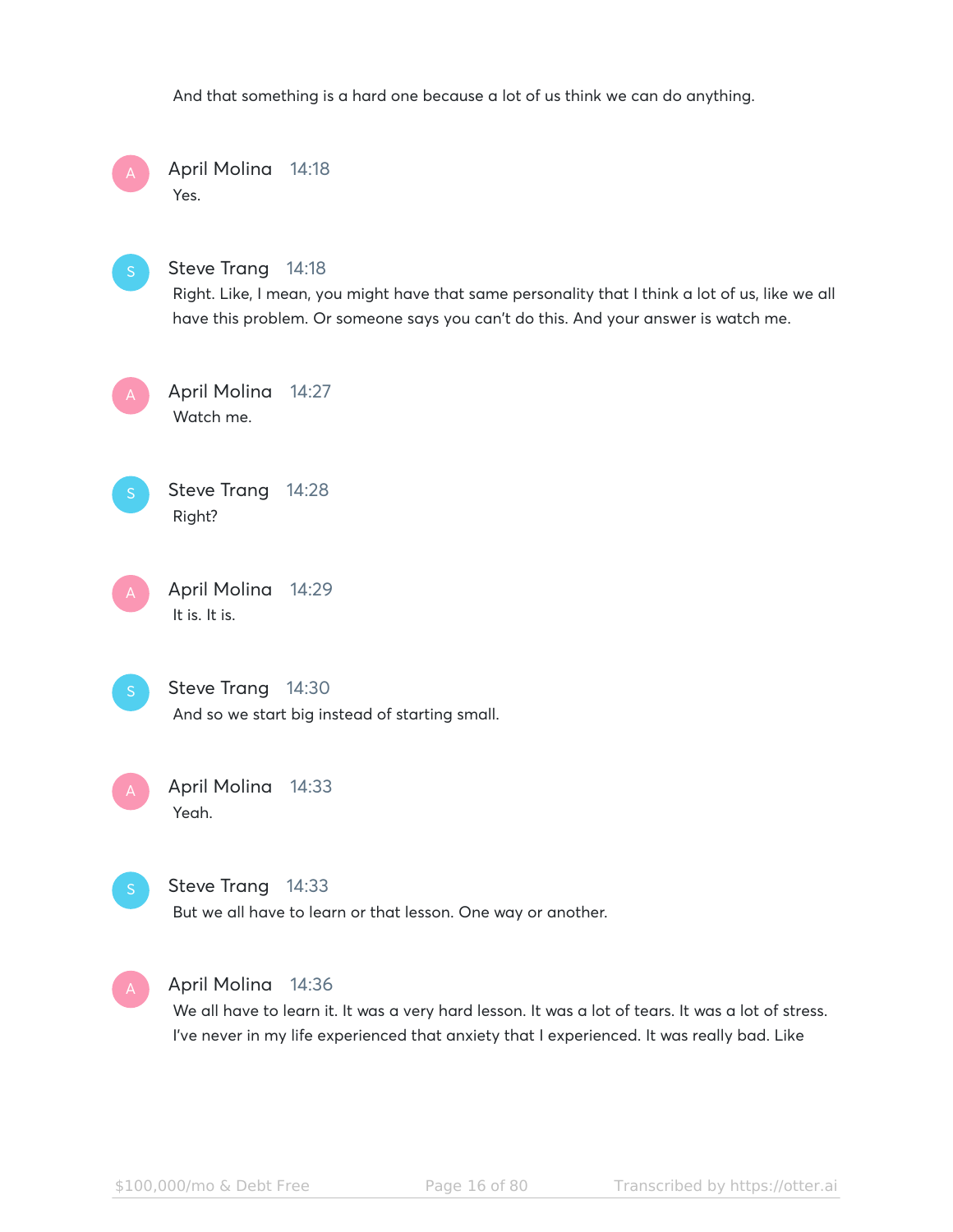And that something is a hard one because a lot of us think we can do anything.

April Molina 14:18
Yes.

Steve Trang 14:18
Right. Like, I mean, you might have that same personality that I think a lot of us, like we all have this problem. Or someone says you can't do this. And your answer is watch me.

April Molina 14:27
Watch me.

Steve Trang 14:28
Right?

April Molina 14:29
It is. It is.

Steve Trang 14:30
And so we start big instead of starting small.

April Molina 14:33
Yeah.

Steve Trang 14:33
But we all have to learn or that lesson. One way or another.

April Molina 14:36
We all have to learn it. It was a very hard lesson. It was a lot of tears. It was a lot of stress. I've never in my life experienced that anxiety that I experienced. It was really bad. Like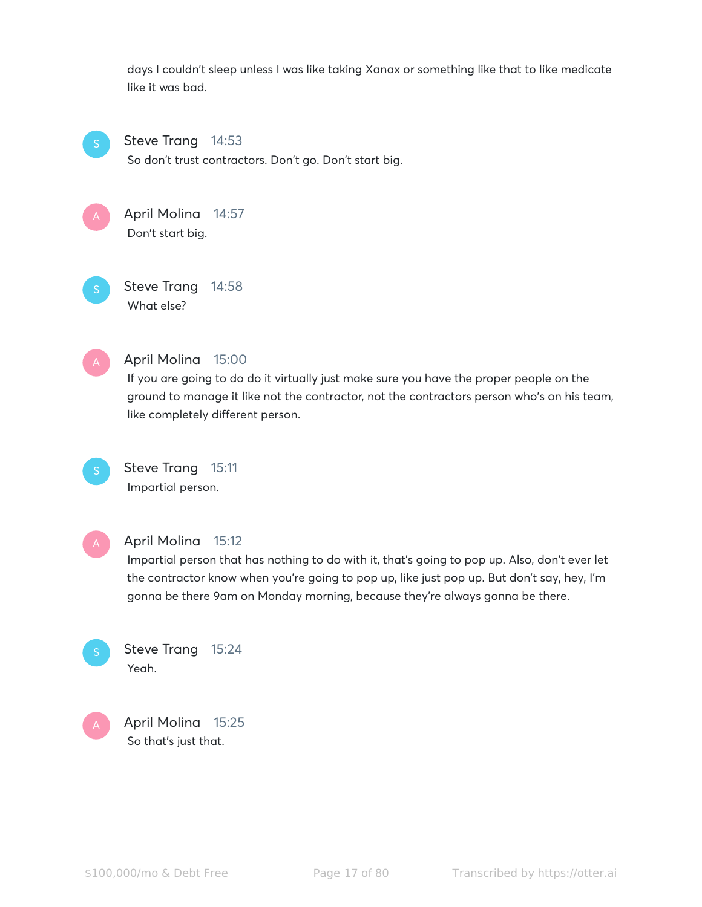days I couldn't sleep unless I was like taking Xanax or something like that to like medicate like it was bad.

**Steve Trang** 14:53
So don't trust contractors. Don't go. Don't start big.

**April Molina** 14:57
Don't start big.

**Steve Trang** 14:58
What else?

**April Molina** 15:00
If you are going to do do it virtually just make sure you have the proper people on the ground to manage it like not the contractor, not the contractors person who's on his team, like completely different person.

**Steve Trang** 15:11
Impartial person.

**April Molina** 15:12
Impartial person that has nothing to do with it, that's going to pop up. Also, don't ever let the contractor know when you're going to pop up, like just pop up. But don't say, hey, I'm gonna be there 9am on Monday morning, because they're always gonna be there.

**Steve Trang** 15:24
Yeah.

**April Molina** 15:25
So that's just that.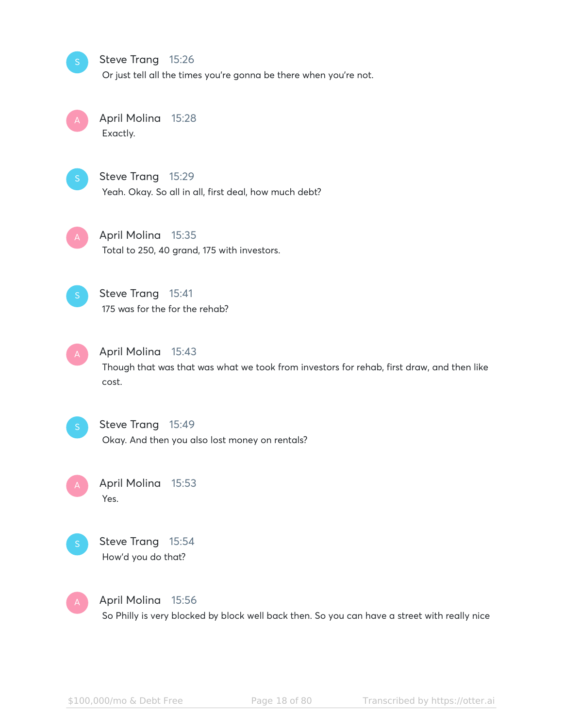**Steve Trang** 15:26
Or just tell all the times you're gonna be there when you're not.

**April Molina** 15:28
Exactly.

**Steve Trang** 15:29
Yeah. Okay. So all in all, first deal, how much debt?

**April Molina** 15:35
Total to 250, 40 grand, 175 with investors.

**Steve Trang** 15:41
175 was for the for the rehab?

**April Molina** 15:43
Though that was that was what we took from investors for rehab, first draw, and then like cost.

**Steve Trang** 15:49
Okay. And then you also lost money on rentals?

**April Molina** 15:53
Yes.

**Steve Trang** 15:54
How'd you do that?

**April Molina** 15:56
So Philly is very blocked by block well back then. So you can have a street with really nice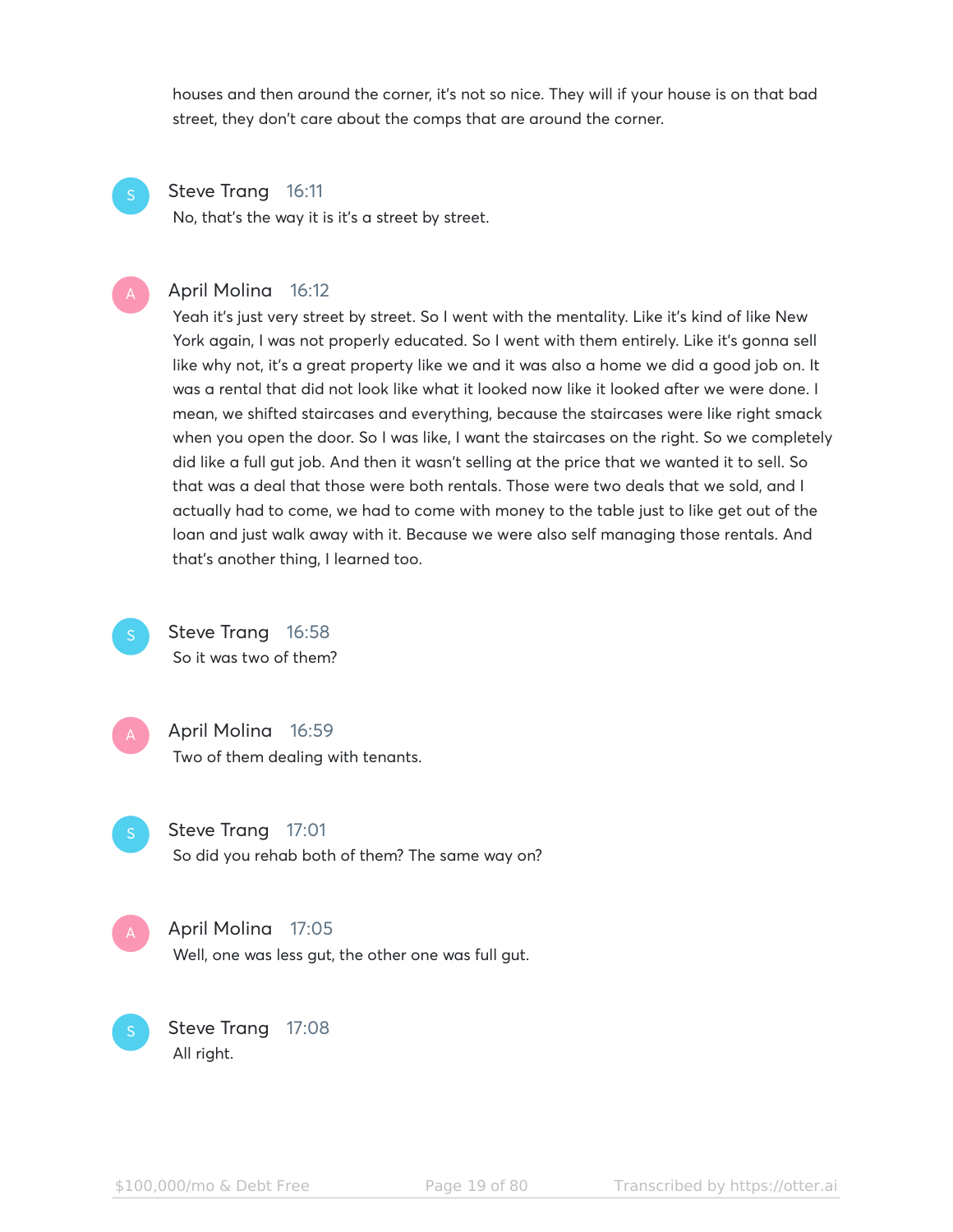houses and then around the corner, it's not so nice. They will if your house is on that bad street, they don't care about the comps that are around the corner.

**Steve Trang** 16:11
No, that's the way it is it's a street by street.

**April Molina** 16:12
Yeah it's just very street by street. So I went with the mentality. Like it's kind of like New York again, I was not properly educated. So I went with them entirely. Like it's gonna sell like why not, it's a great property like we and it was also a home we did a good job on. It was a rental that did not look like what it looked now like it looked after we were done. I mean, we shifted staircases and everything, because the staircases were like right smack when you open the door. So I was like, I want the staircases on the right. So we completely did like a full gut job. And then it wasn't selling at the price that we wanted it to sell. So that was a deal that those were both rentals. Those were two deals that we sold, and I actually had to come, we had to come with money to the table just to like get out of the loan and just walk away with it. Because we were also self managing those rentals. And that's another thing, I learned too.

**Steve Trang** 16:58
So it was two of them?

**April Molina** 16:59
Two of them dealing with tenants.

**Steve Trang** 17:01
So did you rehab both of them? The same way on?

**April Molina** 17:05
Well, one was less gut, the other one was full gut.

**Steve Trang** 17:08
All right.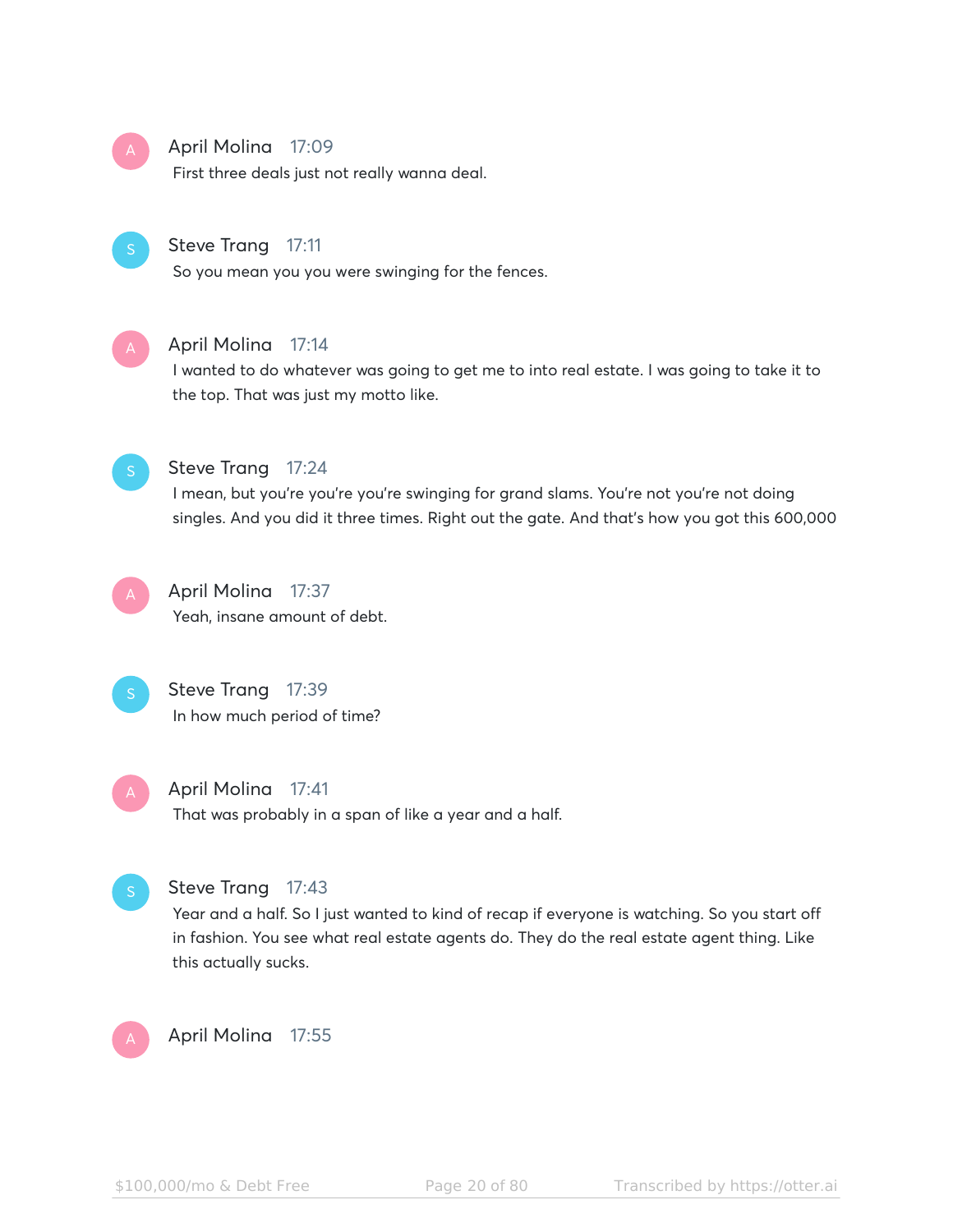**April Molina** 17:09

First three deals just not really wanna deal.

**Steve Trang** 17:11

So you mean you you were swinging for the fences.

**April Molina** 17:14

I wanted to do whatever was going to get me to into real estate. I was going to take it to the top. That was just my motto like.

**Steve Trang** 17:24

I mean, but you're you're you're swinging for grand slams. You're not you're not doing singles. And you did it three times. Right out the gate. And that's how you got this 600,000

**April Molina** 17:37

Yeah, insane amount of debt.

**Steve Trang** 17:39

In how much period of time?

**April Molina** 17:41

That was probably in a span of like a year and a half.

**Steve Trang** 17:43

Year and a half. So I just wanted to kind of recap if everyone is watching. So you start off in fashion. You see what real estate agents do. They do the real estate agent thing. Like this actually sucks.

**April Molina** 17:55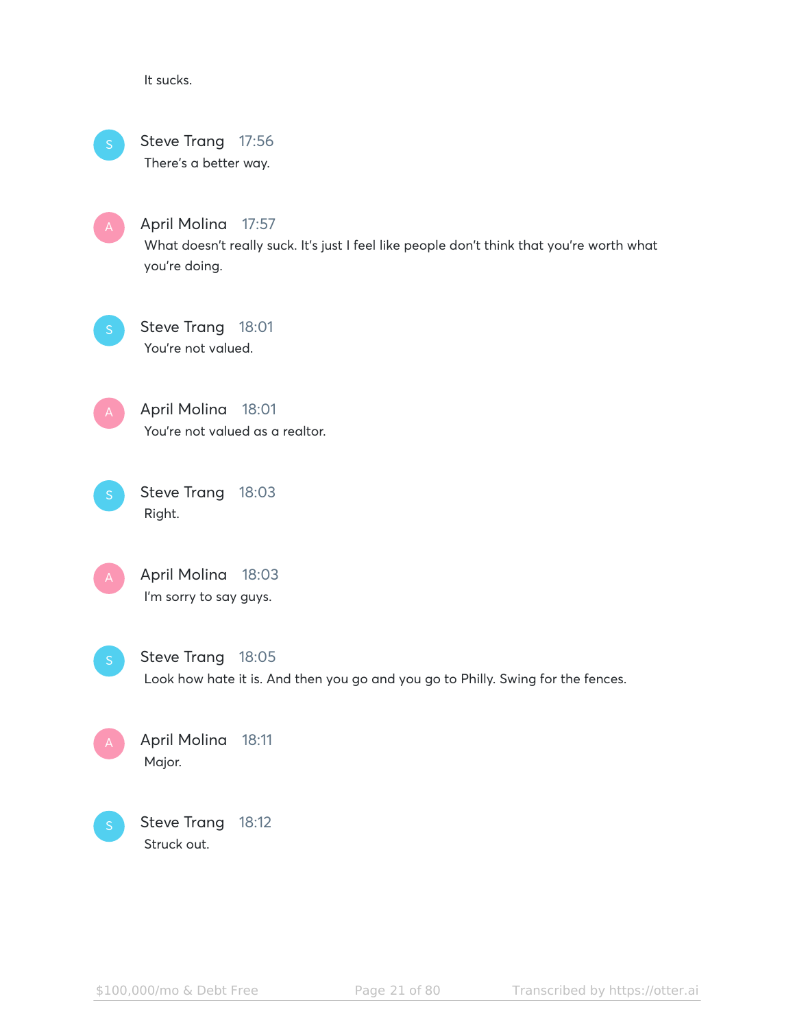It sucks.

**Steve Trang** 17:56
There's a better way.

**April Molina** 17:57
What doesn't really suck. It's just I feel like people don't think that you're worth what you're doing.

**Steve Trang** 18:01
You're not valued.

**April Molina** 18:01
You're not valued as a realtor.

**Steve Trang** 18:03
Right.

**April Molina** 18:03
I'm sorry to say guys.

**Steve Trang** 18:05
Look how hate it is. And then you go and you go to Philly. Swing for the fences.

**April Molina** 18:11
Major.

**Steve Trang** 18:12
Struck out.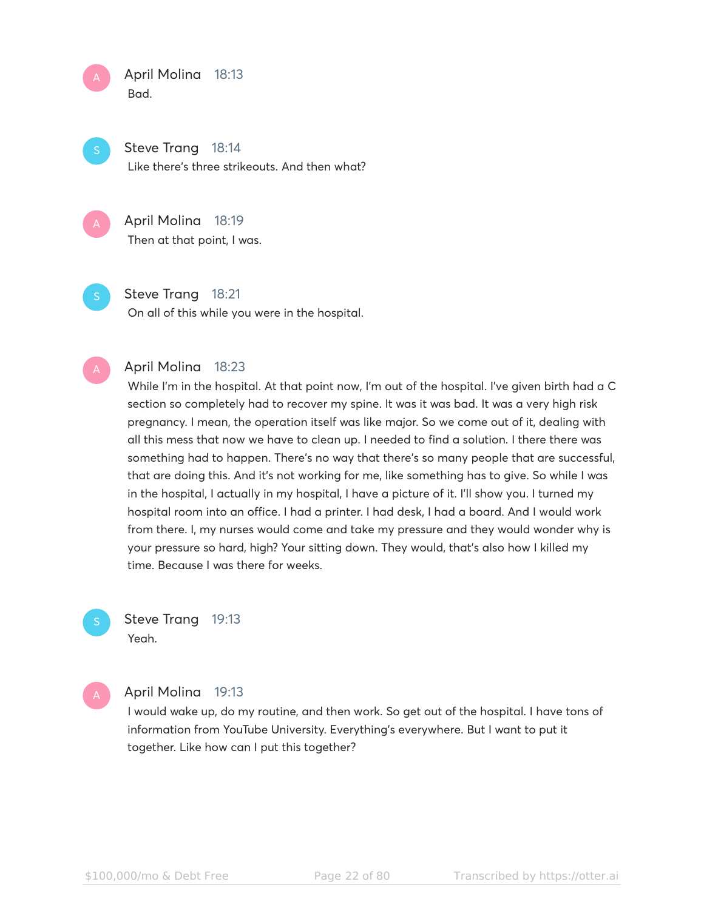**April Molina** 18:13
Bad.

**Steve Trang** 18:14
Like there's three strikeouts. And then what?

**April Molina** 18:19
Then at that point, I was.

**Steve Trang** 18:21
On all of this while you were in the hospital.

**April Molina** 18:23
While I'm in the hospital. At that point now, I'm out of the hospital. I've given birth had a C section so completely had to recover my spine. It was it was bad. It was a very high risk pregnancy. I mean, the operation itself was like major. So we come out of it, dealing with all this mess that now we have to clean up. I needed to find a solution. I there there was something had to happen. There's no way that there's so many people that are successful, that are doing this. And it's not working for me, like something has to give. So while I was in the hospital, I actually in my hospital, I have a picture of it. I'll show you. I turned my hospital room into an office. I had a printer. I had desk, I had a board. And I would work from there. I, my nurses would come and take my pressure and they would wonder why is your pressure so hard, high? Your sitting down. They would, that's also how I killed my time. Because I was there for weeks.

**Steve Trang** 19:13
Yeah.

**April Molina** 19:13
I would wake up, do my routine, and then work. So get out of the hospital. I have tons of information from YouTube University. Everything's everywhere. But I want to put it together. Like how can I put this together?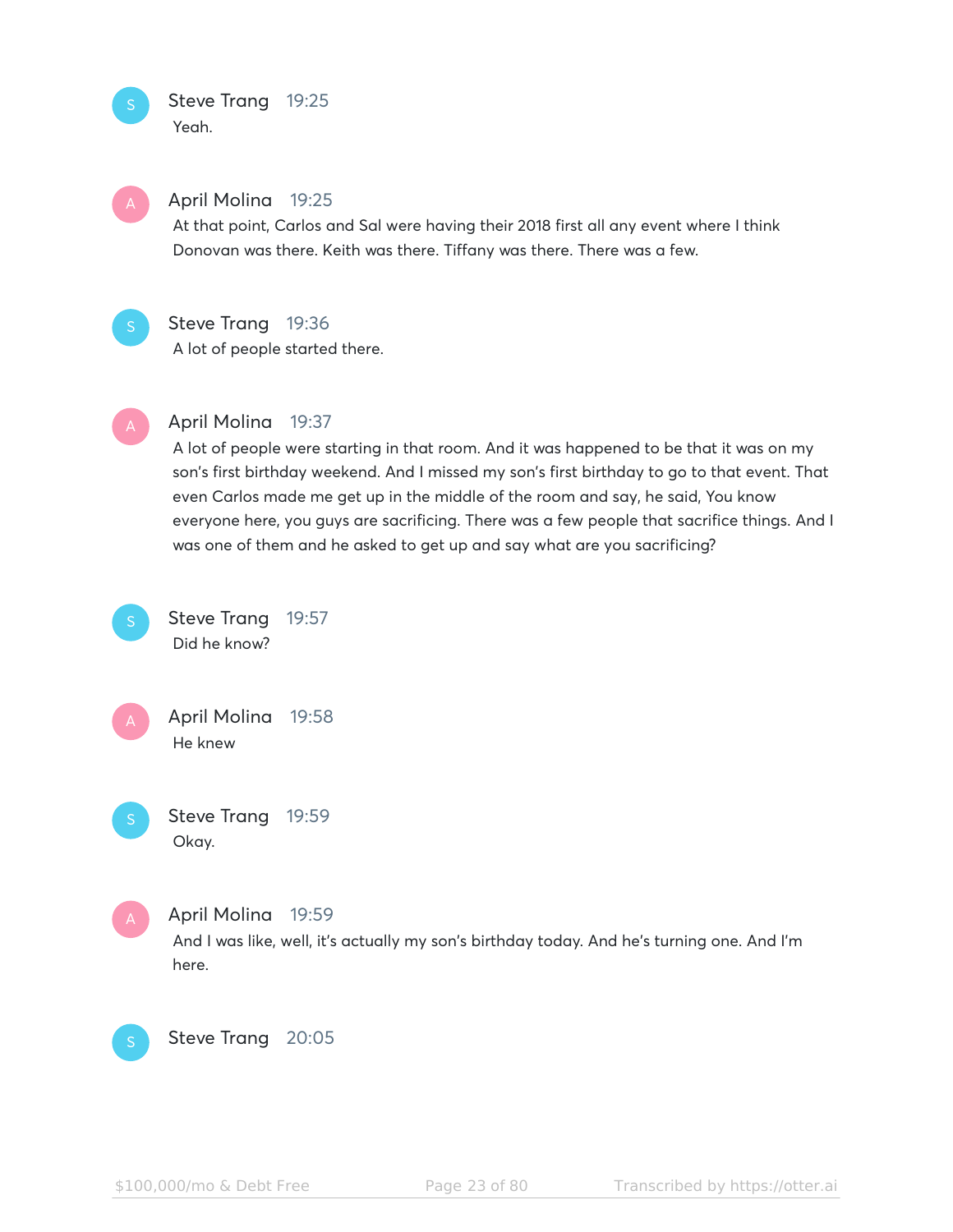Steve Trang 19:25
Yeah.

April Molina 19:25
At that point, Carlos and Sal were having their 2018 first all any event where I think Donovan was there. Keith was there. Tiffany was there. There was a few.

Steve Trang 19:36
A lot of people started there.

April Molina 19:37
A lot of people were starting in that room. And it was happened to be that it was on my son's first birthday weekend. And I missed my son's first birthday to go to that event. That even Carlos made me get up in the middle of the room and say, he said, You know everyone here, you guys are sacrificing. There was a few people that sacrifice things. And I was one of them and he asked to get up and say what are you sacrificing?

Steve Trang 19:57
Did he know?

April Molina 19:58
He knew

Steve Trang 19:59
Okay.

April Molina 19:59
And I was like, well, it's actually my son's birthday today. And he's turning one. And I'm here.

Steve Trang 20:05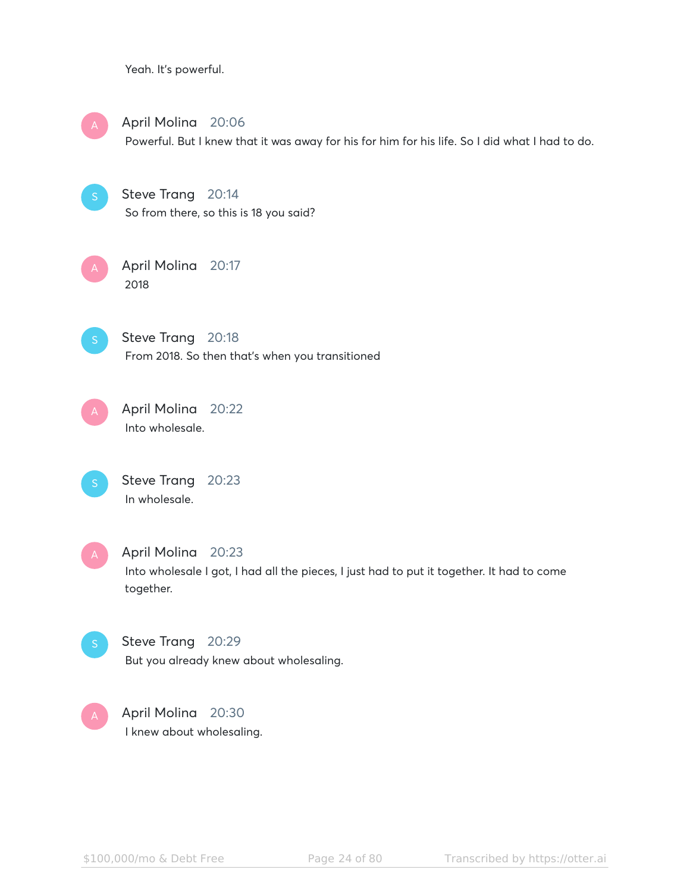Yeah. It's powerful.

**April Molina** 20:06
Powerful. But I knew that it was away for his for him for his life. So I did what I had to do.

**Steve Trang** 20:14
So from there, so this is 18 you said?

**April Molina** 20:17
2018

**Steve Trang** 20:18
From 2018. So then that's when you transitioned

**April Molina** 20:22
Into wholesale.

**Steve Trang** 20:23
In wholesale.

**April Molina** 20:23
Into wholesale I got, I had all the pieces, I just had to put it together. It had to come together.

**Steve Trang** 20:29
But you already knew about wholesaling.

**April Molina** 20:30
I knew about wholesaling.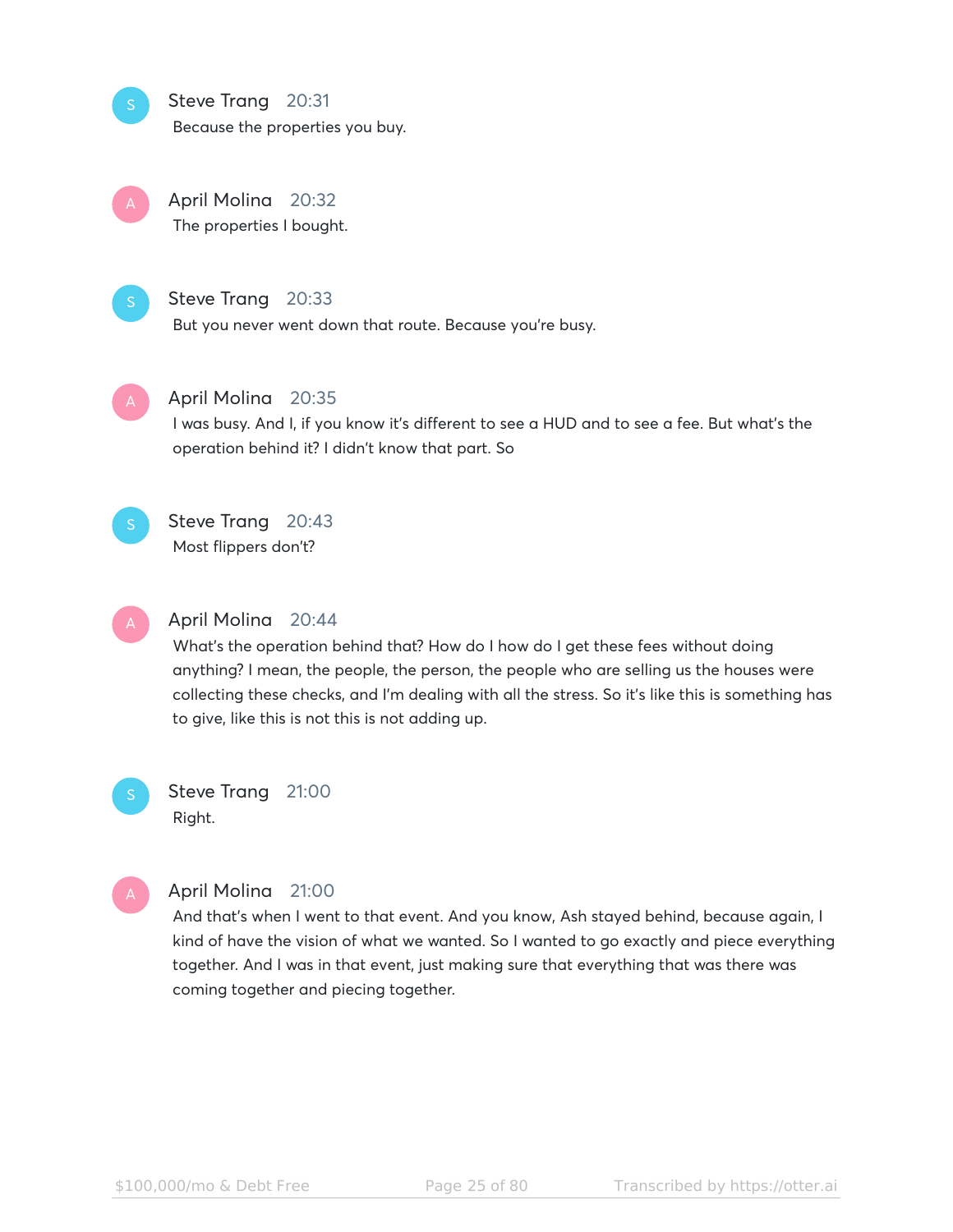**Steve Trang** 20:31
Because the properties you buy.

**April Molina** 20:32
The properties I bought.

**Steve Trang** 20:33
But you never went down that route. Because you're busy.

**April Molina** 20:35
I was busy. And I, if you know it's different to see a HUD and to see a fee. But what's the operation behind it? I didn't know that part. So

**Steve Trang** 20:43
Most flippers don't?

**April Molina** 20:44
What's the operation behind that? How do I how do I get these fees without doing anything? I mean, the people, the person, the people who are selling us the houses were collecting these checks, and I'm dealing with all the stress. So it's like this is something has to give, like this is not this is not adding up.

**Steve Trang** 21:00
Right.

**April Molina** 21:00
And that's when I went to that event. And you know, Ash stayed behind, because again, I kind of have the vision of what we wanted. So I wanted to go exactly and piece everything together. And I was in that event, just making sure that everything that was there was coming together and piecing together.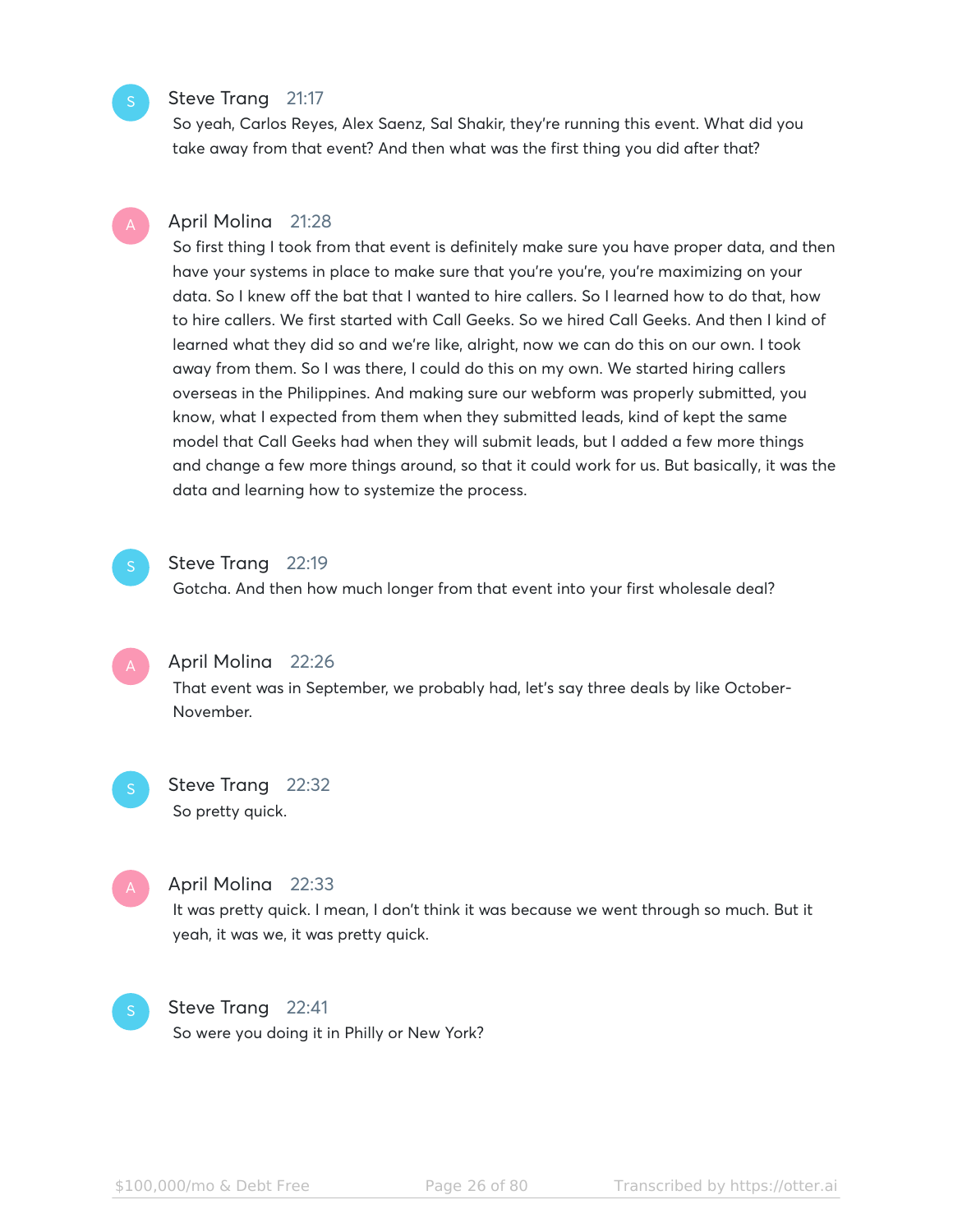**Steve Trang** 21:17
So yeah, Carlos Reyes, Alex Saenz, Sal Shakir, they're running this event. What did you take away from that event? And then what was the first thing you did after that?

**April Molina** 21:28
So first thing I took from that event is definitely make sure you have proper data, and then have your systems in place to make sure that you're you're, you're maximizing on your data. So I knew off the bat that I wanted to hire callers. So I learned how to do that, how to hire callers. We first started with Call Geeks. So we hired Call Geeks. And then I kind of learned what they did so and we're like, alright, now we can do this on our own. I took away from them. So I was there, I could do this on my own. We started hiring callers overseas in the Philippines. And making sure our webform was properly submitted, you know, what I expected from them when they submitted leads, kind of kept the same model that Call Geeks had when they will submit leads, but I added a few more things and change a few more things around, so that it could work for us. But basically, it was the data and learning how to systemize the process.

**Steve Trang** 22:19
Gotcha. And then how much longer from that event into your first wholesale deal?

**April Molina** 22:26
That event was in September, we probably had, let's say three deals by like October-November.

**Steve Trang** 22:32
So pretty quick.

**April Molina** 22:33
It was pretty quick. I mean, I don't think it was because we went through so much. But it yeah, it was we, it was pretty quick.

**Steve Trang** 22:41
So were you doing it in Philly or New York?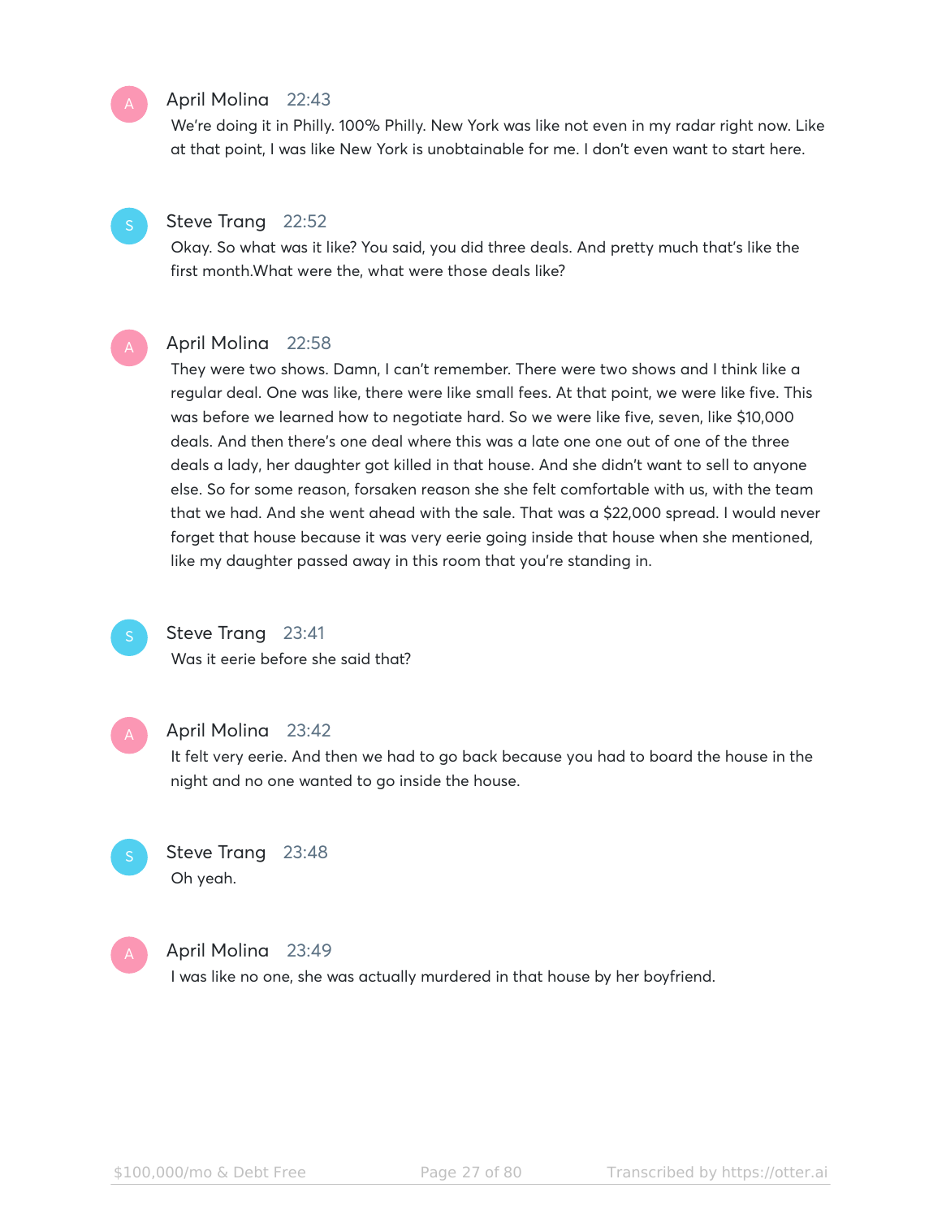**April Molina** 22:43

We're doing it in Philly. 100% Philly. New York was like not even in my radar right now. Like at that point, I was like New York is unobtainable for me. I don't even want to start here.

**Steve Trang** 22:52

Okay. So what was it like? You said, you did three deals. And pretty much that's like the first month.What were the, what were those deals like?

**April Molina** 22:58

They were two shows. Damn, I can't remember. There were two shows and I think like a regular deal. One was like, there were like small fees. At that point, we were like five. This was before we learned how to negotiate hard. So we were like five, seven, like $10,000 deals. And then there's one deal where this was a late one one out of one of the three deals a lady, her daughter got killed in that house. And she didn't want to sell to anyone else. So for some reason, forsaken reason she she felt comfortable with us, with the team that we had. And she went ahead with the sale. That was a $22,000 spread. I would never forget that house because it was very eerie going inside that house when she mentioned, like my daughter passed away in this room that you're standing in.

**Steve Trang** 23:41

Was it eerie before she said that?

**April Molina** 23:42

It felt very eerie. And then we had to go back because you had to board the house in the night and no one wanted to go inside the house.

**Steve Trang** 23:48

Oh yeah.

**April Molina** 23:49

I was like no one, she was actually murdered in that house by her boyfriend.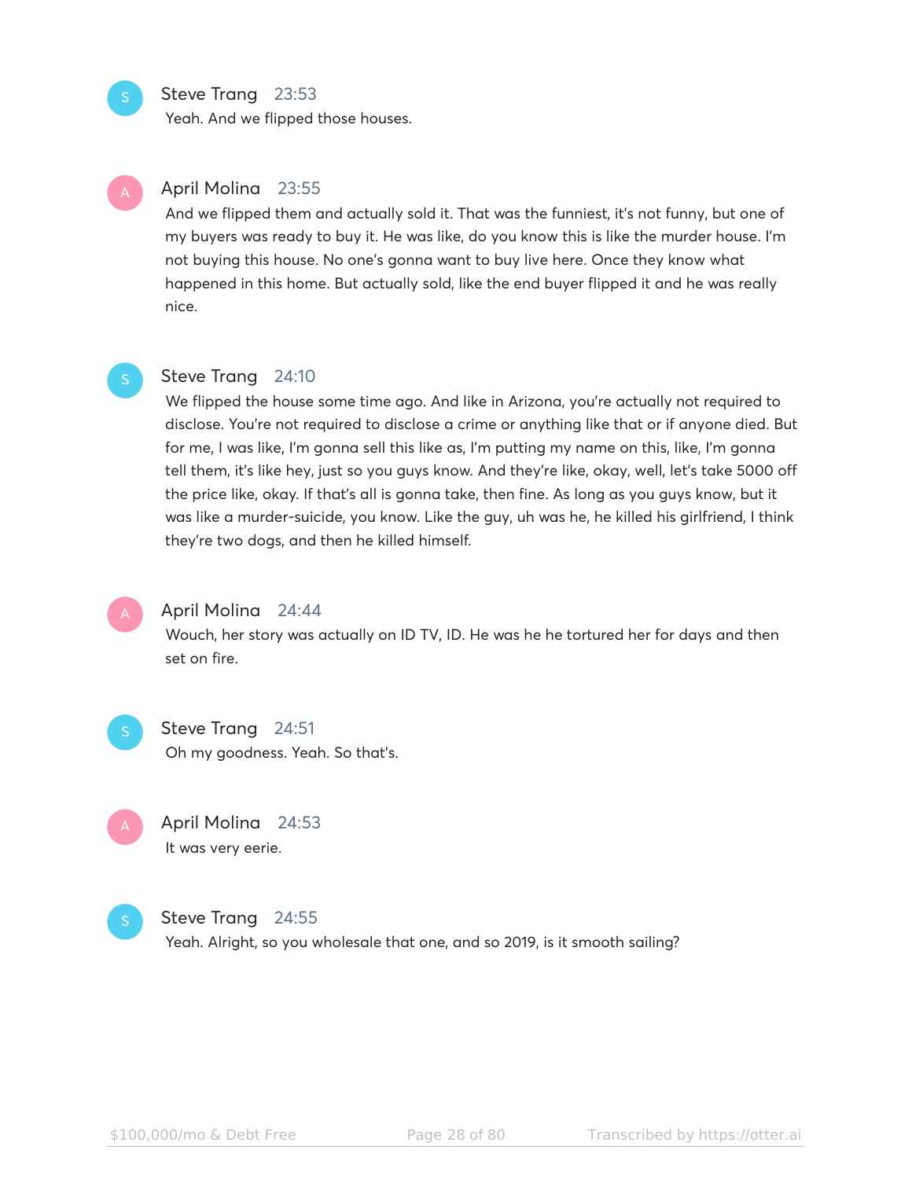**Steve Trang** 23:53
Yeah. And we flipped those houses.

**April Molina** 23:55
And we flipped them and actually sold it. That was the funniest, it's not funny, but one of my buyers was ready to buy it. He was like, do you know this is like the murder house. I'm not buying this house. No one's gonna want to buy live here. Once they know what happened in this home. But actually sold, like the end buyer flipped it and he was really nice.

**Steve Trang** 24:10
We flipped the house some time ago. And like in Arizona, you're actually not required to disclose. You're not required to disclose a crime or anything like that or if anyone died. But for me, I was like, I'm gonna sell this like as, I'm putting my name on this, like, I'm gonna tell them, it's like hey, just so you guys know. And they're like, okay, well, let's take 5000 off the price like, okay. If that's all is gonna take, then fine. As long as you guys know, but it was like a murder-suicide, you know. Like the guy, uh was he, he killed his girlfriend, I think they're two dogs, and then he killed himself.

**April Molina** 24:44
Wouch, her story was actually on ID TV, ID. He was he he tortured her for days and then set on fire.

**Steve Trang** 24:51
Oh my goodness. Yeah. So that's.

**April Molina** 24:53
It was very eerie.

**Steve Trang** 24:55
Yeah. Alright, so you wholesale that one, and so 2019, is it smooth sailing?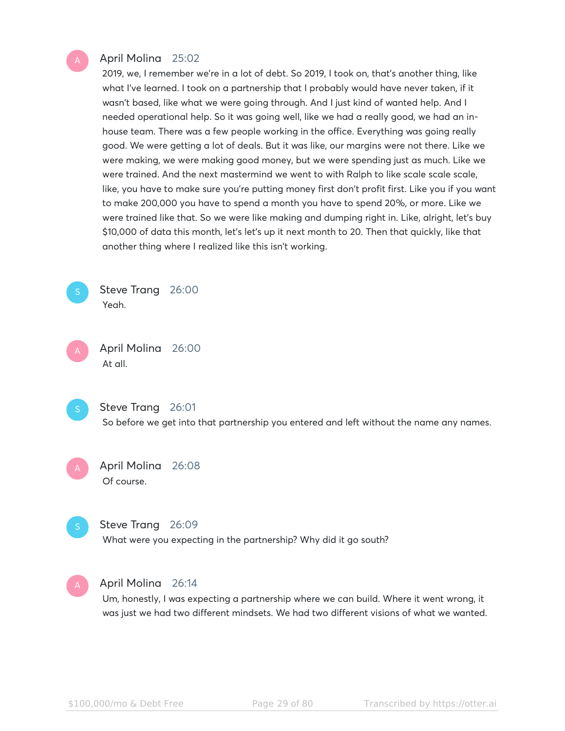**April Molina** 25:02
2019, we, I remember we're in a lot of debt. So 2019, I took on, that's another thing, like what I've learned. I took on a partnership that I probably would have never taken, if it wasn't based, like what we were going through. And I just kind of wanted help. And I needed operational help. So it was going well, like we had a really good, we had an in-house team. There was a few people working in the office. Everything was going really good. We were getting a lot of deals. But it was like, our margins were not there. Like we were making, we were making good money, but we were spending just as much. Like we were trained. And the next mastermind we went to with Ralph to like scale scale scale, like, you have to make sure you're putting money first don't profit first. Like you if you want to make 200,000 you have to spend a month you have to spend 20%, or more. Like we were trained like that. So we were like making and dumping right in. Like, alright, let's buy $10,000 of data this month, let's let's up it next month to 20. Then that quickly, like that another thing where I realized like this isn't working.

**Steve Trang** 26:00
Yeah.

**April Molina** 26:00
At all.

**Steve Trang** 26:01
So before we get into that partnership you entered and left without the name any names.

**April Molina** 26:08
Of course.

**Steve Trang** 26:09
What were you expecting in the partnership? Why did it go south?

**April Molina** 26:14
Um, honestly, I was expecting a partnership where we can build. Where it went wrong, it was just we had two different mindsets. We had two different visions of what we wanted.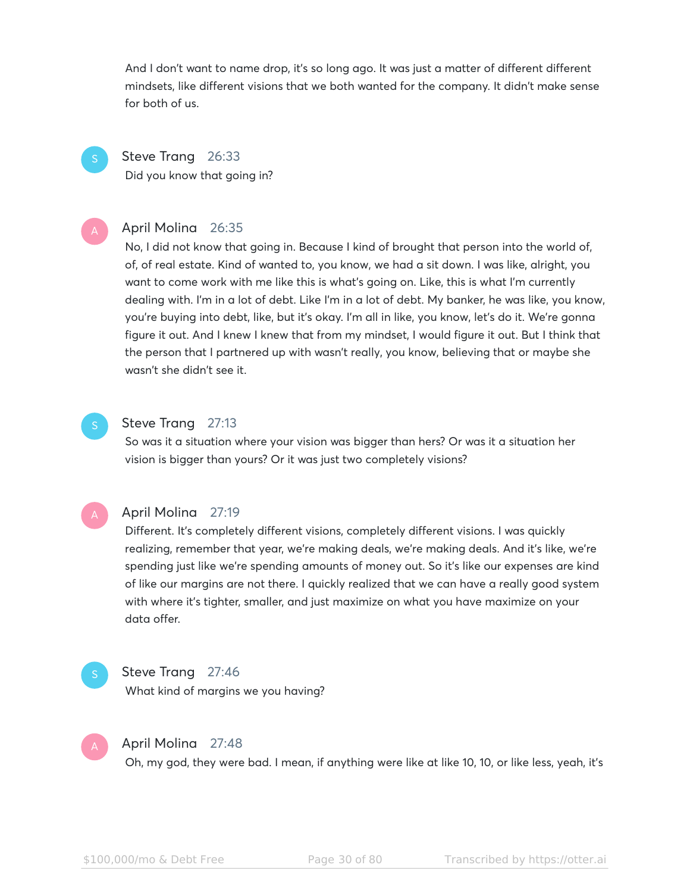And I don't want to name drop, it's so long ago. It was just a matter of different different mindsets, like different visions that we both wanted for the company. It didn't make sense for both of us.

**Steve Trang** 26:33
Did you know that going in?

**April Molina** 26:35
No, I did not know that going in. Because I kind of brought that person into the world of, of, of real estate. Kind of wanted to, you know, we had a sit down. I was like, alright, you want to come work with me like this is what's going on. Like, this is what I'm currently dealing with. I'm in a lot of debt. Like I'm in a lot of debt. My banker, he was like, you know, you're buying into debt, like, but it's okay. I'm all in like, you know, let's do it. We're gonna figure it out. And I knew I knew that from my mindset, I would figure it out. But I think that the person that I partnered up with wasn't really, you know, believing that or maybe she wasn't she didn't see it.

**Steve Trang** 27:13
So was it a situation where your vision was bigger than hers? Or was it a situation her vision is bigger than yours? Or it was just two completely visions?

**April Molina** 27:19
Different. It's completely different visions, completely different visions. I was quickly realizing, remember that year, we're making deals, we're making deals. And it's like, we're spending just like we're spending amounts of money out. So it's like our expenses are kind of like our margins are not there. I quickly realized that we can have a really good system with where it's tighter, smaller, and just maximize on what you have maximize on your data offer.

**Steve Trang** 27:46
What kind of margins we you having?

**April Molina** 27:48
Oh, my god, they were bad. I mean, if anything were like at like 10, 10, or like less, yeah, it's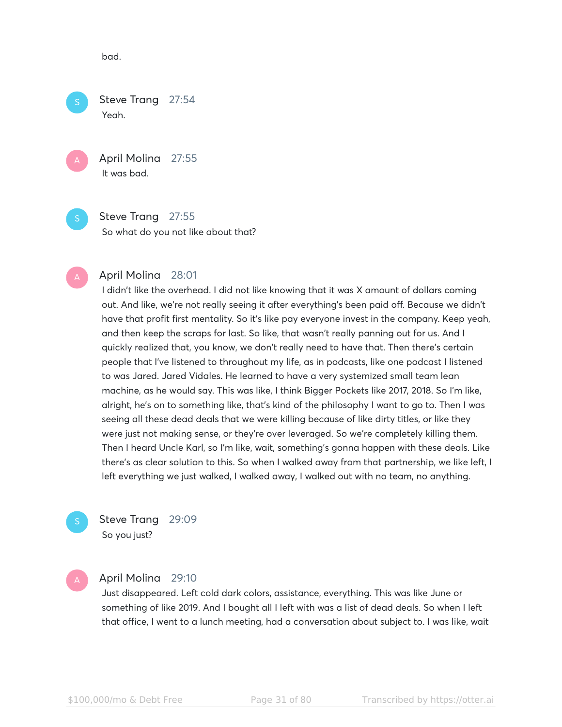bad.

Steve Trang 27:54
Yeah.

April Molina 27:55
It was bad.

Steve Trang 27:55
So what do you not like about that?

April Molina 28:01
I didn't like the overhead. I did not like knowing that it was X amount of dollars coming out. And like, we're not really seeing it after everything's been paid off. Because we didn't have that profit first mentality. So it's like pay everyone invest in the company. Keep yeah, and then keep the scraps for last. So like, that wasn't really panning out for us. And I quickly realized that, you know, we don't really need to have that. Then there's certain people that I've listened to throughout my life, as in podcasts, like one podcast I listened to was Jared. Jared Vidales. He learned to have a very systemized small team lean machine, as he would say. This was like, I think Bigger Pockets like 2017, 2018. So I'm like, alright, he's on to something like, that's kind of the philosophy I want to go to. Then I was seeing all these dead deals that we were killing because of like dirty titles, or like they were just not making sense, or they're over leveraged. So we're completely killing them. Then I heard Uncle Karl, so I'm like, wait, something's gonna happen with these deals. Like there's as clear solution to this. So when I walked away from that partnership, we like left, I left everything we just walked, I walked away, I walked out with no team, no anything.

Steve Trang 29:09
So you just?

April Molina 29:10
Just disappeared. Left cold dark colors, assistance, everything. This was like June or something of like 2019. And I bought all I left with was a list of dead deals. So when I left that office, I went to a lunch meeting, had a conversation about subject to. I was like, wait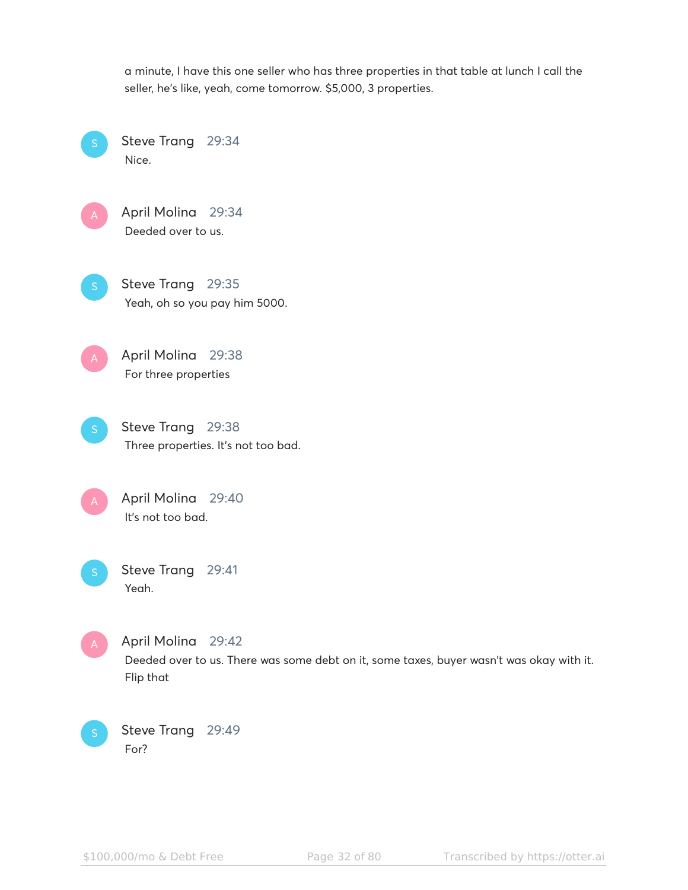a minute, I have this one seller who has three properties in that table at lunch I call the seller, he's like, yeah, come tomorrow. $5,000, 3 properties.

**Steve Trang** 29:34
Nice.

**April Molina** 29:34
Deeded over to us.

**Steve Trang** 29:35
Yeah, oh so you pay him 5000.

**April Molina** 29:38
For three properties

**Steve Trang** 29:38
Three properties. It's not too bad.

**April Molina** 29:40
It's not too bad.

**Steve Trang** 29:41
Yeah.

**April Molina** 29:42
Deeded over to us. There was some debt on it, some taxes, buyer wasn't was okay with it. Flip that

**Steve Trang** 29:49
For?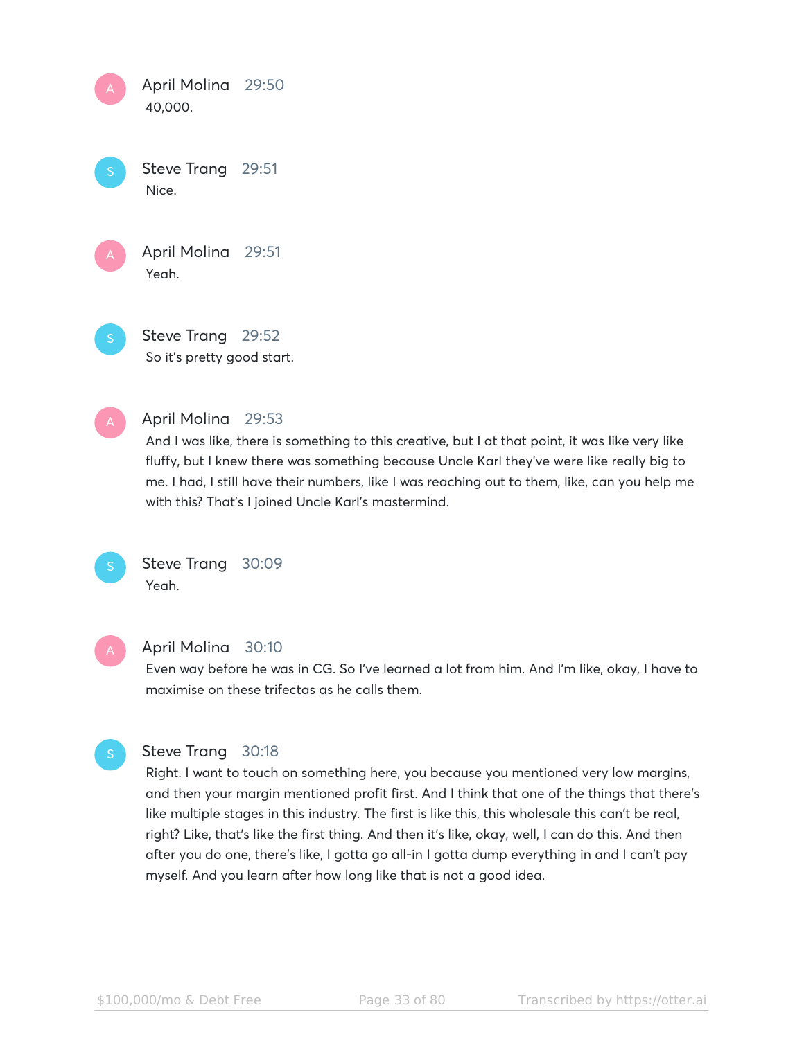**April Molina** 29:50
40,000.

**Steve Trang** 29:51
Nice.

**April Molina** 29:51
Yeah.

**Steve Trang** 29:52
So it's pretty good start.

**April Molina** 29:53
And I was like, there is something to this creative, but I at that point, it was like very like fluffy, but I knew there was something because Uncle Karl they've were like really big to me. I had, I still have their numbers, like I was reaching out to them, like, can you help me with this? That's I joined Uncle Karl's mastermind.

**Steve Trang** 30:09
Yeah.

**April Molina** 30:10
Even way before he was in CG. So I've learned a lot from him. And I'm like, okay, I have to maximise on these trifectas as he calls them.

**Steve Trang** 30:18
Right. I want to touch on something here, you because you mentioned very low margins, and then your margin mentioned profit first. And I think that one of the things that there's like multiple stages in this industry. The first is like this, this wholesale this can't be real, right? Like, that's like the first thing. And then it's like, okay, well, I can do this. And then after you do one, there's like, I gotta go all-in I gotta dump everything in and I can't pay myself. And you learn after how long like that is not a good idea.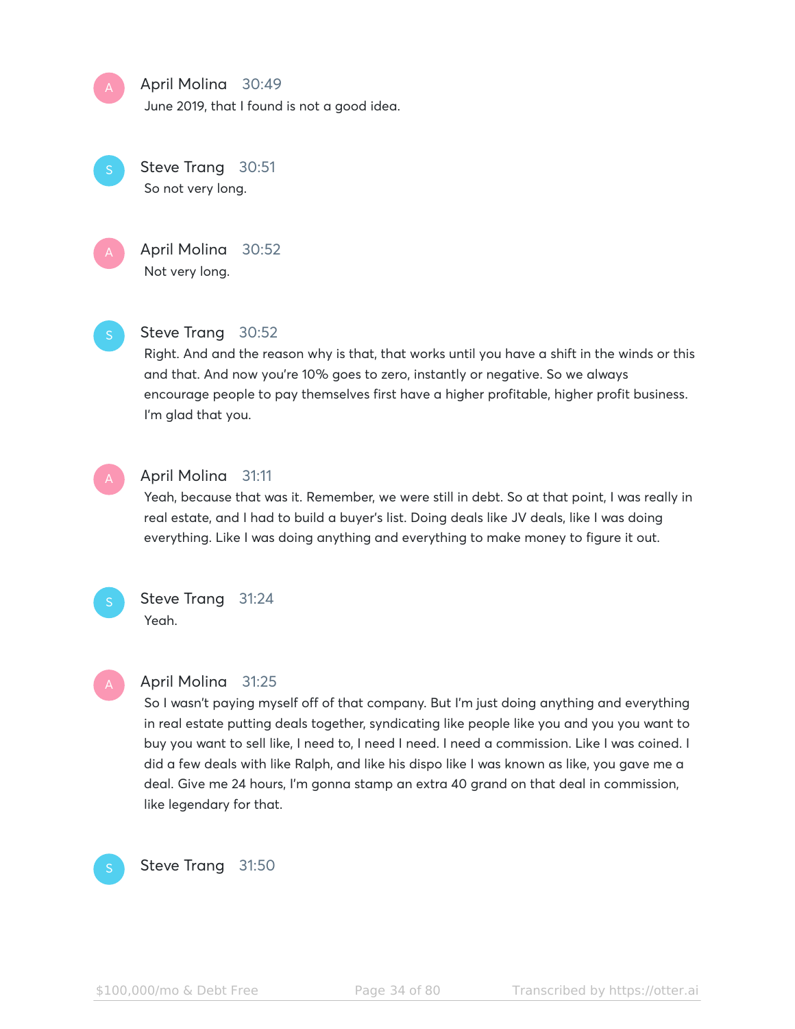**April Molina** 30:49

June 2019, that I found is not a good idea.

**Steve Trang** 30:51

So not very long.

**April Molina** 30:52

Not very long.

**Steve Trang** 30:52

Right. And and the reason why is that, that works until you have a shift in the winds or this and that. And now you're 10% goes to zero, instantly or negative. So we always encourage people to pay themselves first have a higher profitable, higher profit business. I'm glad that you.

**April Molina** 31:11

Yeah, because that was it. Remember, we were still in debt. So at that point, I was really in real estate, and I had to build a buyer's list. Doing deals like JV deals, like I was doing everything. Like I was doing anything and everything to make money to figure it out.

**Steve Trang** 31:24

Yeah.

**April Molina** 31:25

So I wasn't paying myself off of that company. But I'm just doing anything and everything in real estate putting deals together, syndicating like people like you and you you want to buy you want to sell like, I need to, I need I need. I need a commission. Like I was coined. I did a few deals with like Ralph, and like his dispo like I was known as like, you gave me a deal. Give me 24 hours, I'm gonna stamp an extra 40 grand on that deal in commission, like legendary for that.

**Steve Trang** 31:50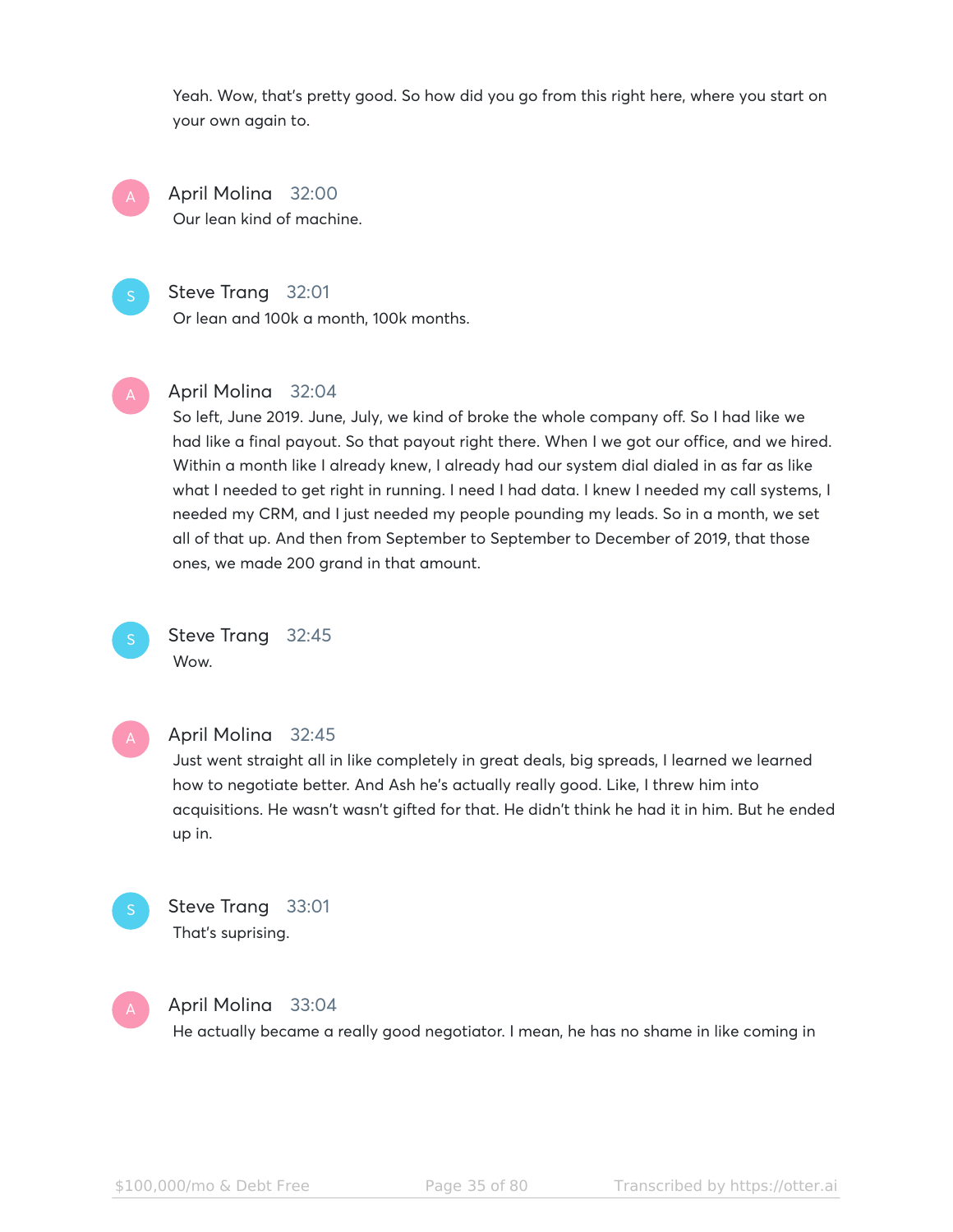Yeah. Wow, that's pretty good. So how did you go from this right here, where you start on your own again to.

**April Molina** 32:00
Our lean kind of machine.

**Steve Trang** 32:01
Or lean and 100k a month, 100k months.

**April Molina** 32:04
So left, June 2019. June, July, we kind of broke the whole company off. So I had like we had like a final payout. So that payout right there. When I we got our office, and we hired. Within a month like I already knew, I already had our system dial dialed in as far as like what I needed to get right in running. I need I had data. I knew I needed my call systems, I needed my CRM, and I just needed my people pounding my leads. So in a month, we set all of that up. And then from September to September to December of 2019, that those ones, we made 200 grand in that amount.

**Steve Trang** 32:45
Wow.

**April Molina** 32:45
Just went straight all in like completely in great deals, big spreads, I learned we learned how to negotiate better. And Ash he's actually really good. Like, I threw him into acquisitions. He wasn't wasn't gifted for that. He didn't think he had it in him. But he ended up in.

**Steve Trang** 33:01
That's suprising.

**April Molina** 33:04
He actually became a really good negotiator. I mean, he has no shame in like coming in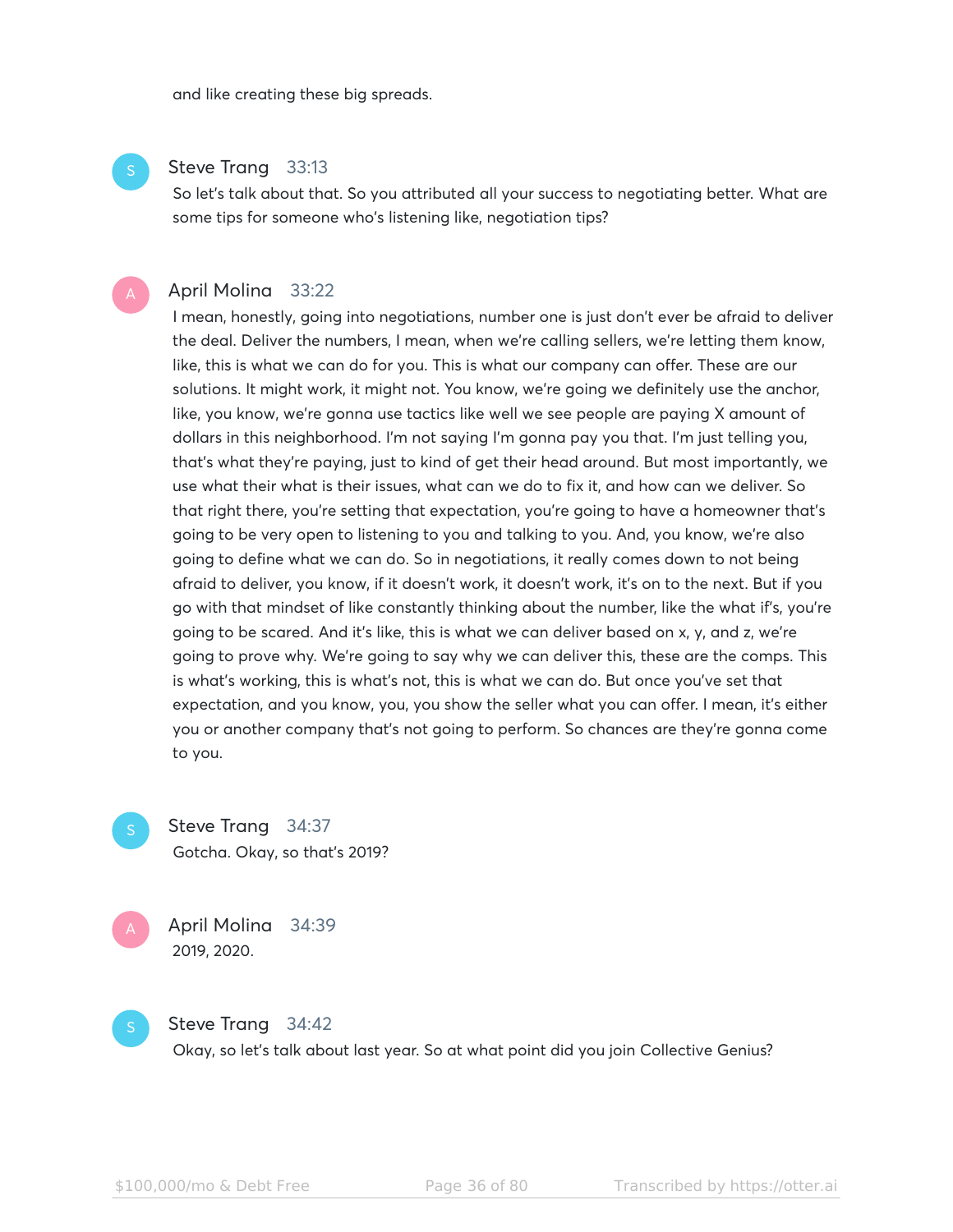and like creating these big spreads.

**Steve Trang** 33:13
So let's talk about that. So you attributed all your success to negotiating better. What are some tips for someone who's listening like, negotiation tips?

**April Molina** 33:22
I mean, honestly, going into negotiations, number one is just don't ever be afraid to deliver the deal. Deliver the numbers, I mean, when we're calling sellers, we're letting them know, like, this is what we can do for you. This is what our company can offer. These are our solutions. It might work, it might not. You know, we're going we definitely use the anchor, like, you know, we're gonna use tactics like well we see people are paying X amount of dollars in this neighborhood. I'm not saying I'm gonna pay you that. I'm just telling you, that's what they're paying, just to kind of get their head around. But most importantly, we use what their what is their issues, what can we do to fix it, and how can we deliver. So that right there, you're setting that expectation, you're going to have a homeowner that's going to be very open to listening to you and talking to you. And, you know, we're also going to define what we can do. So in negotiations, it really comes down to not being afraid to deliver, you know, if it doesn't work, it doesn't work, it's on to the next. But if you go with that mindset of like constantly thinking about the number, like the what if's, you're going to be scared. And it's like, this is what we can deliver based on x, y, and z, we're going to prove why. We're going to say why we can deliver this, these are the comps. This is what's working, this is what's not, this is what we can do. But once you've set that expectation, and you know, you, you show the seller what you can offer. I mean, it's either you or another company that's not going to perform. So chances are they're gonna come to you.

**Steve Trang** 34:37
Gotcha. Okay, so that's 2019?

**April Molina** 34:39
2019, 2020.

**Steve Trang** 34:42
Okay, so let's talk about last year. So at what point did you join Collective Genius?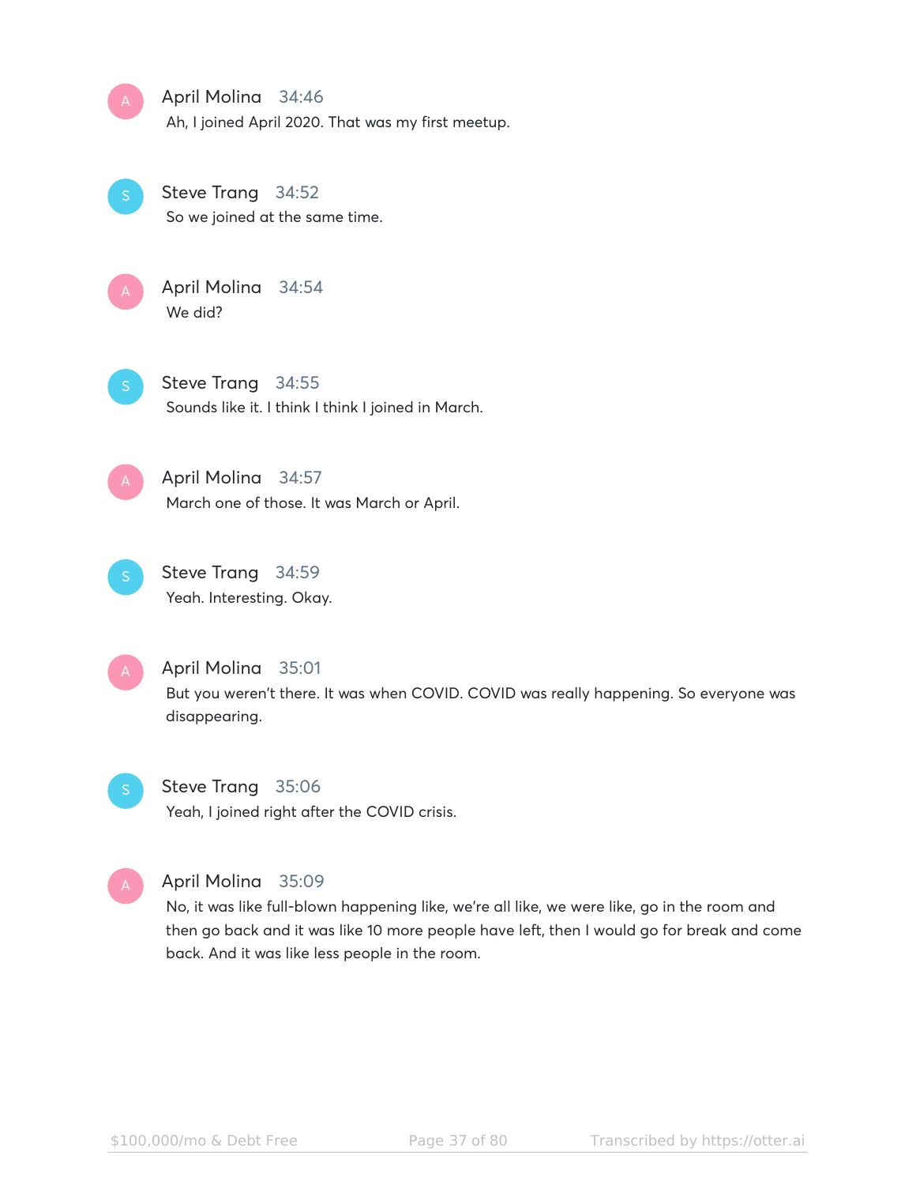**April Molina** 34:46
Ah, I joined April 2020. That was my first meetup.

**Steve Trang** 34:52
So we joined at the same time.

**April Molina** 34:54
We did?

**Steve Trang** 34:55
Sounds like it. I think I think I joined in March.

**April Molina** 34:57
March one of those. It was March or April.

**Steve Trang** 34:59
Yeah. Interesting. Okay.

**April Molina** 35:01
But you weren't there. It was when COVID. COVID was really happening. So everyone was disappearing.

**Steve Trang** 35:06
Yeah, I joined right after the COVID crisis.

**April Molina** 35:09
No, it was like full-blown happening like, we're all like, we were like, go in the room and then go back and it was like 10 more people have left, then I would go for break and come back. And it was like less people in the room.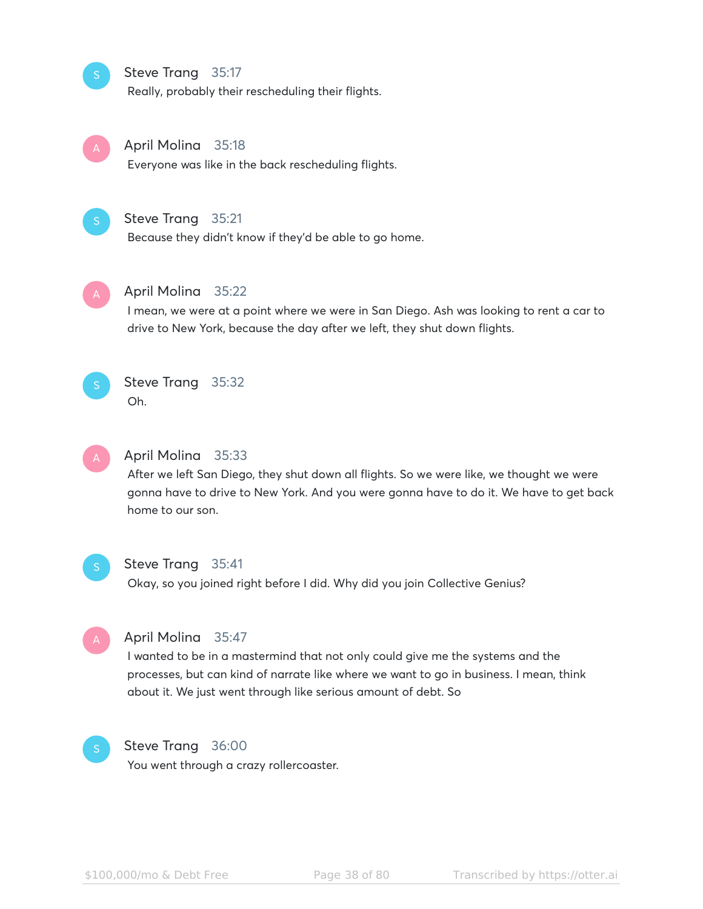**Steve Trang** 35:17
Really, probably their rescheduling their flights.

**April Molina** 35:18
Everyone was like in the back rescheduling flights.

**Steve Trang** 35:21
Because they didn't know if they'd be able to go home.

**April Molina** 35:22
I mean, we were at a point where we were in San Diego. Ash was looking to rent a car to drive to New York, because the day after we left, they shut down flights.

**Steve Trang** 35:32
Oh.

**April Molina** 35:33
After we left San Diego, they shut down all flights. So we were like, we thought we were gonna have to drive to New York. And you were gonna have to do it. We have to get back home to our son.

**Steve Trang** 35:41
Okay, so you joined right before I did. Why did you join Collective Genius?

**April Molina** 35:47
I wanted to be in a mastermind that not only could give me the systems and the processes, but can kind of narrate like where we want to go in business. I mean, think about it. We just went through like serious amount of debt. So

**Steve Trang** 36:00
You went through a crazy rollercoaster.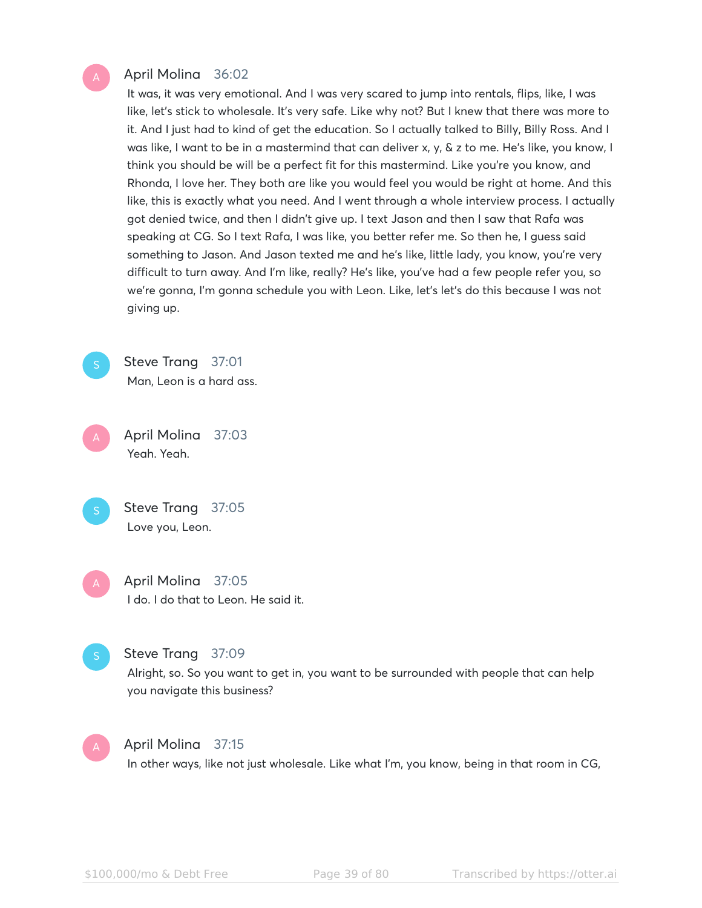**April Molina** 36:02

It was, it was very emotional. And I was very scared to jump into rentals, flips, like, I was like, let's stick to wholesale. It's very safe. Like why not? But I knew that there was more to it. And I just had to kind of get the education. So I actually talked to Billy, Billy Ross. And I was like, I want to be in a mastermind that can deliver x, y, & z to me. He's like, you know, I think you should be will be a perfect fit for this mastermind. Like you're you know, and Rhonda, I love her. They both are like you would feel you would be right at home. And this like, this is exactly what you need. And I went through a whole interview process. I actually got denied twice, and then I didn't give up. I text Jason and then I saw that Rafa was speaking at CG. So I text Rafa, I was like, you better refer me. So then he, I guess said something to Jason. And Jason texted me and he's like, little lady, you know, you're very difficult to turn away. And I'm like, really? He's like, you've had a few people refer you, so we're gonna, I'm gonna schedule you with Leon. Like, let's let's do this because I was not giving up.

**Steve Trang** 37:01

Man, Leon is a hard ass.

**April Molina** 37:03

Yeah. Yeah.

**Steve Trang** 37:05

Love you, Leon.

**April Molina** 37:05

I do. I do that to Leon. He said it.

**Steve Trang** 37:09

Alright, so. So you want to get in, you want to be surrounded with people that can help you navigate this business?

**April Molina** 37:15

In other ways, like not just wholesale. Like what I'm, you know, being in that room in CG,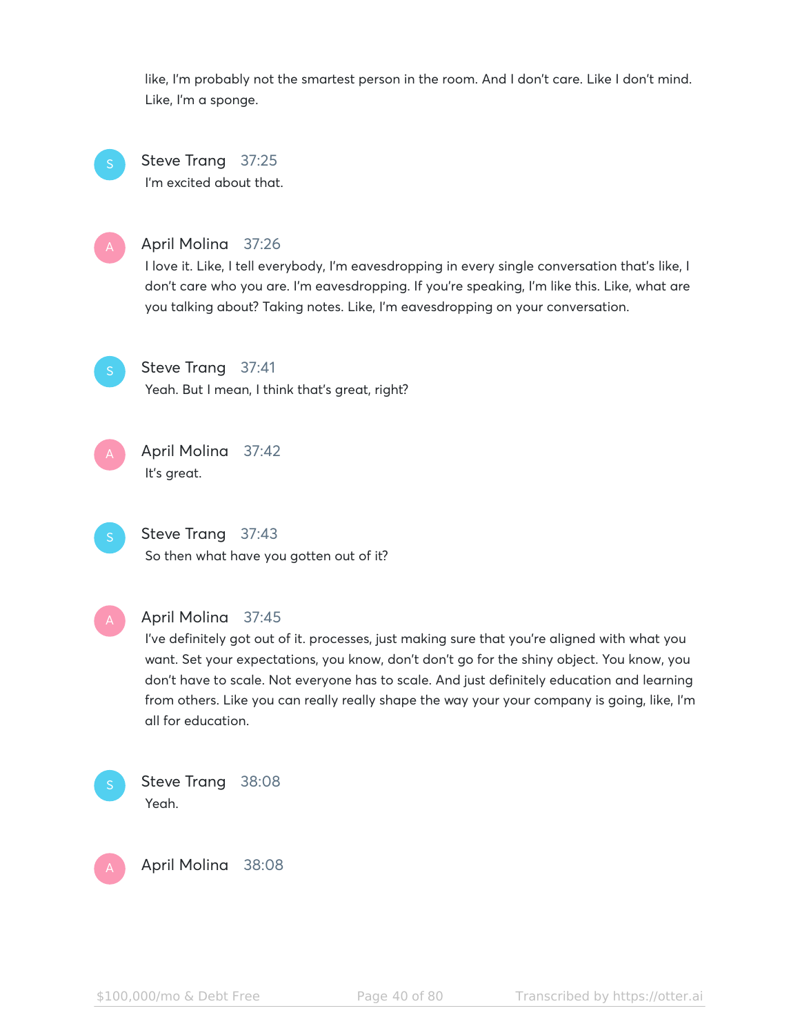like, I'm probably not the smartest person in the room. And I don't care. Like I don't mind. Like, I'm a sponge.

**Steve Trang** 37:25
I'm excited about that.

**April Molina** 37:26
I love it. Like, I tell everybody, I'm eavesdropping in every single conversation that's like, I don't care who you are. I'm eavesdropping. If you're speaking, I'm like this. Like, what are you talking about? Taking notes. Like, I'm eavesdropping on your conversation.

**Steve Trang** 37:41
Yeah. But I mean, I think that's great, right?

**April Molina** 37:42
It's great.

**Steve Trang** 37:43
So then what have you gotten out of it?

**April Molina** 37:45
I've definitely got out of it. processes, just making sure that you're aligned with what you want. Set your expectations, you know, don't don't go for the shiny object. You know, you don't have to scale. Not everyone has to scale. And just definitely education and learning from others. Like you can really really shape the way your your company is going, like, I'm all for education.

**Steve Trang** 38:08
Yeah.

**April Molina** 38:08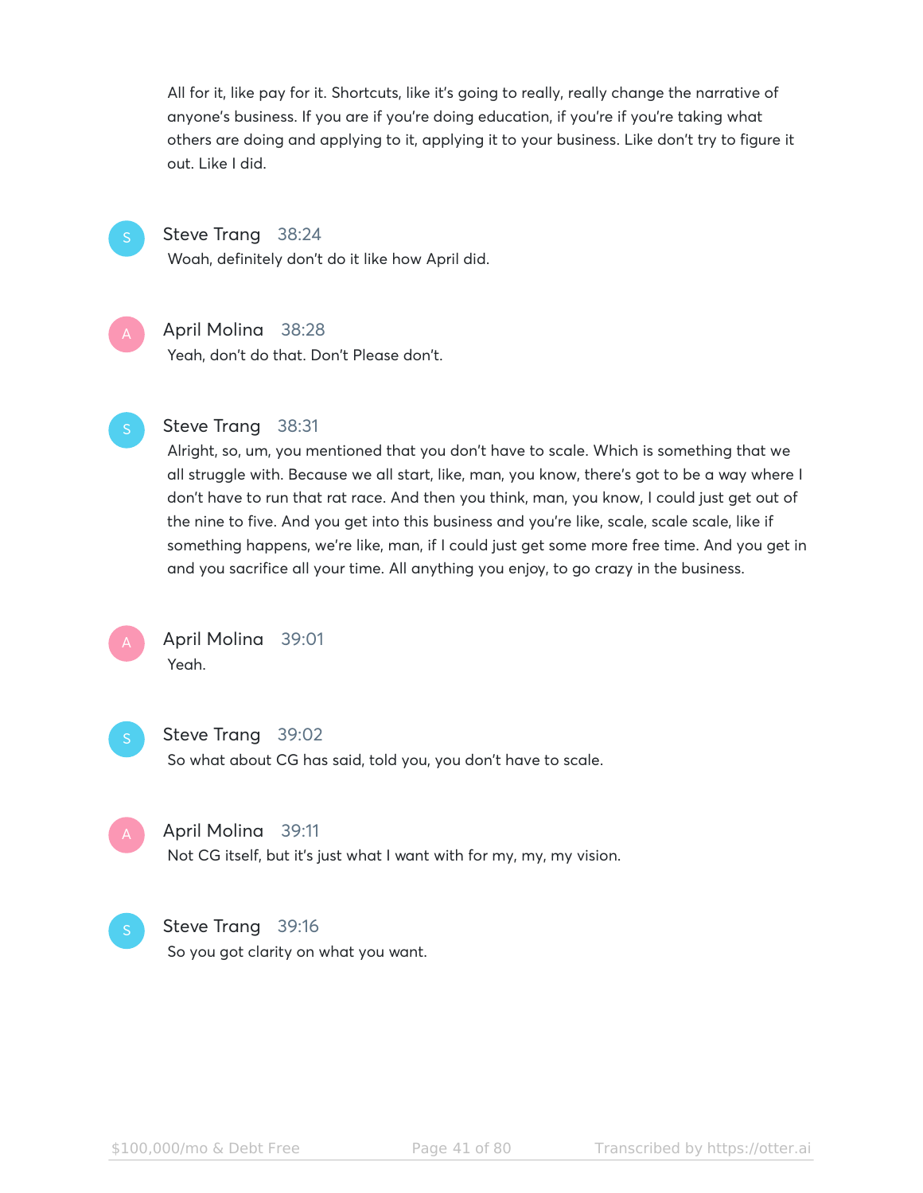All for it, like pay for it. Shortcuts, like it's going to really, really change the narrative of anyone's business. If you are if you're doing education, if you're if you're taking what others are doing and applying to it, applying it to your business. Like don't try to figure it out. Like I did.

**Steve Trang** 38:24
Woah, definitely don't do it like how April did.

**April Molina** 38:28
Yeah, don't do that. Don't Please don't.

**Steve Trang** 38:31
Alright, so, um, you mentioned that you don't have to scale. Which is something that we all struggle with. Because we all start, like, man, you know, there's got to be a way where I don't have to run that rat race. And then you think, man, you know, I could just get out of the nine to five. And you get into this business and you're like, scale, scale scale, like if something happens, we're like, man, if I could just get some more free time. And you get in and you sacrifice all your time. All anything you enjoy, to go crazy in the business.

**April Molina** 39:01
Yeah.

**Steve Trang** 39:02
So what about CG has said, told you, you don't have to scale.

**April Molina** 39:11
Not CG itself, but it's just what I want with for my, my, my vision.

**Steve Trang** 39:16
So you got clarity on what you want.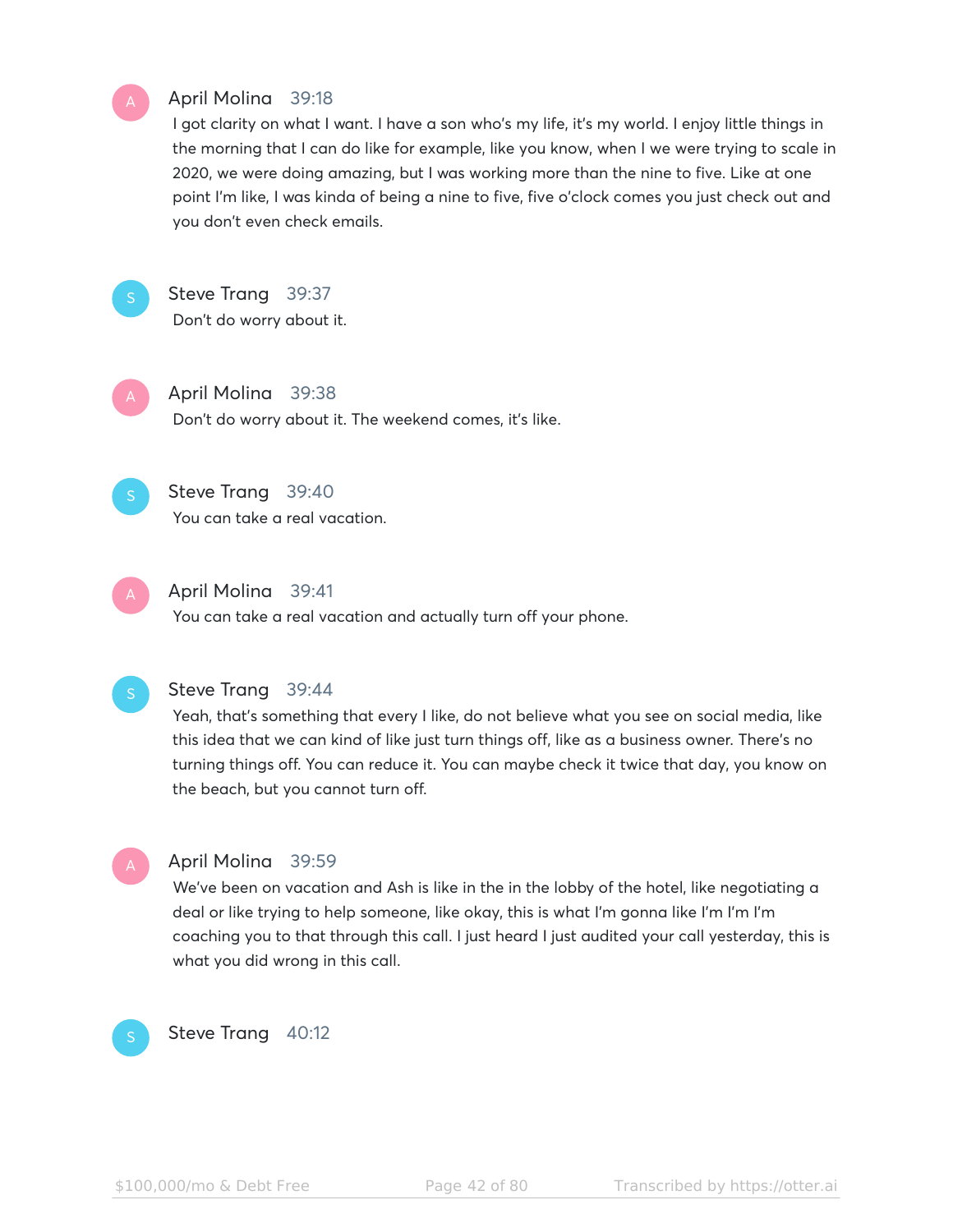**April Molina** 39:18

I got clarity on what I want. I have a son who's my life, it's my world. I enjoy little things in the morning that I can do like for example, like you know, when I we were trying to scale in 2020, we were doing amazing, but I was working more than the nine to five. Like at one point I'm like, I was kinda of being a nine to five, five o'clock comes you just check out and you don't even check emails.

**Steve Trang** 39:37

Don't do worry about it.

**April Molina** 39:38

Don't do worry about it. The weekend comes, it's like.

**Steve Trang** 39:40

You can take a real vacation.

**April Molina** 39:41

You can take a real vacation and actually turn off your phone.

**Steve Trang** 39:44

Yeah, that's something that every I like, do not believe what you see on social media, like this idea that we can kind of like just turn things off, like as a business owner. There's no turning things off. You can reduce it. You can maybe check it twice that day, you know on the beach, but you cannot turn off.

**April Molina** 39:59

We've been on vacation and Ash is like in the in the lobby of the hotel, like negotiating a deal or like trying to help someone, like okay, this is what I'm gonna like I'm I'm I'm coaching you to that through this call. I just heard I just audited your call yesterday, this is what you did wrong in this call.

**Steve Trang** 40:12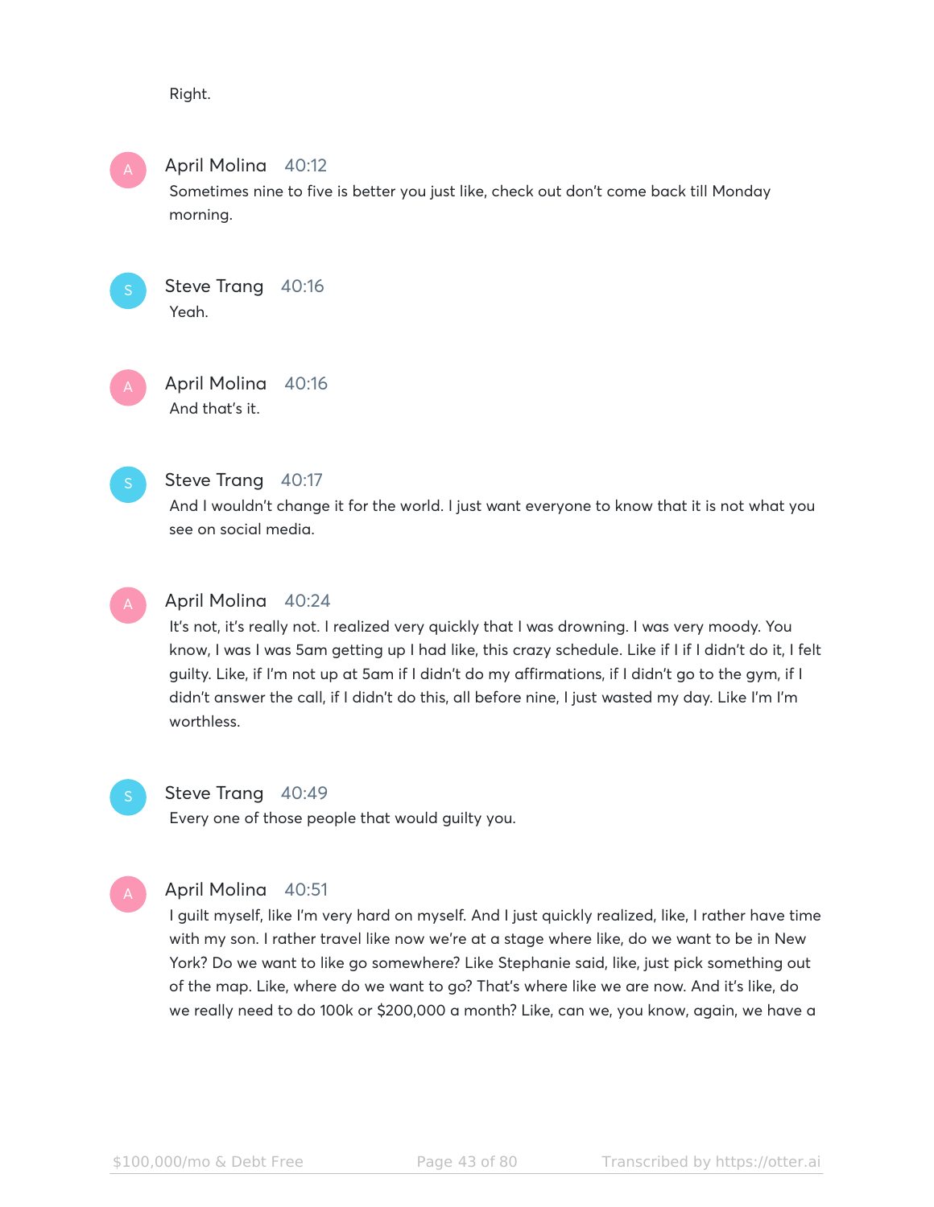Right.

**April Molina** 40:12
Sometimes nine to five is better you just like, check out don't come back till Monday morning.

**Steve Trang** 40:16
Yeah.

**April Molina** 40:16
And that's it.

**Steve Trang** 40:17
And I wouldn't change it for the world. I just want everyone to know that it is not what you see on social media.

**April Molina** 40:24
It's not, it's really not. I realized very quickly that I was drowning. I was very moody. You know, I was I was 5am getting up I had like, this crazy schedule. Like if I if I didn't do it, I felt guilty. Like, if I'm not up at 5am if I didn't do my affirmations, if I didn't go to the gym, if I didn't answer the call, if I didn't do this, all before nine, I just wasted my day. Like I'm I'm worthless.

**Steve Trang** 40:49
Every one of those people that would guilty you.

**April Molina** 40:51
I guilt myself, like I'm very hard on myself. And I just quickly realized, like, I rather have time with my son. I rather travel like now we're at a stage where like, do we want to be in New York? Do we want to like go somewhere? Like Stephanie said, like, just pick something out of the map. Like, where do we want to go? That's where like we are now. And it's like, do we really need to do 100k or $200,000 a month? Like, can we, you know, again, we have a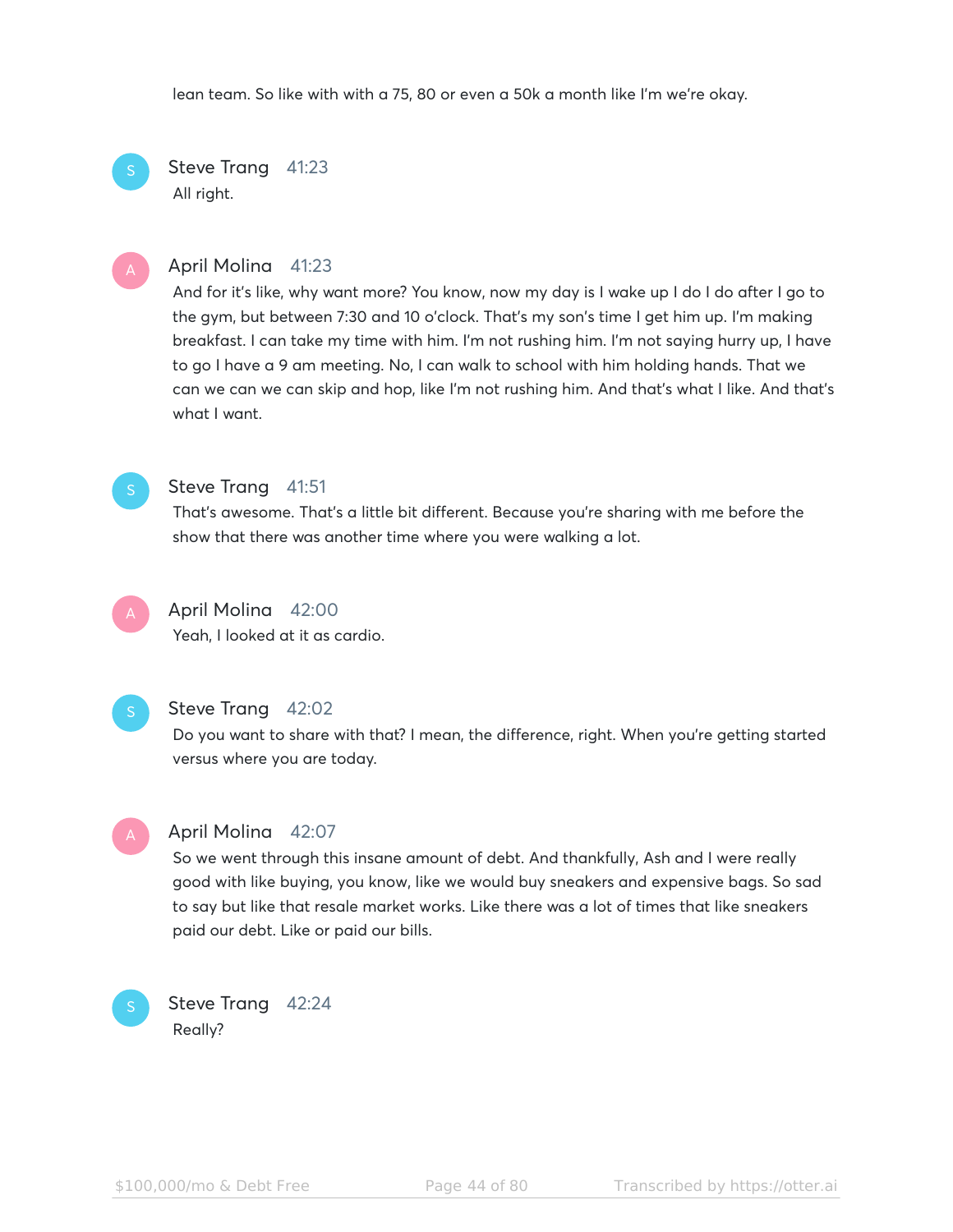lean team. So like with with a 75, 80 or even a 50k a month like I'm we're okay.

**Steve Trang** 41:23
All right.

**April Molina** 41:23
And for it's like, why want more? You know, now my day is I wake up I do I do after I go to the gym, but between 7:30 and 10 o'clock. That's my son's time I get him up. I'm making breakfast. I can take my time with him. I'm not rushing him. I'm not saying hurry up, I have to go I have a 9 am meeting. No, I can walk to school with him holding hands. That we can we can we can skip and hop, like I'm not rushing him. And that's what I like. And that's what I want.

**Steve Trang** 41:51
That's awesome. That's a little bit different. Because you're sharing with me before the show that there was another time where you were walking a lot.

**April Molina** 42:00
Yeah, I looked at it as cardio.

**Steve Trang** 42:02
Do you want to share with that? I mean, the difference, right. When you're getting started versus where you are today.

**April Molina** 42:07
So we went through this insane amount of debt. And thankfully, Ash and I were really good with like buying, you know, like we would buy sneakers and expensive bags. So sad to say but like that resale market works. Like there was a lot of times that like sneakers paid our debt. Like or paid our bills.

**Steve Trang** 42:24
Really?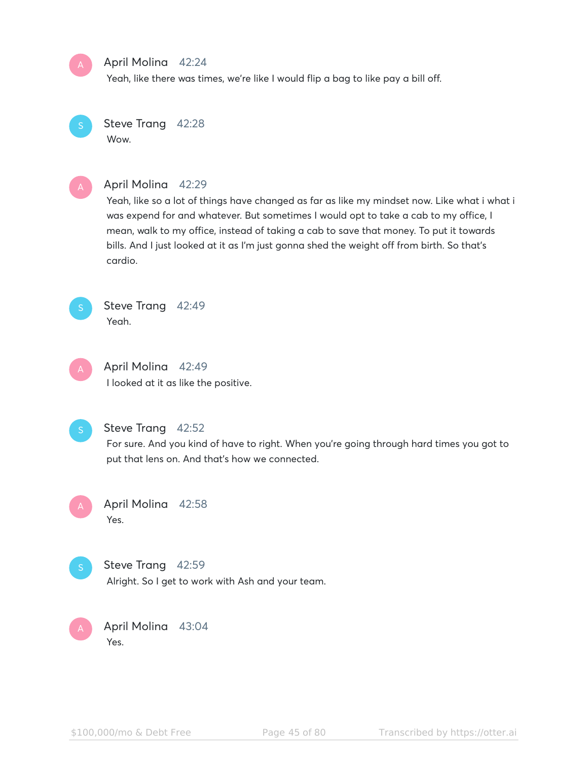**April Molina** 42:24
Yeah, like there was times, we're like I would flip a bag to like pay a bill off.

**Steve Trang** 42:28
Wow.

**April Molina** 42:29
Yeah, like so a lot of things have changed as far as like my mindset now. Like what i what i was expend for and whatever. But sometimes I would opt to take a cab to my office, I mean, walk to my office, instead of taking a cab to save that money. To put it towards bills. And I just looked at it as I'm just gonna shed the weight off from birth. So that's cardio.

**Steve Trang** 42:49
Yeah.

**April Molina** 42:49
I looked at it as like the positive.

**Steve Trang** 42:52
For sure. And you kind of have to right. When you're going through hard times you got to put that lens on. And that's how we connected.

**April Molina** 42:58
Yes.

**Steve Trang** 42:59
Alright. So I get to work with Ash and your team.

**April Molina** 43:04
Yes.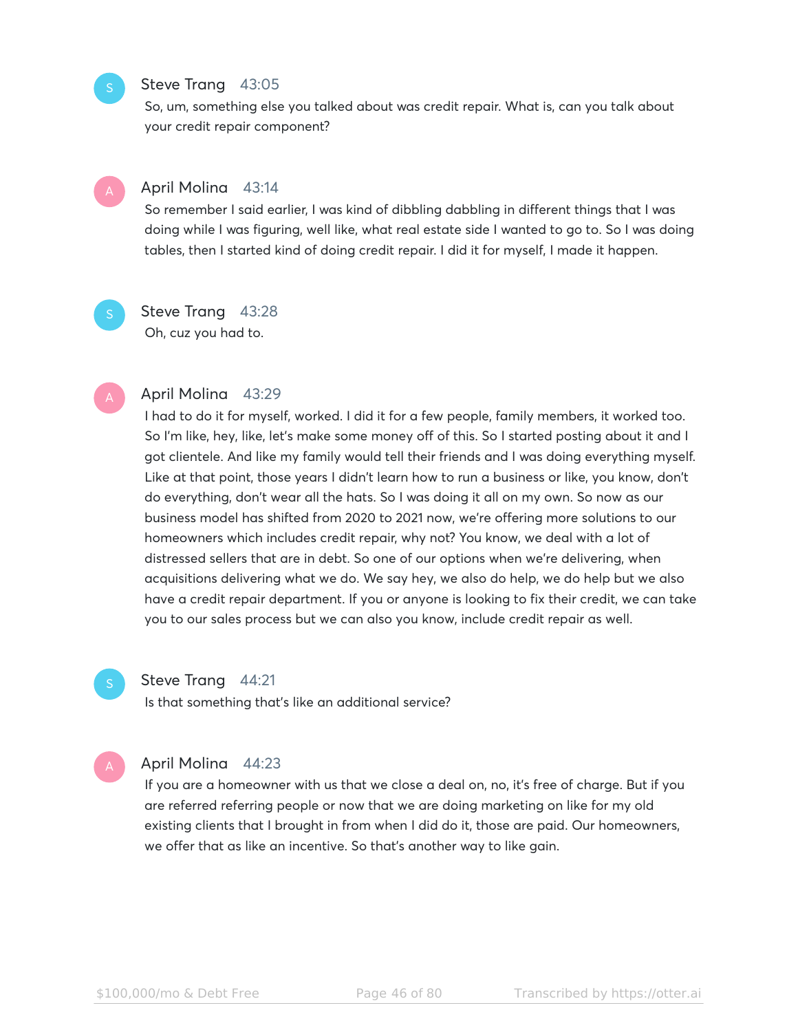**Steve Trang** 43:05
So, um, something else you talked about was credit repair. What is, can you talk about your credit repair component?

**April Molina** 43:14
So remember I said earlier, I was kind of dibbling dabbling in different things that I was doing while I was figuring, well like, what real estate side I wanted to go to. So I was doing tables, then I started kind of doing credit repair. I did it for myself, I made it happen.

**Steve Trang** 43:28
Oh, cuz you had to.

**April Molina** 43:29
I had to do it for myself, worked. I did it for a few people, family members, it worked too. So I'm like, hey, like, let's make some money off of this. So I started posting about it and I got clientele. And like my family would tell their friends and I was doing everything myself. Like at that point, those years I didn't learn how to run a business or like, you know, don't do everything, don't wear all the hats. So I was doing it all on my own. So now as our business model has shifted from 2020 to 2021 now, we're offering more solutions to our homeowners which includes credit repair, why not? You know, we deal with a lot of distressed sellers that are in debt. So one of our options when we're delivering, when acquisitions delivering what we do. We say hey, we also do help, we do help but we also have a credit repair department. If you or anyone is looking to fix their credit, we can take you to our sales process but we can also you know, include credit repair as well.

**Steve Trang** 44:21
Is that something that's like an additional service?

**April Molina** 44:23
If you are a homeowner with us that we close a deal on, no, it's free of charge. But if you are referred referring people or now that we are doing marketing on like for my old existing clients that I brought in from when I did do it, those are paid. Our homeowners, we offer that as like an incentive. So that's another way to like gain.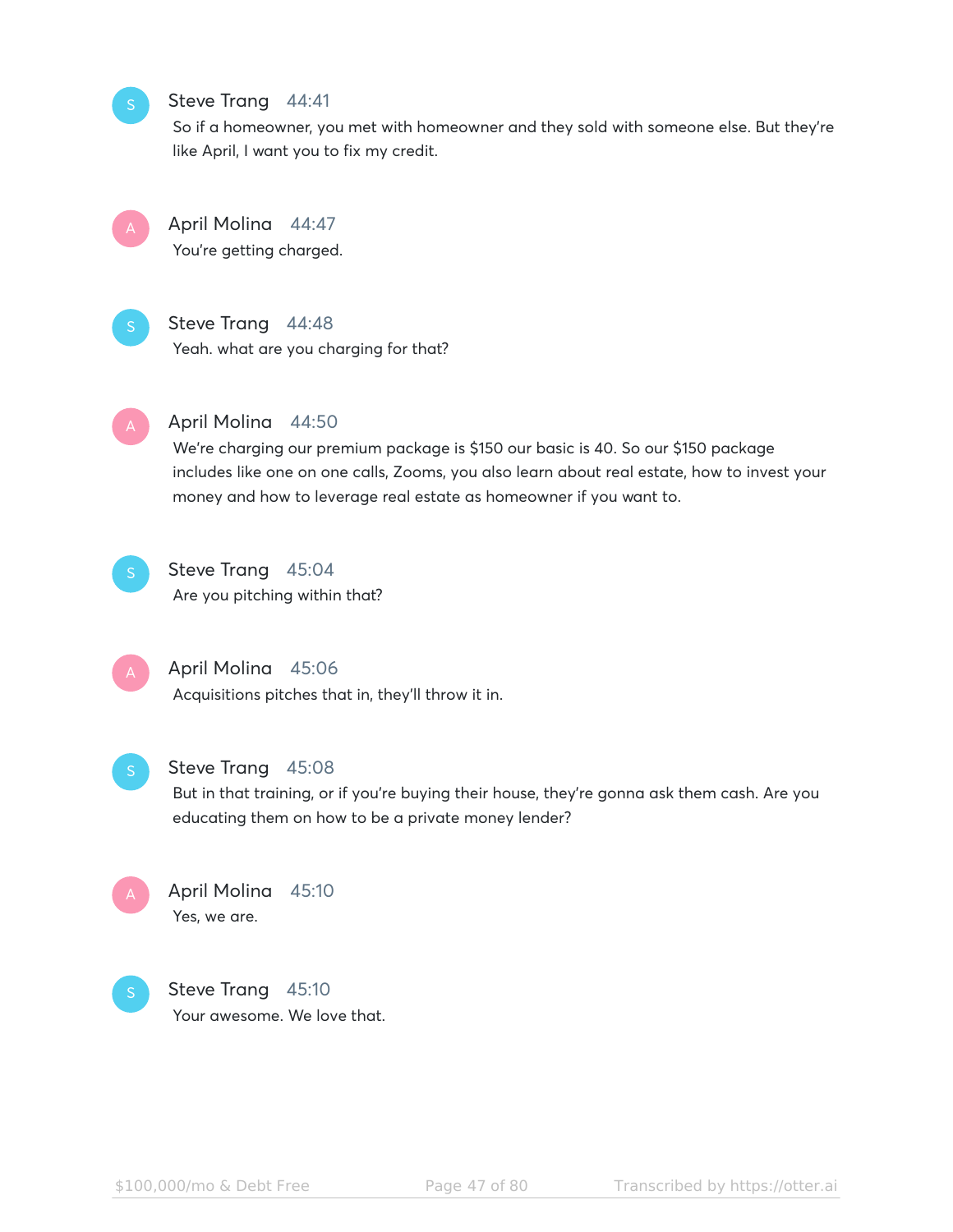**Steve Trang** 44:41
So if a homeowner, you met with homeowner and they sold with someone else. But they're like April, I want you to fix my credit.

**April Molina** 44:47
You're getting charged.

**Steve Trang** 44:48
Yeah. what are you charging for that?

**April Molina** 44:50
We're charging our premium package is $150 our basic is 40. So our $150 package includes like one on one calls, Zooms, you also learn about real estate, how to invest your money and how to leverage real estate as homeowner if you want to.

**Steve Trang** 45:04
Are you pitching within that?

**April Molina** 45:06
Acquisitions pitches that in, they'll throw it in.

**Steve Trang** 45:08
But in that training, or if you're buying their house, they're gonna ask them cash. Are you educating them on how to be a private money lender?

**April Molina** 45:10
Yes, we are.

**Steve Trang** 45:10
Your awesome. We love that.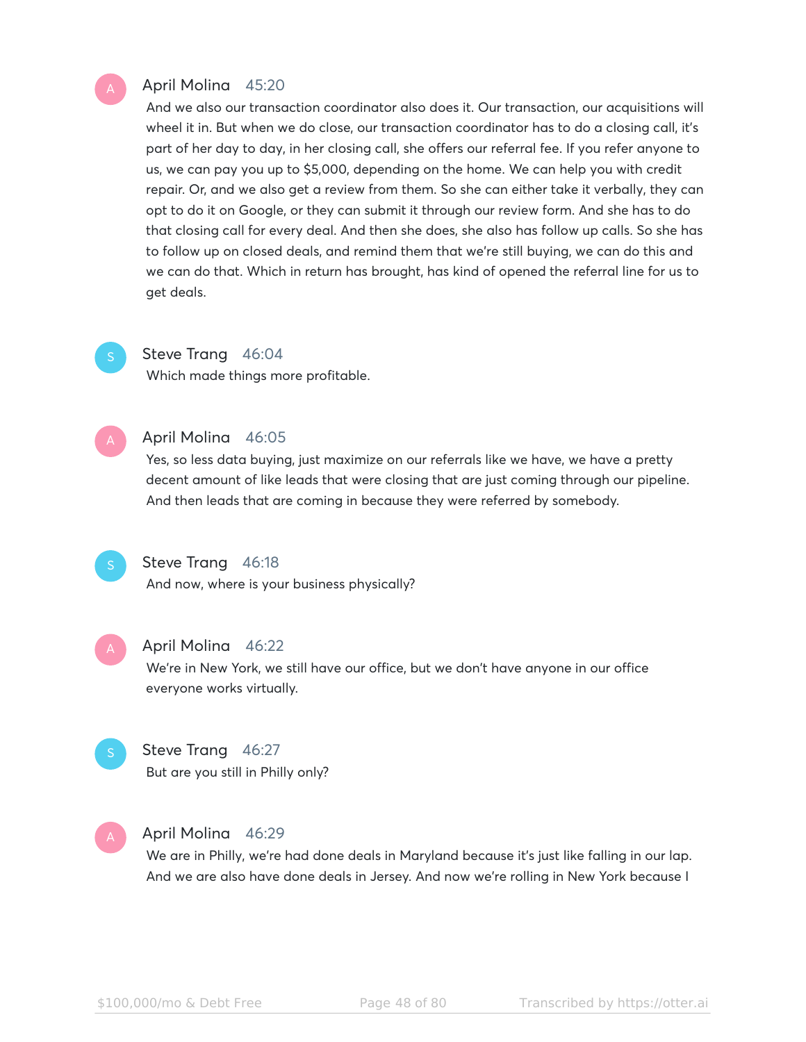**April Molina** 45:20

And we also our transaction coordinator also does it. Our transaction, our acquisitions will wheel it in. But when we do close, our transaction coordinator has to do a closing call, it's part of her day to day, in her closing call, she offers our referral fee. If you refer anyone to us, we can pay you up to $5,000, depending on the home. We can help you with credit repair. Or, and we also get a review from them. So she can either take it verbally, they can opt to do it on Google, or they can submit it through our review form. And she has to do that closing call for every deal. And then she does, she also has follow up calls. So she has to follow up on closed deals, and remind them that we're still buying, we can do this and we can do that. Which in return has brought, has kind of opened the referral line for us to get deals.

**Steve Trang** 46:04

Which made things more profitable.

**April Molina** 46:05

Yes, so less data buying, just maximize on our referrals like we have, we have a pretty decent amount of like leads that were closing that are just coming through our pipeline. And then leads that are coming in because they were referred by somebody.

**Steve Trang** 46:18

And now, where is your business physically?

**April Molina** 46:22

We're in New York, we still have our office, but we don't have anyone in our office everyone works virtually.

**Steve Trang** 46:27

But are you still in Philly only?

**April Molina** 46:29

We are in Philly, we're had done deals in Maryland because it's just like falling in our lap. And we are also have done deals in Jersey. And now we're rolling in New York because I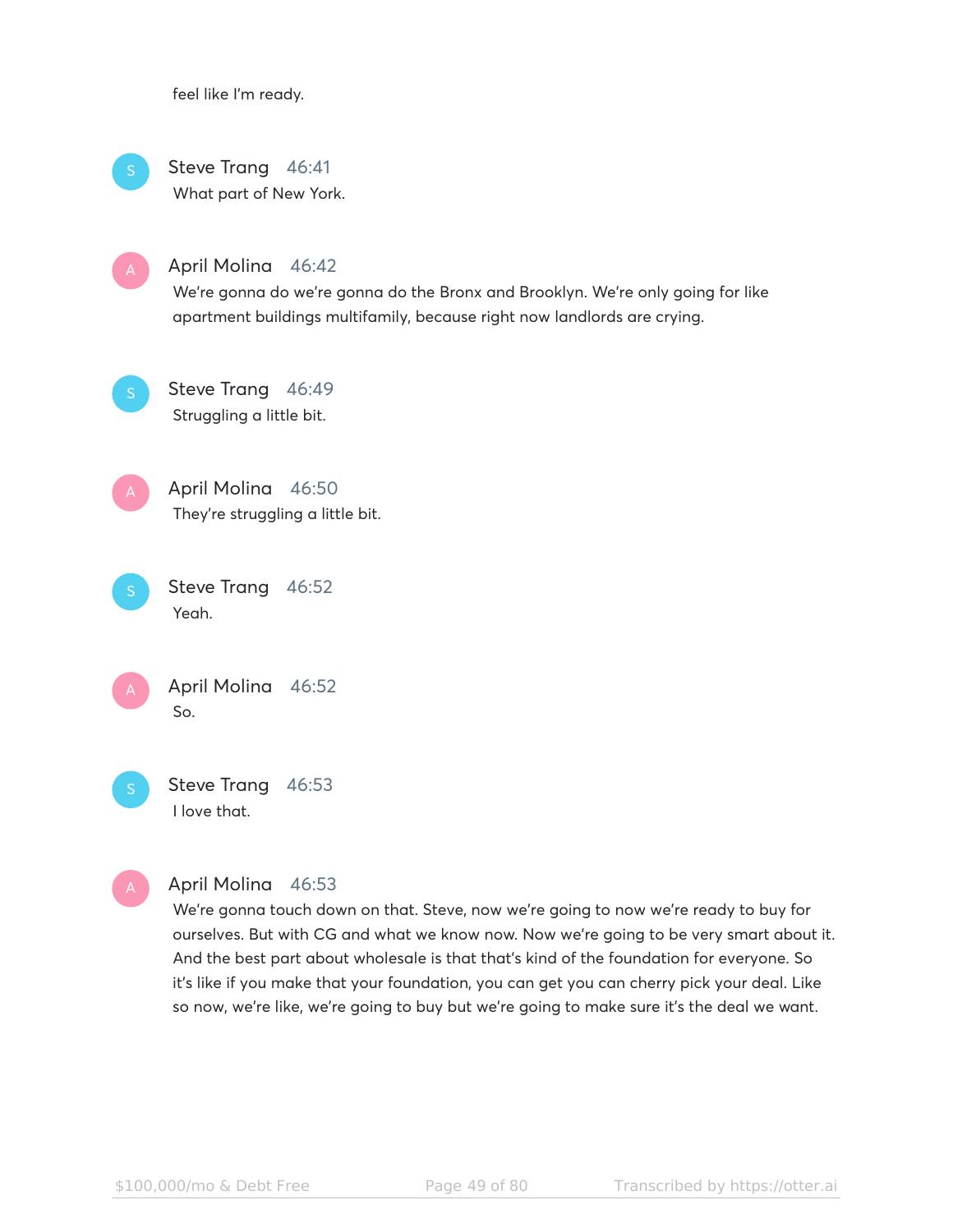feel like I'm ready.

**Steve Trang** 46:41
What part of New York.

**April Molina** 46:42
We're gonna do we're gonna do the Bronx and Brooklyn. We're only going for like apartment buildings multifamily, because right now landlords are crying.

**Steve Trang** 46:49
Struggling a little bit.

**April Molina** 46:50
They're struggling a little bit.

**Steve Trang** 46:52
Yeah.

**April Molina** 46:52
So.

**Steve Trang** 46:53
I love that.

**April Molina** 46:53
We're gonna touch down on that. Steve, now we're going to now we're ready to buy for ourselves. But with CG and what we know now. Now we're going to be very smart about it. And the best part about wholesale is that that's kind of the foundation for everyone. So it's like if you make that your foundation, you can get you can cherry pick your deal. Like so now, we're like, we're going to buy but we're going to make sure it's the deal we want.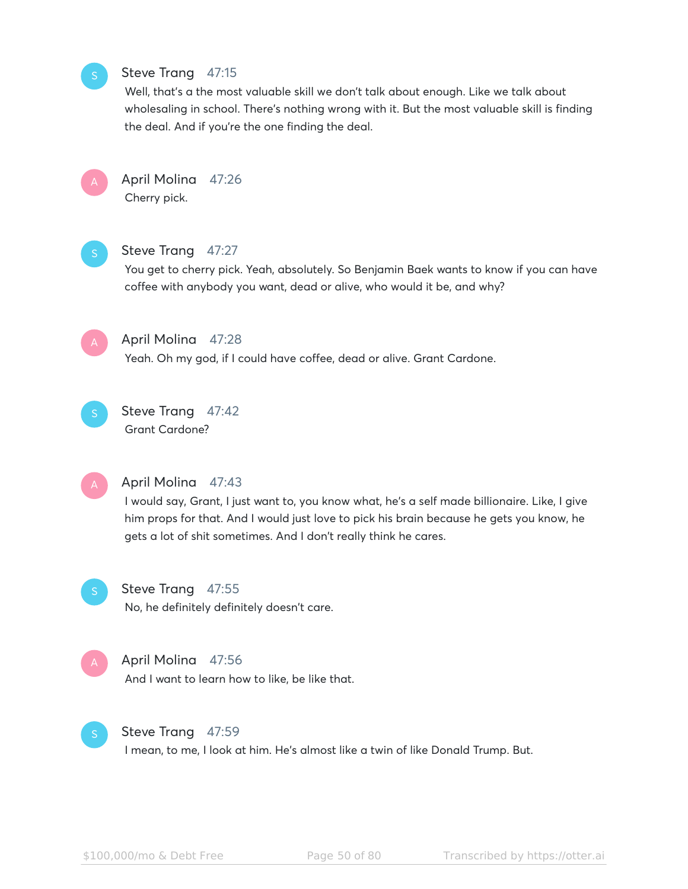**Steve Trang** 47:15
Well, that's a the most valuable skill we don't talk about enough. Like we talk about wholesaling in school. There's nothing wrong with it. But the most valuable skill is finding the deal. And if you're the one finding the deal.

**April Molina** 47:26
Cherry pick.

**Steve Trang** 47:27
You get to cherry pick. Yeah, absolutely. So Benjamin Baek wants to know if you can have coffee with anybody you want, dead or alive, who would it be, and why?

**April Molina** 47:28
Yeah. Oh my god, if I could have coffee, dead or alive. Grant Cardone.

**Steve Trang** 47:42
Grant Cardone?

**April Molina** 47:43
I would say, Grant, I just want to, you know what, he's a self made billionaire. Like, I give him props for that. And I would just love to pick his brain because he gets you know, he gets a lot of shit sometimes. And I don't really think he cares.

**Steve Trang** 47:55
No, he definitely definitely doesn't care.

**April Molina** 47:56
And I want to learn how to like, be like that.

**Steve Trang** 47:59
I mean, to me, I look at him. He's almost like a twin of like Donald Trump. But.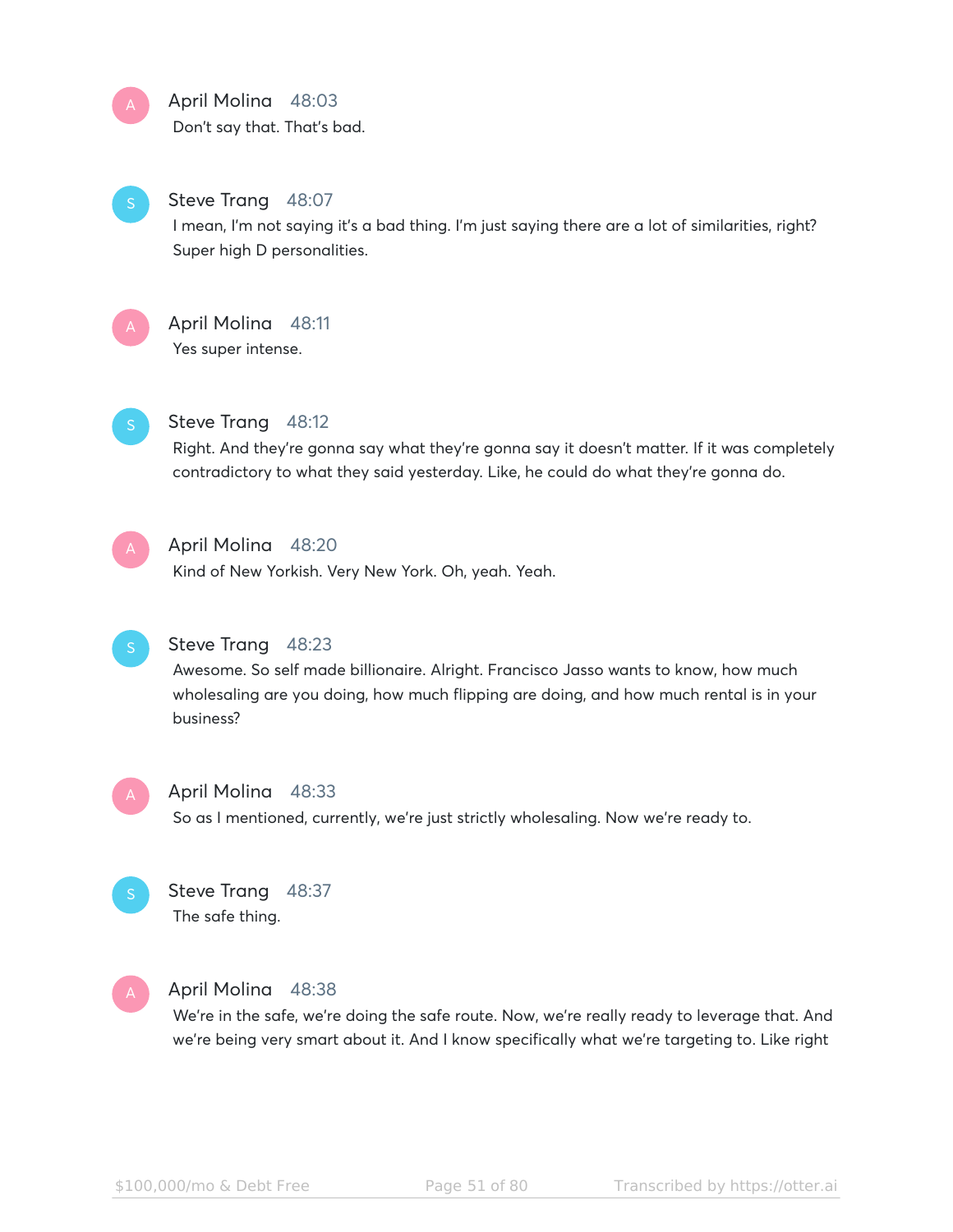**April Molina** 48:03
Don't say that. That's bad.

**Steve Trang** 48:07
I mean, I'm not saying it's a bad thing. I'm just saying there are a lot of similarities, right? Super high D personalities.

**April Molina** 48:11
Yes super intense.

**Steve Trang** 48:12
Right. And they're gonna say what they're gonna say it doesn't matter. If it was completely contradictory to what they said yesterday. Like, he could do what they're gonna do.

**April Molina** 48:20
Kind of New Yorkish. Very New York. Oh, yeah. Yeah.

**Steve Trang** 48:23
Awesome. So self made billionaire. Alright. Francisco Jasso wants to know, how much wholesaling are you doing, how much flipping are doing, and how much rental is in your business?

**April Molina** 48:33
So as I mentioned, currently, we're just strictly wholesaling. Now we're ready to.

**Steve Trang** 48:37
The safe thing.

**April Molina** 48:38
We're in the safe, we're doing the safe route. Now, we're really ready to leverage that. And we're being very smart about it. And I know specifically what we're targeting to. Like right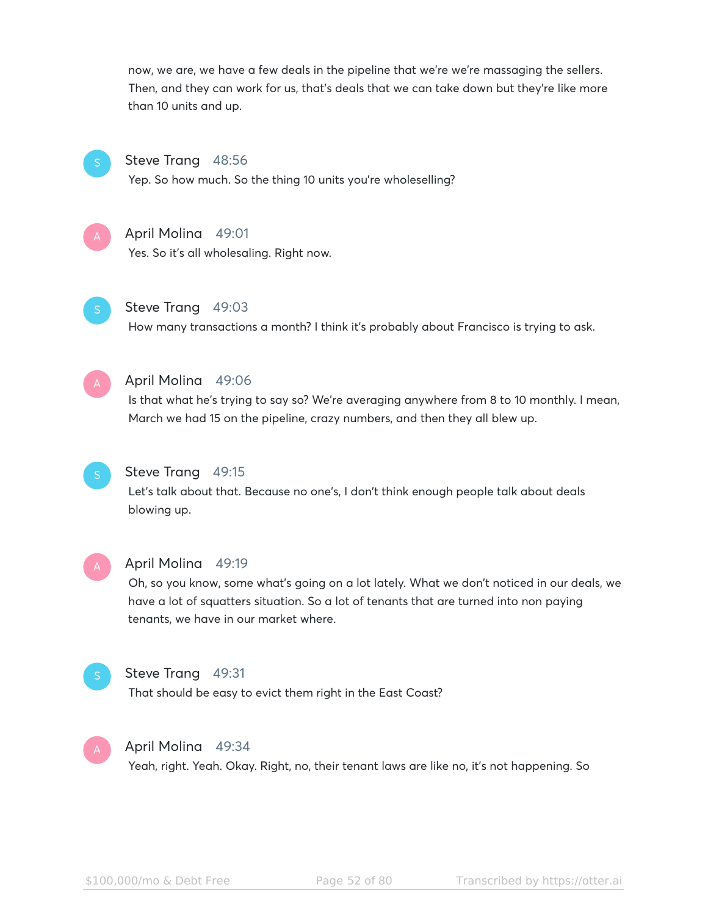now, we are, we have a few deals in the pipeline that we're we're massaging the sellers. Then, and they can work for us, that's deals that we can take down but they're like more than 10 units and up.

**Steve Trang** 48:56
Yep. So how much. So the thing 10 units you're wholeselling?

**April Molina** 49:01
Yes. So it's all wholesaling. Right now.

**Steve Trang** 49:03
How many transactions a month? I think it's probably about Francisco is trying to ask.

**April Molina** 49:06
Is that what he's trying to say so? We're averaging anywhere from 8 to 10 monthly. I mean, March we had 15 on the pipeline, crazy numbers, and then they all blew up.

**Steve Trang** 49:15
Let's talk about that. Because no one's, I don't think enough people talk about deals blowing up.

**April Molina** 49:19
Oh, so you know, some what's going on a lot lately. What we don't noticed in our deals, we have a lot of squatters situation. So a lot of tenants that are turned into non paying tenants, we have in our market where.

**Steve Trang** 49:31
That should be easy to evict them right in the East Coast?

**April Molina** 49:34
Yeah, right. Yeah. Okay. Right, no, their tenant laws are like no, it's not happening. So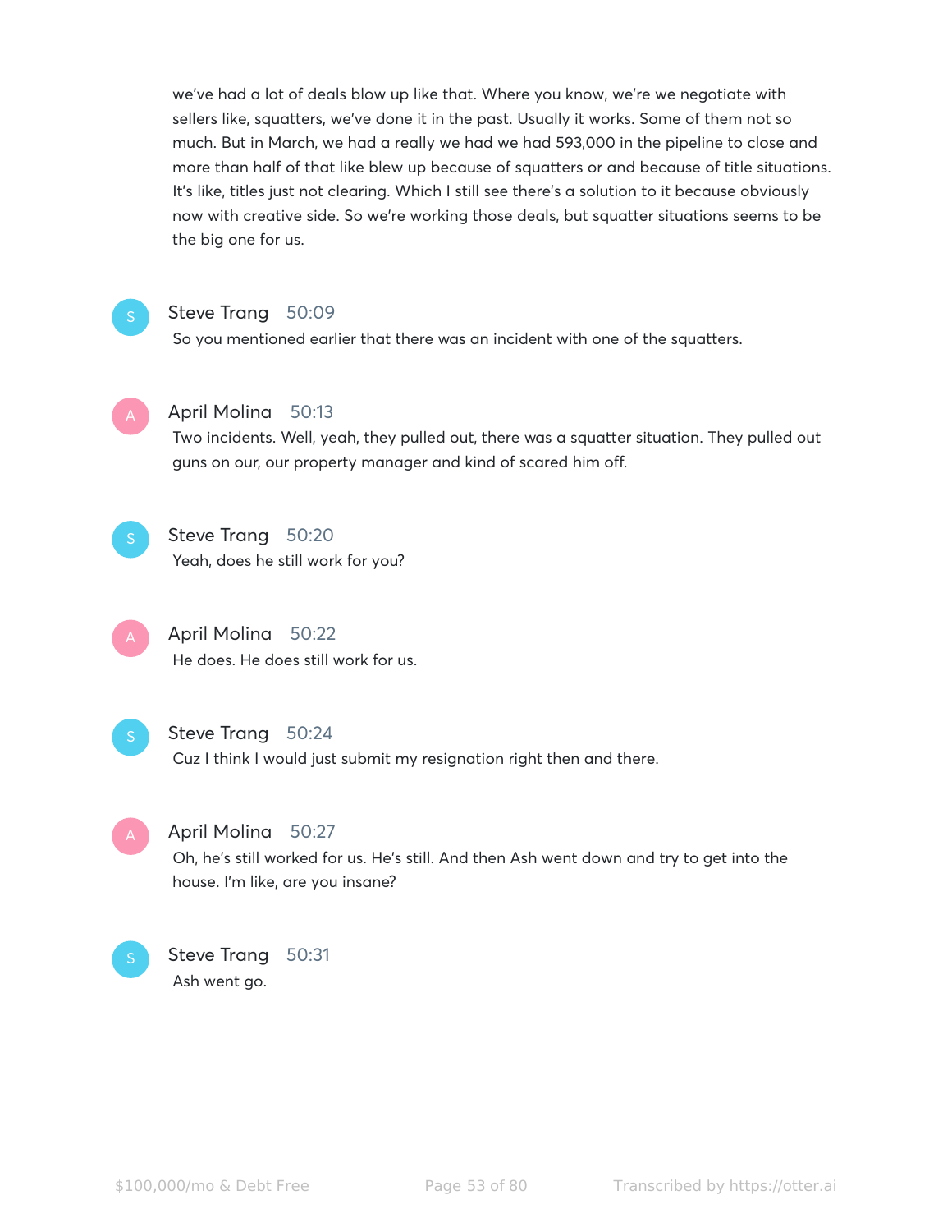we've had a lot of deals blow up like that. Where you know, we're we negotiate with sellers like, squatters, we've done it in the past. Usually it works. Some of them not so much. But in March, we had a really we had we had 593,000 in the pipeline to close and more than half of that like blew up because of squatters or and because of title situations. It's like, titles just not clearing. Which I still see there's a solution to it because obviously now with creative side. So we're working those deals, but squatter situations seems to be the big one for us.

**Steve Trang** 50:09
So you mentioned earlier that there was an incident with one of the squatters.

**April Molina** 50:13
Two incidents. Well, yeah, they pulled out, there was a squatter situation. They pulled out guns on our, our property manager and kind of scared him off.

**Steve Trang** 50:20
Yeah, does he still work for you?

**April Molina** 50:22
He does. He does still work for us.

**Steve Trang** 50:24
Cuz I think I would just submit my resignation right then and there.

**April Molina** 50:27
Oh, he's still worked for us. He's still. And then Ash went down and try to get into the house. I'm like, are you insane?

**Steve Trang** 50:31
Ash went go.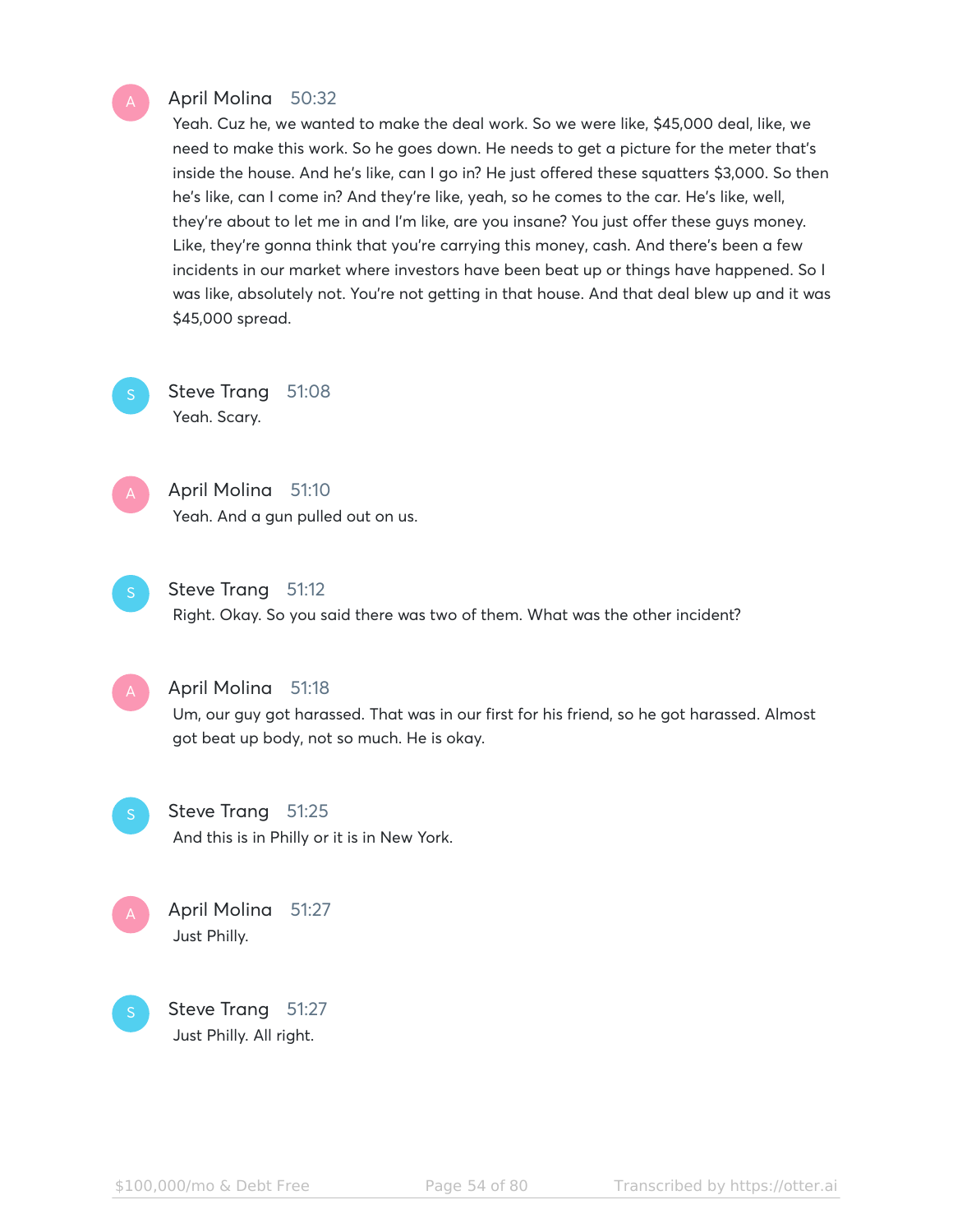**April Molina** 50:32

Yeah. Cuz he, we wanted to make the deal work. So we were like, $45,000 deal, like, we need to make this work. So he goes down. He needs to get a picture for the meter that's inside the house. And he's like, can I go in? He just offered these squatters $3,000. So then he's like, can I come in? And they're like, yeah, so he comes to the car. He's like, well, they're about to let me in and I'm like, are you insane? You just offer these guys money. Like, they're gonna think that you're carrying this money, cash. And there's been a few incidents in our market where investors have been beat up or things have happened. So I was like, absolutely not. You're not getting in that house. And that deal blew up and it was $45,000 spread.

**Steve Trang** 51:08

Yeah. Scary.

**April Molina** 51:10

Yeah. And a gun pulled out on us.

**Steve Trang** 51:12

Right. Okay. So you said there was two of them. What was the other incident?

**April Molina** 51:18

Um, our guy got harassed. That was in our first for his friend, so he got harassed. Almost got beat up body, not so much. He is okay.

**Steve Trang** 51:25

And this is in Philly or it is in New York.

**April Molina** 51:27

Just Philly.

**Steve Trang** 51:27

Just Philly. All right.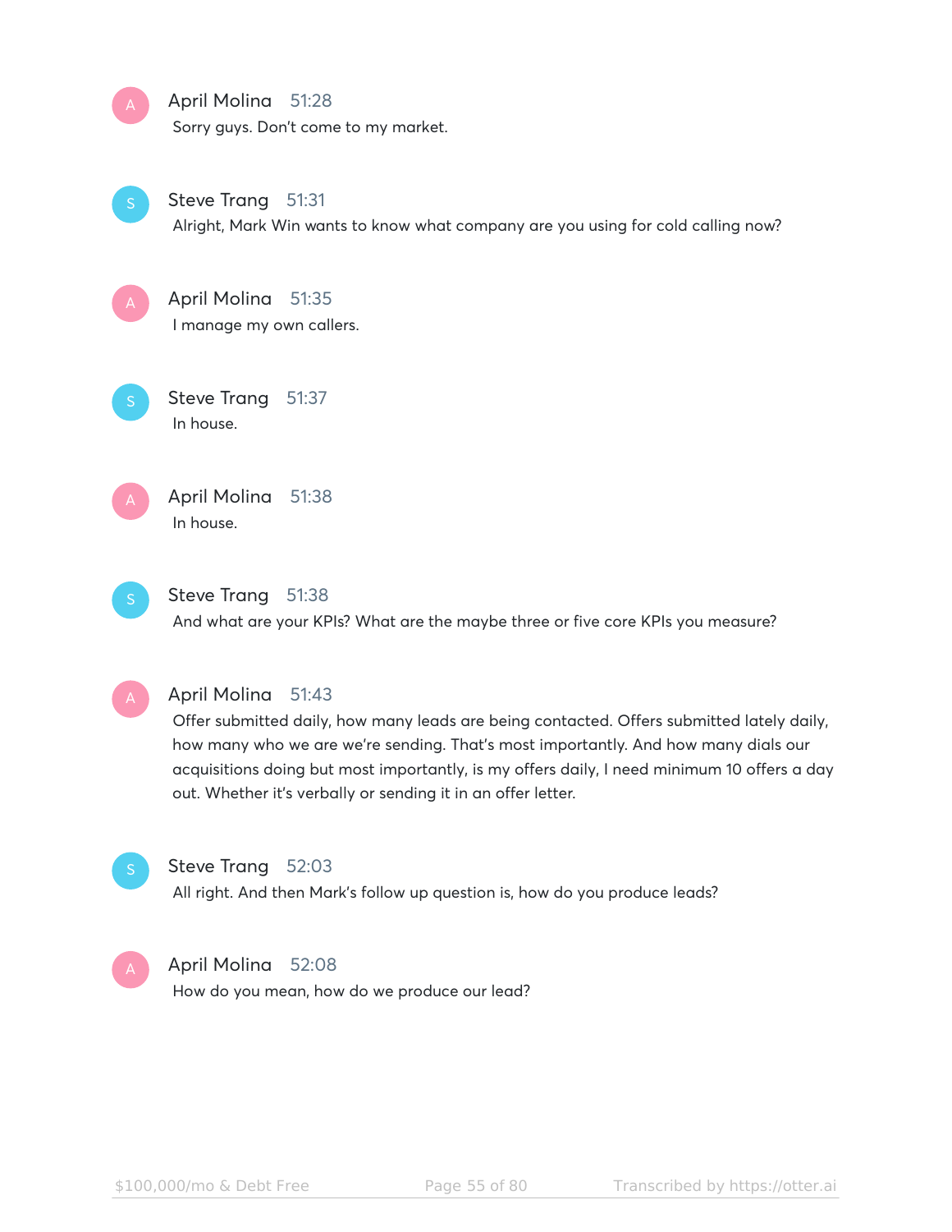**April Molina** 51:28
Sorry guys. Don't come to my market.

**Steve Trang** 51:31
Alright, Mark Win wants to know what company are you using for cold calling now?

**April Molina** 51:35
I manage my own callers.

**Steve Trang** 51:37
In house.

**April Molina** 51:38
In house.

**Steve Trang** 51:38
And what are your KPIs? What are the maybe three or five core KPIs you measure?

**April Molina** 51:43
Offer submitted daily, how many leads are being contacted. Offers submitted lately daily, how many who we are we're sending. That's most importantly. And how many dials our acquisitions doing but most importantly, is my offers daily, I need minimum 10 offers a day out. Whether it's verbally or sending it in an offer letter.

**Steve Trang** 52:03
All right. And then Mark's follow up question is, how do you produce leads?

**April Molina** 52:08
How do you mean, how do we produce our lead?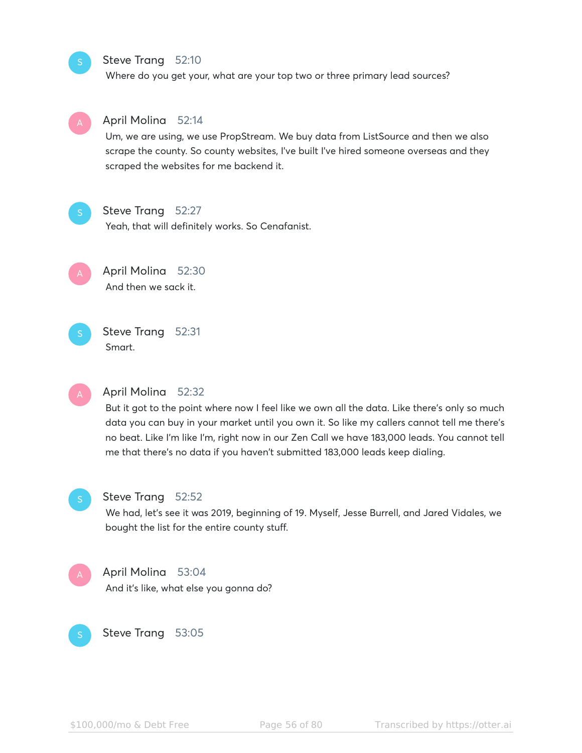**Steve Trang** 52:10
Where do you get your, what are your top two or three primary lead sources?

**April Molina** 52:14
Um, we are using, we use PropStream. We buy data from ListSource and then we also scrape the county. So county websites, I've built I've hired someone overseas and they scraped the websites for me backend it.

**Steve Trang** 52:27
Yeah, that will definitely works. So Cenafanist.

**April Molina** 52:30
And then we sack it.

**Steve Trang** 52:31
Smart.

**April Molina** 52:32
But it got to the point where now I feel like we own all the data. Like there's only so much data you can buy in your market until you own it. So like my callers cannot tell me there's no beat. Like I'm like I'm, right now in our Zen Call we have 183,000 leads. You cannot tell me that there's no data if you haven't submitted 183,000 leads keep dialing.

**Steve Trang** 52:52
We had, let's see it was 2019, beginning of 19. Myself, Jesse Burrell, and Jared Vidales, we bought the list for the entire county stuff.

**April Molina** 53:04
And it's like, what else you gonna do?

**Steve Trang** 53:05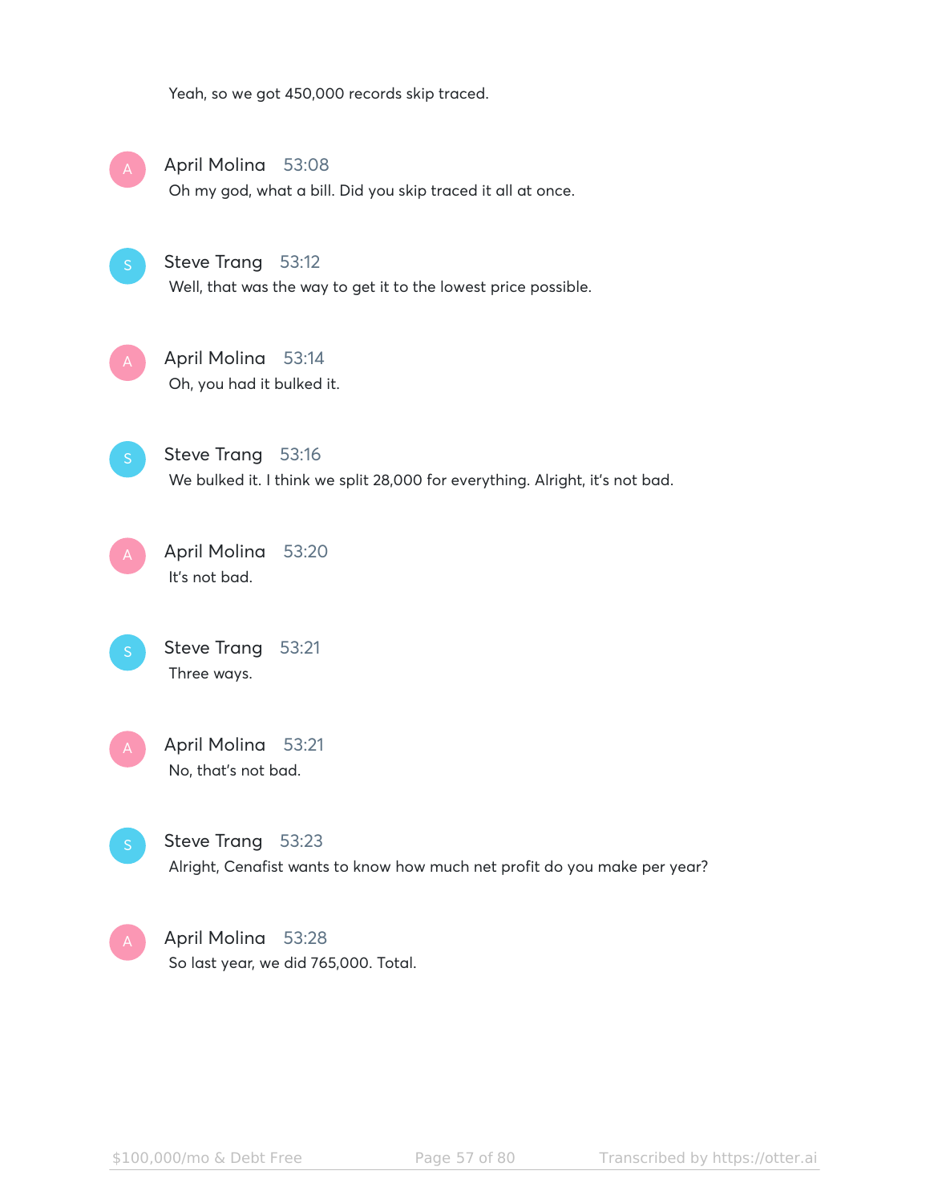Yeah, so we got 450,000 records skip traced.

**April Molina** 53:08
Oh my god, what a bill. Did you skip traced it all at once.

**Steve Trang** 53:12
Well, that was the way to get it to the lowest price possible.

**April Molina** 53:14
Oh, you had it bulked it.

**Steve Trang** 53:16
We bulked it. I think we split 28,000 for everything. Alright, it's not bad.

**April Molina** 53:20
It's not bad.

**Steve Trang** 53:21
Three ways.

**April Molina** 53:21
No, that's not bad.

**Steve Trang** 53:23
Alright, Cenafist wants to know how much net profit do you make per year?

**April Molina** 53:28
So last year, we did 765,000. Total.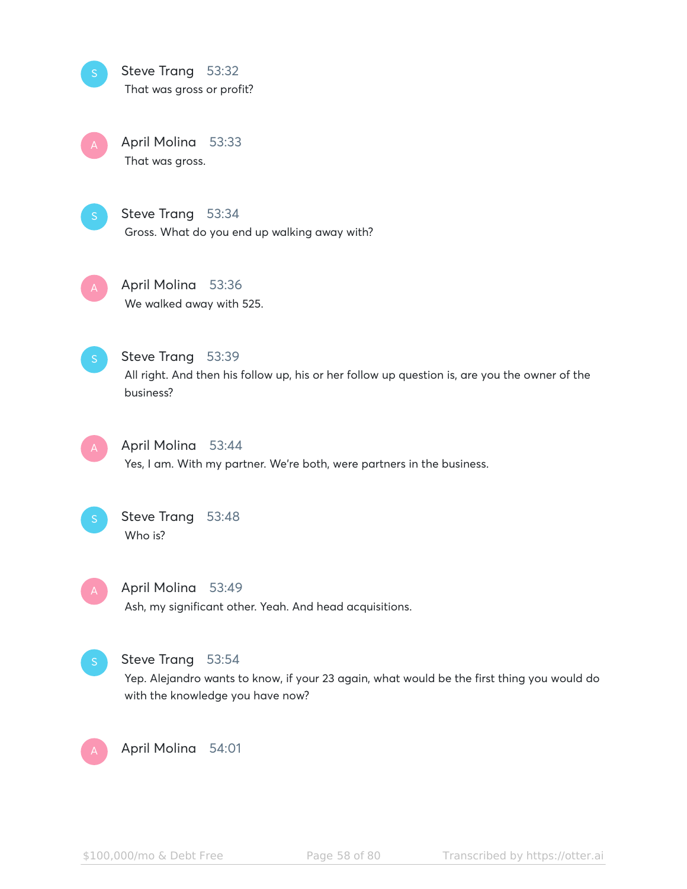**Steve Trang** 53:32
That was gross or profit?

**April Molina** 53:33
That was gross.

**Steve Trang** 53:34
Gross. What do you end up walking away with?

**April Molina** 53:36
We walked away with 525.

**Steve Trang** 53:39
All right. And then his follow up, his or her follow up question is, are you the owner of the business?

**April Molina** 53:44
Yes, I am. With my partner. We're both, were partners in the business.

**Steve Trang** 53:48
Who is?

**April Molina** 53:49
Ash, my significant other. Yeah. And head acquisitions.

**Steve Trang** 53:54
Yep. Alejandro wants to know, if your 23 again, what would be the first thing you would do with the knowledge you have now?

**April Molina** 54:01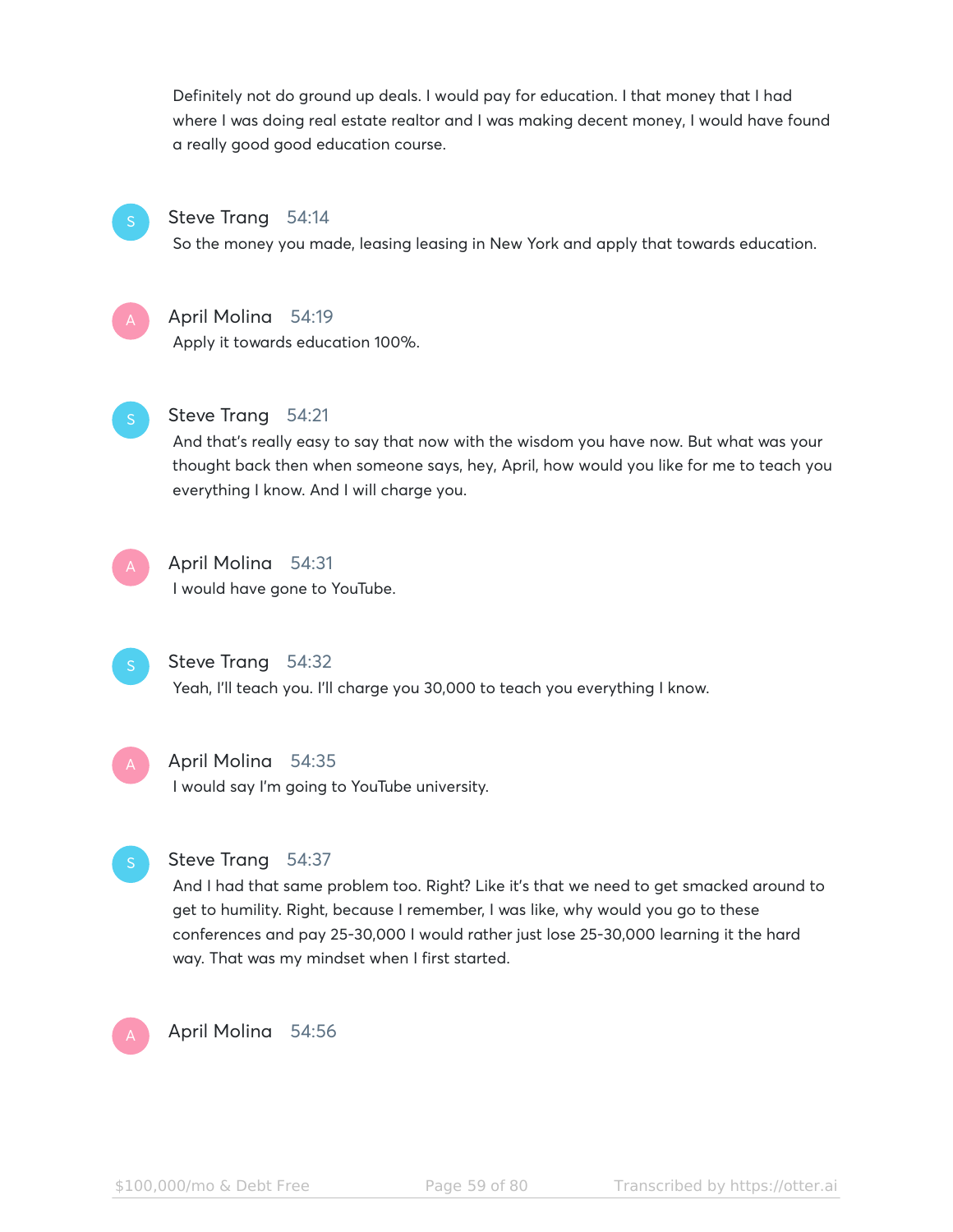Definitely not do ground up deals. I would pay for education. I that money that I had where I was doing real estate realtor and I was making decent money, I would have found a really good good education course.

**Steve Trang** 54:14
So the money you made, leasing leasing in New York and apply that towards education.

**April Molina** 54:19
Apply it towards education 100%.

**Steve Trang** 54:21
And that's really easy to say that now with the wisdom you have now. But what was your thought back then when someone says, hey, April, how would you like for me to teach you everything I know. And I will charge you.

**April Molina** 54:31
I would have gone to YouTube.

**Steve Trang** 54:32
Yeah, I'll teach you. I'll charge you 30,000 to teach you everything I know.

**April Molina** 54:35
I would say I'm going to YouTube university.

**Steve Trang** 54:37
And I had that same problem too. Right? Like it's that we need to get smacked around to get to humility. Right, because I remember, I was like, why would you go to these conferences and pay 25-30,000 I would rather just lose 25-30,000 learning it the hard way. That was my mindset when I first started.

**April Molina** 54:56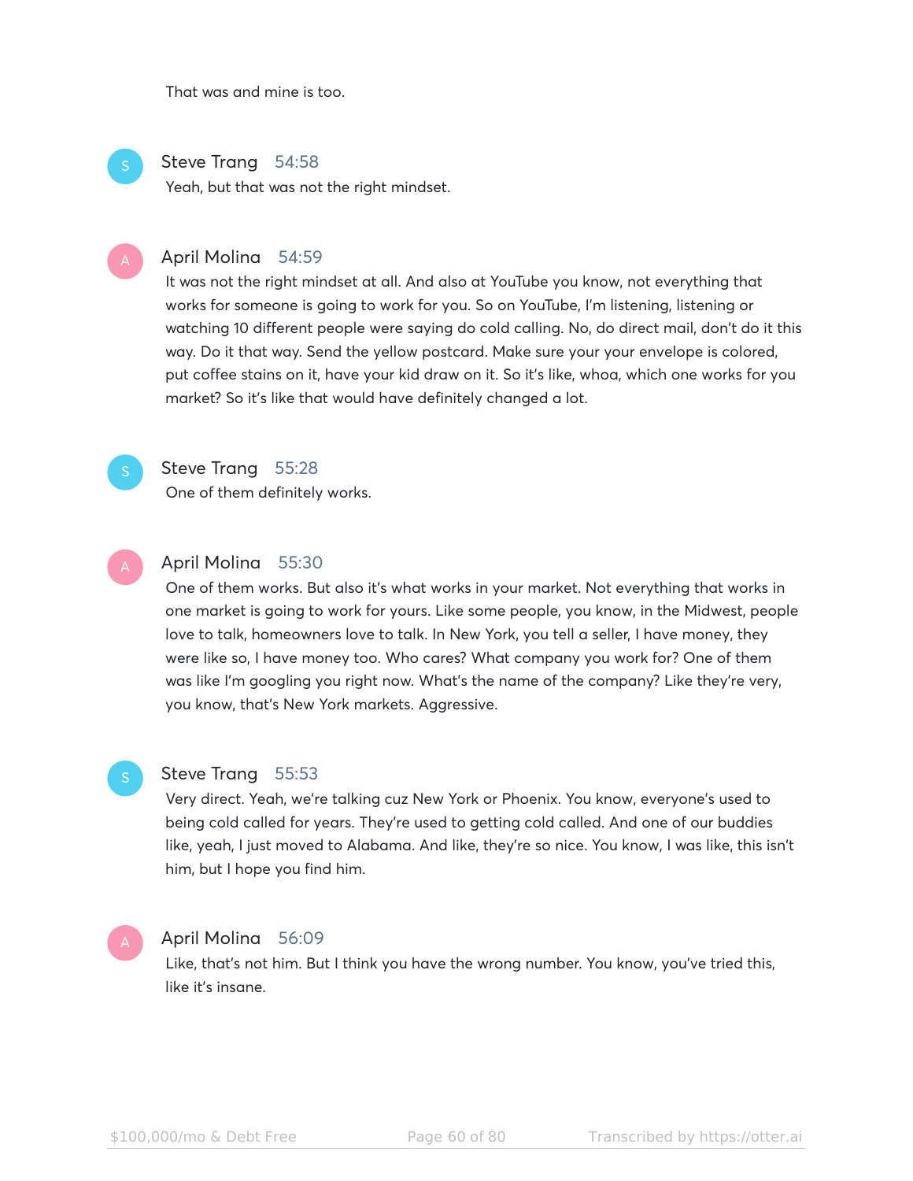That was and mine is too.

**Steve Trang** 54:58

Yeah, but that was not the right mindset.

**April Molina** 54:59

It was not the right mindset at all. And also at YouTube you know, not everything that works for someone is going to work for you. So on YouTube, I'm listening, listening or watching 10 different people were saying do cold calling. No, do direct mail, don't do it this way. Do it that way. Send the yellow postcard. Make sure your your envelope is colored, put coffee stains on it, have your kid draw on it. So it's like, whoa, which one works for you market? So it's like that would have definitely changed a lot.

**Steve Trang** 55:28

One of them definitely works.

**April Molina** 55:30

One of them works. But also it's what works in your market. Not everything that works in one market is going to work for yours. Like some people, you know, in the Midwest, people love to talk, homeowners love to talk. In New York, you tell a seller, I have money, they were like so, I have money too. Who cares? What company you work for? One of them was like I'm googling you right now. What's the name of the company? Like they're very, you know, that's New York markets. Aggressive.

**Steve Trang** 55:53

Very direct. Yeah, we're talking cuz New York or Phoenix. You know, everyone's used to being cold called for years. They're used to getting cold called. And one of our buddies like, yeah, I just moved to Alabama. And like, they're so nice. You know, I was like, this isn't him, but I hope you find him.

**April Molina** 56:09

Like, that's not him. But I think you have the wrong number. You know, you've tried this, like it's insane.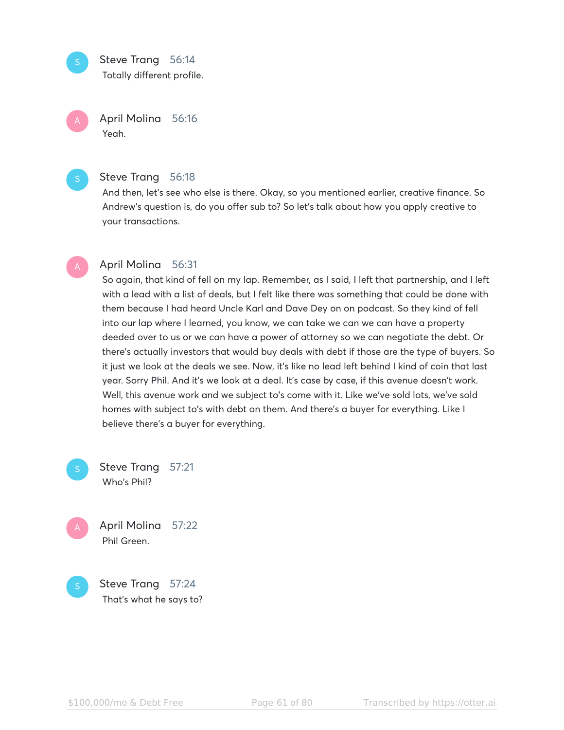**Steve Trang** 56:14
Totally different profile.

**April Molina** 56:16
Yeah.

**Steve Trang** 56:18
And then, let's see who else is there. Okay, so you mentioned earlier, creative finance. So Andrew's question is, do you offer sub to? So let's talk about how you apply creative to your transactions.

**April Molina** 56:31
So again, that kind of fell on my lap. Remember, as I said, I left that partnership, and I left with a lead with a list of deals, but I felt like there was something that could be done with them because I had heard Uncle Karl and Dave Dey on on podcast. So they kind of fell into our lap where I learned, you know, we can take we can we can have a property deeded over to us or we can have a power of attorney so we can negotiate the debt. Or there's actually investors that would buy deals with debt if those are the type of buyers. So it just we look at the deals we see. Now, it's like no lead left behind I kind of coin that last year. Sorry Phil. And it's we look at a deal. It's case by case, if this avenue doesn't work. Well, this avenue work and we subject to's come with it. Like we've sold lots, we've sold homes with subject to's with debt on them. And there's a buyer for everything. Like I believe there's a buyer for everything.

**Steve Trang** 57:21
Who's Phil?

**April Molina** 57:22
Phil Green.

**Steve Trang** 57:24
That's what he says to?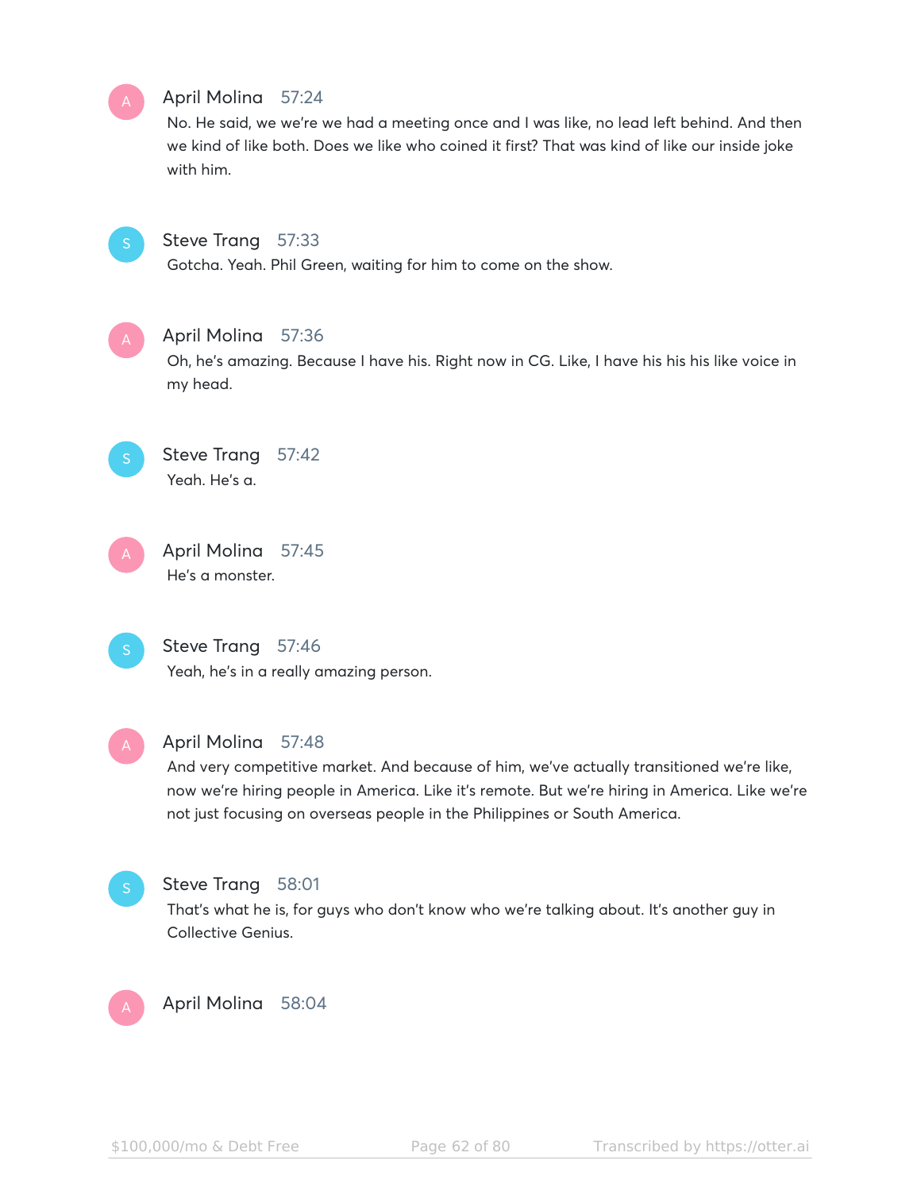**April Molina** 57:24

No. He said, we we're we had a meeting once and I was like, no lead left behind. And then we kind of like both. Does we like who coined it first? That was kind of like our inside joke with him.

**Steve Trang** 57:33

Gotcha. Yeah. Phil Green, waiting for him to come on the show.

**April Molina** 57:36

Oh, he's amazing. Because I have his. Right now in CG. Like, I have his his his like voice in my head.

**Steve Trang** 57:42

Yeah. He's a.

**April Molina** 57:45

He's a monster.

**Steve Trang** 57:46

Yeah, he's in a really amazing person.

**April Molina** 57:48

And very competitive market. And because of him, we've actually transitioned we're like, now we're hiring people in America. Like it's remote. But we're hiring in America. Like we're not just focusing on overseas people in the Philippines or South America.

**Steve Trang** 58:01

That's what he is, for guys who don't know who we're talking about. It's another guy in Collective Genius.

**April Molina** 58:04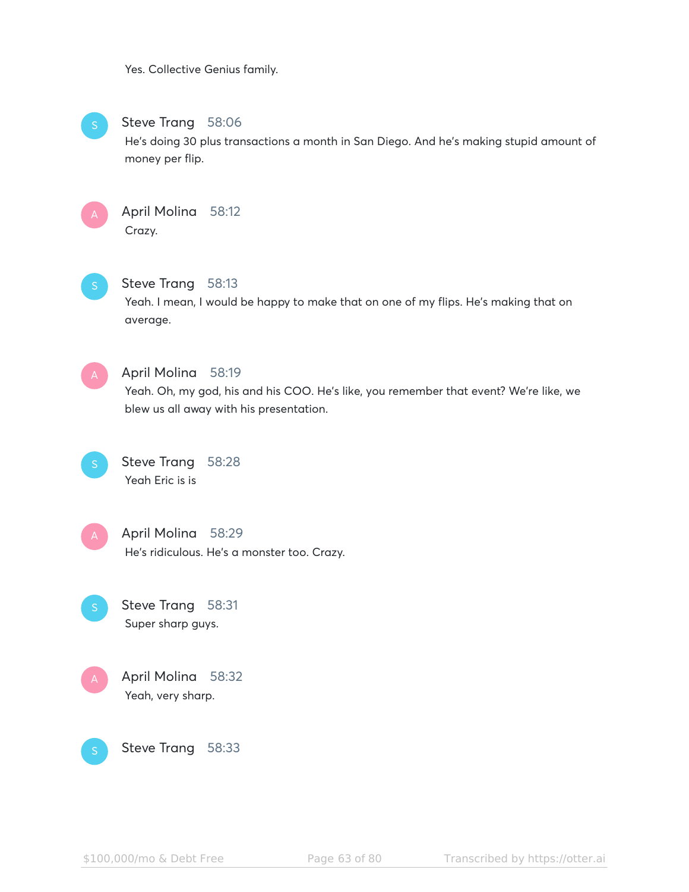Yes. Collective Genius family.

**Steve Trang** 58:06
He's doing 30 plus transactions a month in San Diego. And he's making stupid amount of money per flip.

**April Molina** 58:12
Crazy.

**Steve Trang** 58:13
Yeah. I mean, I would be happy to make that on one of my flips. He's making that on average.

**April Molina** 58:19
Yeah. Oh, my god, his and his COO. He's like, you remember that event? We're like, we blew us all away with his presentation.

**Steve Trang** 58:28
Yeah Eric is is

**April Molina** 58:29
He's ridiculous. He's a monster too. Crazy.

**Steve Trang** 58:31
Super sharp guys.

**April Molina** 58:32
Yeah, very sharp.

**Steve Trang** 58:33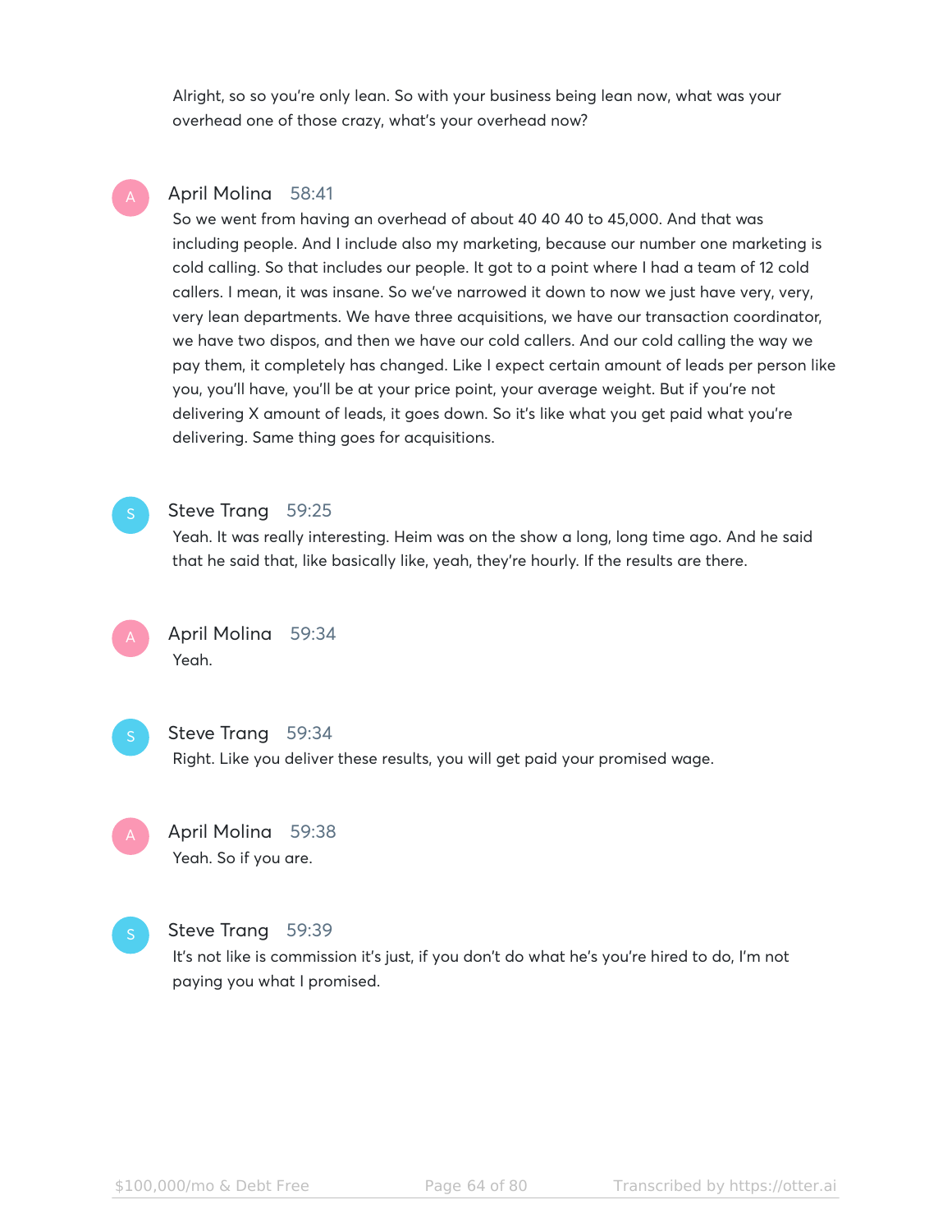Alright, so so you're only lean. So with your business being lean now, what was your overhead one of those crazy, what's your overhead now?

**April Molina** 58:41

So we went from having an overhead of about 40 40 40 to 45,000. And that was including people. And I include also my marketing, because our number one marketing is cold calling. So that includes our people. It got to a point where I had a team of 12 cold callers. I mean, it was insane. So we've narrowed it down to now we just have very, very, very lean departments. We have three acquisitions, we have our transaction coordinator, we have two dispos, and then we have our cold callers. And our cold calling the way we pay them, it completely has changed. Like I expect certain amount of leads per person like you, you'll have, you'll be at your price point, your average weight. But if you're not delivering X amount of leads, it goes down. So it's like what you get paid what you're delivering. Same thing goes for acquisitions.

**Steve Trang** 59:25

Yeah. It was really interesting. Heim was on the show a long, long time ago. And he said that he said that, like basically like, yeah, they're hourly. If the results are there.

**April Molina** 59:34

Yeah.

**Steve Trang** 59:34

Right. Like you deliver these results, you will get paid your promised wage.

**April Molina** 59:38

Yeah. So if you are.

**Steve Trang** 59:39

It's not like is commission it's just, if you don't do what he's you're hired to do, I'm not paying you what I promised.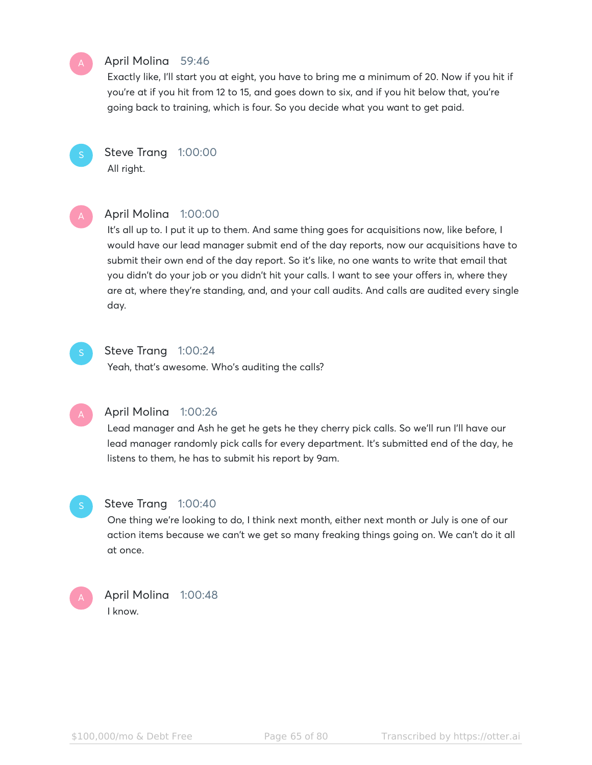**April Molina** 59:46

Exactly like, I'll start you at eight, you have to bring me a minimum of 20. Now if you hit if you're at if you hit from 12 to 15, and goes down to six, and if you hit below that, you're going back to training, which is four. So you decide what you want to get paid.

**Steve Trang** 1:00:00

All right.

**April Molina** 1:00:00

It's all up to. I put it up to them. And same thing goes for acquisitions now, like before, I would have our lead manager submit end of the day reports, now our acquisitions have to submit their own end of the day report. So it's like, no one wants to write that email that you didn't do your job or you didn't hit your calls. I want to see your offers in, where they are at, where they're standing, and, and your call audits. And calls are audited every single day.

**Steve Trang** 1:00:24

Yeah, that's awesome. Who's auditing the calls?

**April Molina** 1:00:26

Lead manager and Ash he get he gets he they cherry pick calls. So we'll run I'll have our lead manager randomly pick calls for every department. It's submitted end of the day, he listens to them, he has to submit his report by 9am.

**Steve Trang** 1:00:40

One thing we're looking to do, I think next month, either next month or July is one of our action items because we can't we get so many freaking things going on. We can't do it all at once.

**April Molina** 1:00:48

I know.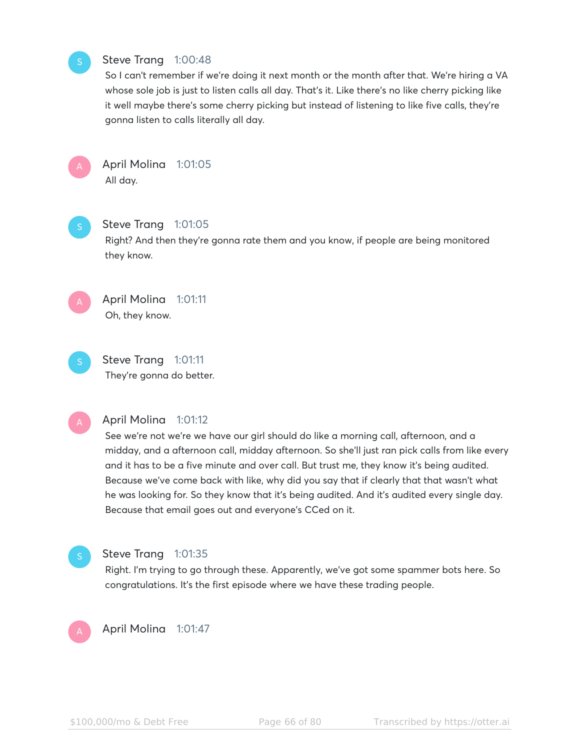**Steve Trang** 1:00:48
So I can't remember if we're doing it next month or the month after that. We're hiring a VA whose sole job is just to listen calls all day. That's it. Like there's no like cherry picking like it well maybe there's some cherry picking but instead of listening to like five calls, they're gonna listen to calls literally all day.

**April Molina** 1:01:05
All day.

**Steve Trang** 1:01:05
Right? And then they're gonna rate them and you know, if people are being monitored they know.

**April Molina** 1:01:11
Oh, they know.

**Steve Trang** 1:01:11
They're gonna do better.

**April Molina** 1:01:12
See we're not we're we have our girl should do like a morning call, afternoon, and a midday, and a afternoon call, midday afternoon. So she'll just ran pick calls from like every and it has to be a five minute and over call. But trust me, they know it's being audited. Because we've come back with like, why did you say that if clearly that that wasn't what he was looking for. So they know that it's being audited. And it's audited every single day. Because that email goes out and everyone's CCed on it.

**Steve Trang** 1:01:35
Right. I'm trying to go through these. Apparently, we've got some spammer bots here. So congratulations. It's the first episode where we have these trading people.

**April Molina** 1:01:47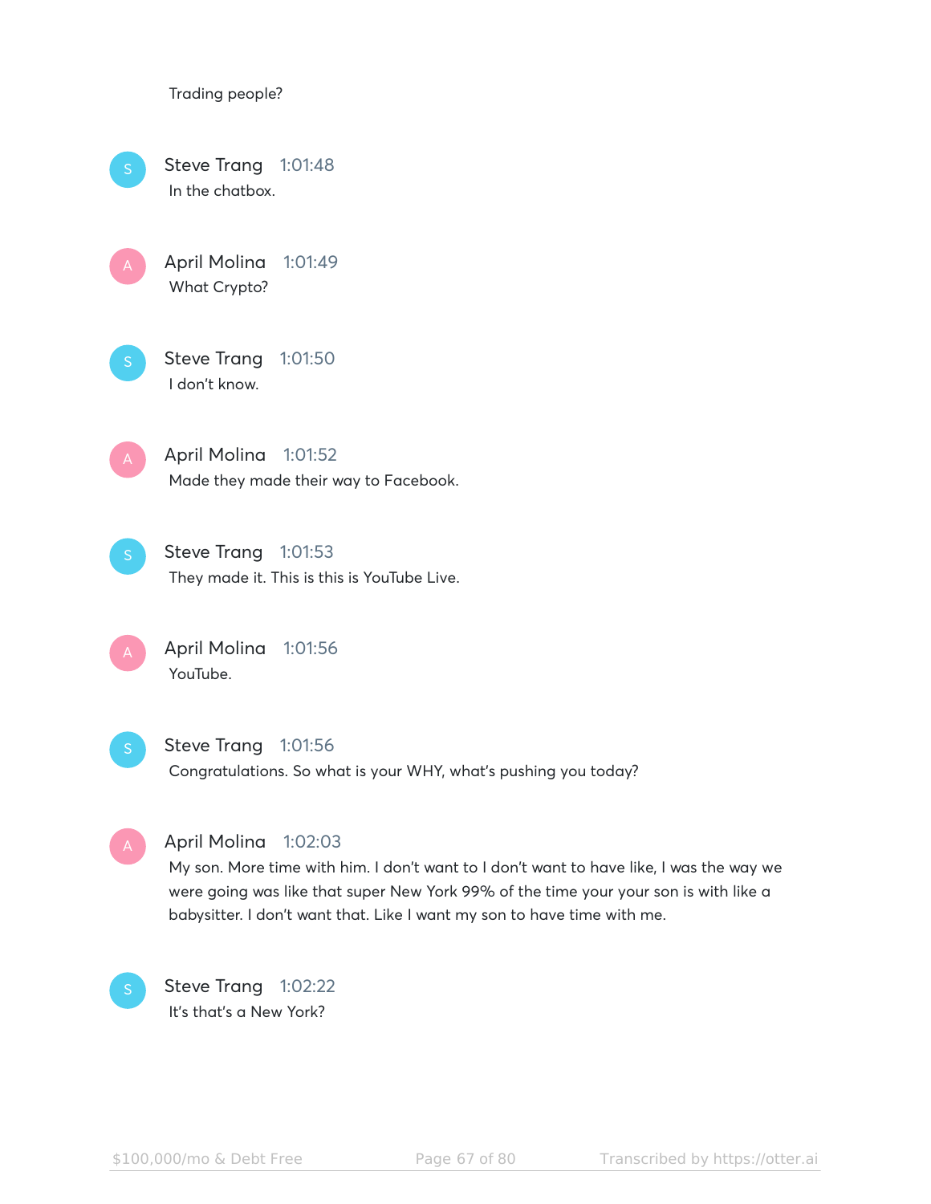Trading people?

**Steve Trang** 1:01:48
In the chatbox.

**April Molina** 1:01:49
What Crypto?

**Steve Trang** 1:01:50
I don't know.

**April Molina** 1:01:52
Made they made their way to Facebook.

**Steve Trang** 1:01:53
They made it. This is this is YouTube Live.

**April Molina** 1:01:56
YouTube.

**Steve Trang** 1:01:56
Congratulations. So what is your WHY, what's pushing you today?

**April Molina** 1:02:03
My son. More time with him. I don't want to I don't want to have like, I was the way we were going was like that super New York 99% of the time your your son is with like a babysitter. I don't want that. Like I want my son to have time with me.

**Steve Trang** 1:02:22
It's that's a New York?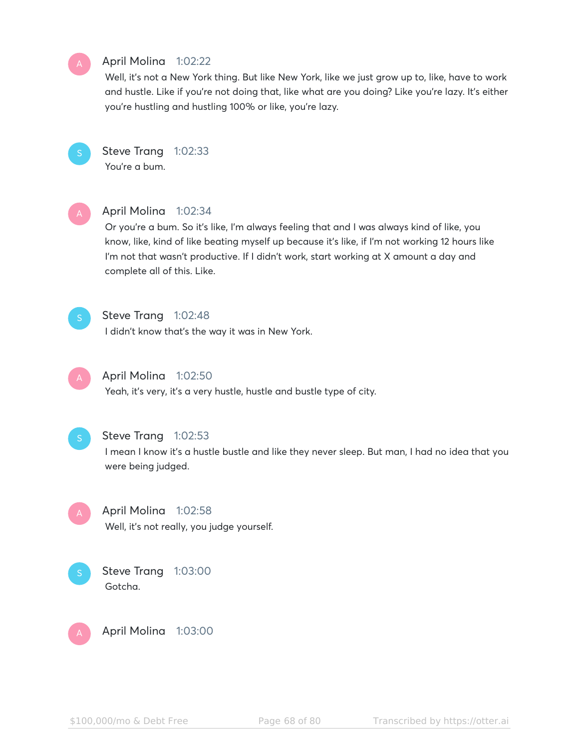**April Molina** 1:02:22
Well, it's not a New York thing. But like New York, like we just grow up to, like, have to work and hustle. Like if you're not doing that, like what are you doing? Like you're lazy. It's either you're hustling and hustling 100% or like, you're lazy.

**Steve Trang** 1:02:33
You're a bum.

**April Molina** 1:02:34
Or you're a bum. So it's like, I'm always feeling that and I was always kind of like, you know, like, kind of like beating myself up because it's like, if I'm not working 12 hours like I'm not that wasn't productive. If I didn't work, start working at X amount a day and complete all of this. Like.

**Steve Trang** 1:02:48
I didn't know that's the way it was in New York.

**April Molina** 1:02:50
Yeah, it's very, it's a very hustle, hustle and bustle type of city.

**Steve Trang** 1:02:53
I mean I know it's a hustle bustle and like they never sleep. But man, I had no idea that you were being judged.

**April Molina** 1:02:58
Well, it's not really, you judge yourself.

**Steve Trang** 1:03:00
Gotcha.

**April Molina** 1:03:00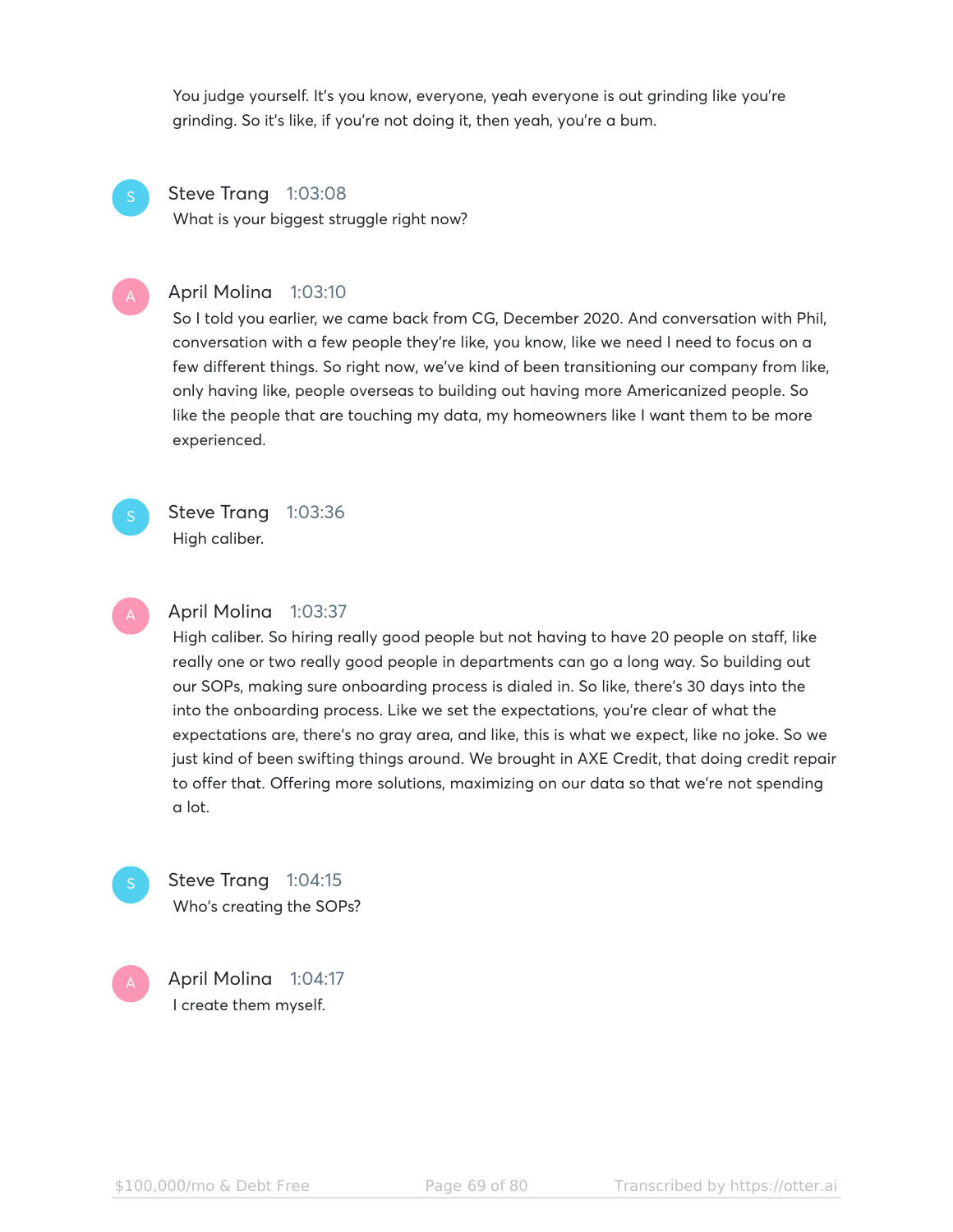You judge yourself. It's you know, everyone, yeah everyone is out grinding like you're grinding. So it's like, if you're not doing it, then yeah, you're a bum.

**Steve Trang** 1:03:08
What is your biggest struggle right now?

**April Molina** 1:03:10
So I told you earlier, we came back from CG, December 2020. And conversation with Phil, conversation with a few people they're like, you know, like we need I need to focus on a few different things. So right now, we've kind of been transitioning our company from like, only having like, people overseas to building out having more Americanized people. So like the people that are touching my data, my homeowners like I want them to be more experienced.

**Steve Trang** 1:03:36
High caliber.

**April Molina** 1:03:37
High caliber. So hiring really good people but not having to have 20 people on staff, like really one or two really good people in departments can go a long way. So building out our SOPs, making sure onboarding process is dialed in. So like, there's 30 days into the into the onboarding process. Like we set the expectations, you're clear of what the expectations are, there's no gray area, and like, this is what we expect, like no joke. So we just kind of been swifting things around. We brought in AXE Credit, that doing credit repair to offer that. Offering more solutions, maximizing on our data so that we're not spending a lot.

**Steve Trang** 1:04:15
Who's creating the SOPs?

**April Molina** 1:04:17
I create them myself.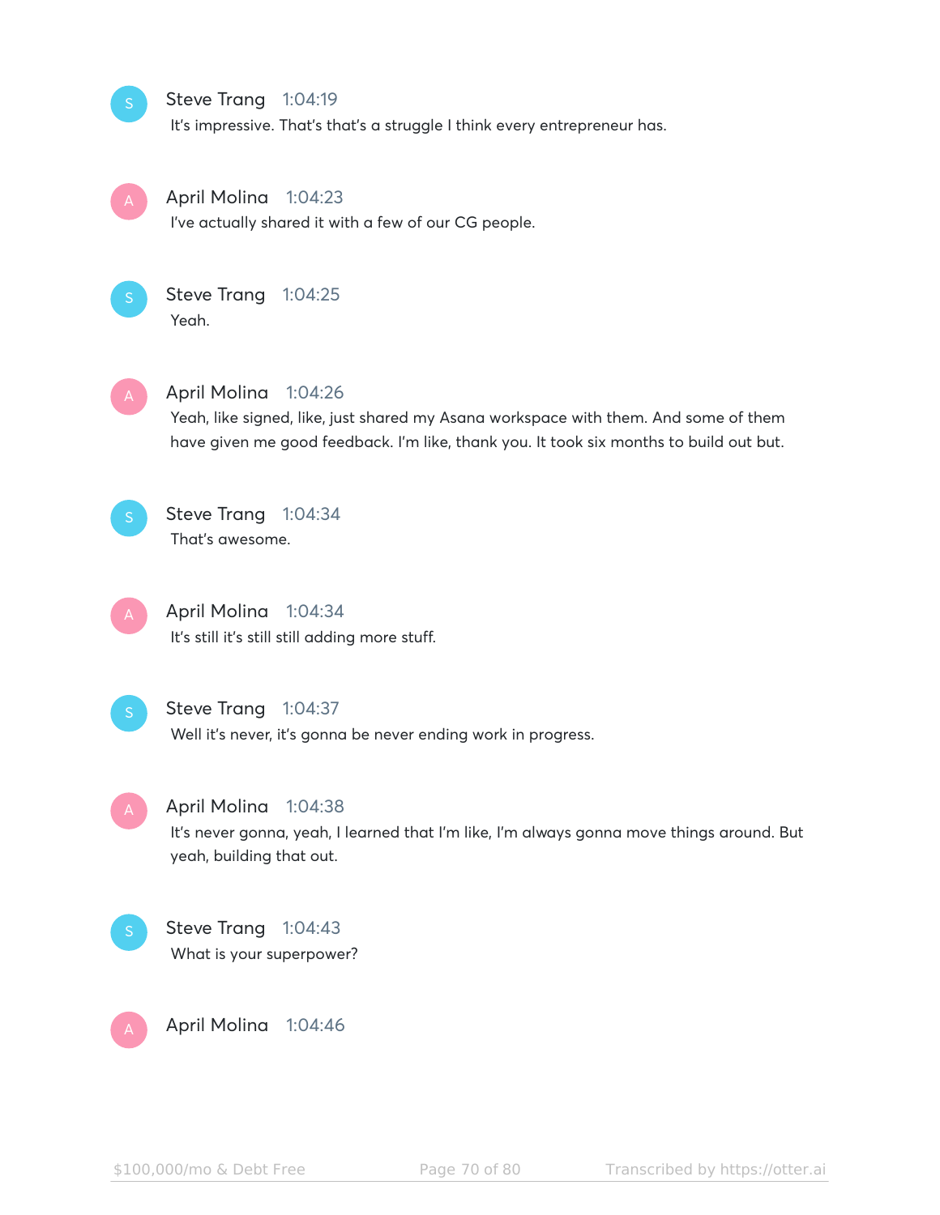**Steve Trang** 1:04:19
It's impressive. That's that's a struggle I think every entrepreneur has.

**April Molina** 1:04:23
I've actually shared it with a few of our CG people.

**Steve Trang** 1:04:25
Yeah.

**April Molina** 1:04:26
Yeah, like signed, like, just shared my Asana workspace with them. And some of them have given me good feedback. I'm like, thank you. It took six months to build out but.

**Steve Trang** 1:04:34
That's awesome.

**April Molina** 1:04:34
It's still it's still still adding more stuff.

**Steve Trang** 1:04:37
Well it's never, it's gonna be never ending work in progress.

**April Molina** 1:04:38
It's never gonna, yeah, I learned that I'm like, I'm always gonna move things around. But yeah, building that out.

**Steve Trang** 1:04:43
What is your superpower?

**April Molina** 1:04:46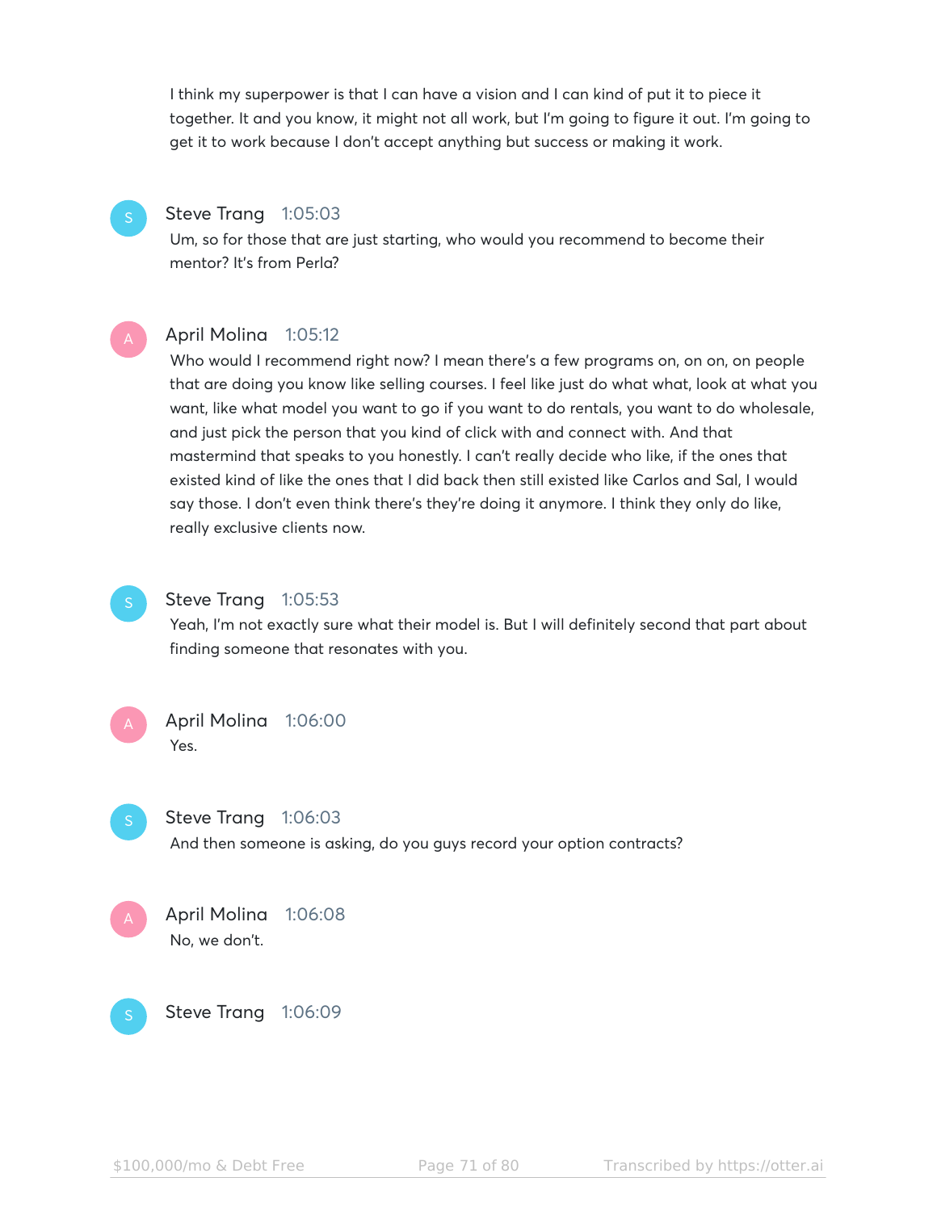I think my superpower is that I can have a vision and I can kind of put it to piece it together. It and you know, it might not all work, but I'm going to figure it out. I'm going to get it to work because I don't accept anything but success or making it work.

**Steve Trang** 1:05:03

Um, so for those that are just starting, who would you recommend to become their mentor? It's from Perla?

**April Molina** 1:05:12

Who would I recommend right now? I mean there's a few programs on, on on, on people that are doing you know like selling courses. I feel like just do what what, look at what you want, like what model you want to go if you want to do rentals, you want to do wholesale, and just pick the person that you kind of click with and connect with. And that mastermind that speaks to you honestly. I can't really decide who like, if the ones that existed kind of like the ones that I did back then still existed like Carlos and Sal, I would say those. I don't even think there's they're doing it anymore. I think they only do like, really exclusive clients now.

**Steve Trang** 1:05:53

Yeah, I'm not exactly sure what their model is. But I will definitely second that part about finding someone that resonates with you.

**April Molina** 1:06:00

Yes.

**Steve Trang** 1:06:03

And then someone is asking, do you guys record your option contracts?

**April Molina** 1:06:08

No, we don't.

**Steve Trang** 1:06:09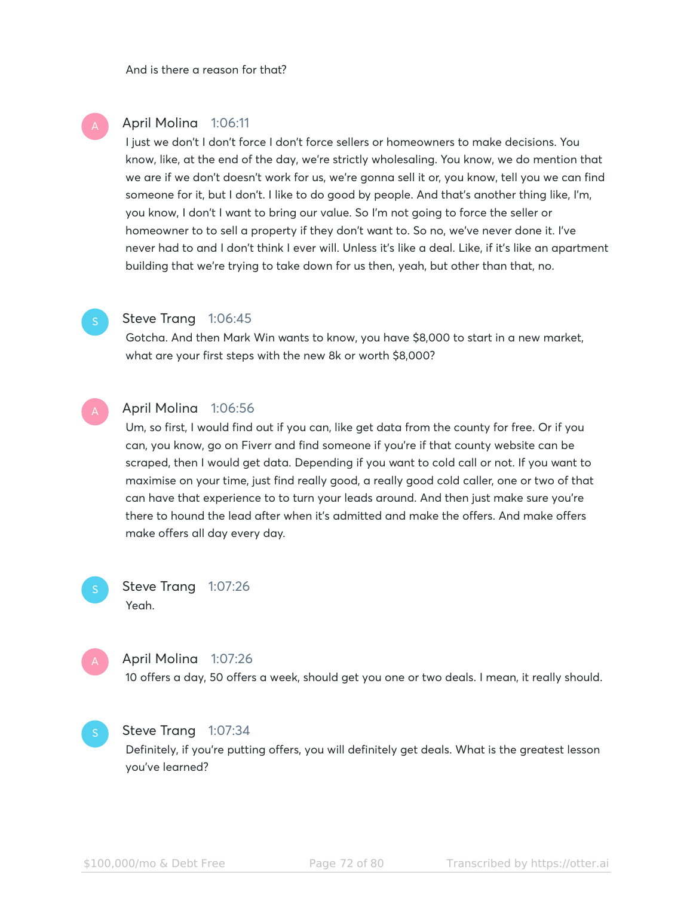And is there a reason for that?

**April Molina** 1:06:11

I just we don't I don't force I don't force sellers or homeowners to make decisions. You know, like, at the end of the day, we're strictly wholesaling. You know, we do mention that we are if we don't doesn't work for us, we're gonna sell it or, you know, tell you we can find someone for it, but I don't. I like to do good by people. And that's another thing like, I'm, you know, I don't I want to bring our value. So I'm not going to force the seller or homeowner to to sell a property if they don't want to. So no, we've never done it. I've never had to and I don't think I ever will. Unless it's like a deal. Like, if it's like an apartment building that we're trying to take down for us then, yeah, but other than that, no.

**Steve Trang** 1:06:45

Gotcha. And then Mark Win wants to know, you have $8,000 to start in a new market, what are your first steps with the new 8k or worth $8,000?

**April Molina** 1:06:56

Um, so first, I would find out if you can, like get data from the county for free. Or if you can, you know, go on Fiverr and find someone if you're if that county website can be scraped, then I would get data. Depending if you want to cold call or not. If you want to maximise on your time, just find really good, a really good cold caller, one or two of that can have that experience to to turn your leads around. And then just make sure you're there to hound the lead after when it's admitted and make the offers. And make offers make offers all day every day.

**Steve Trang** 1:07:26

Yeah.

**April Molina** 1:07:26

10 offers a day, 50 offers a week, should get you one or two deals. I mean, it really should.

**Steve Trang** 1:07:34

Definitely, if you're putting offers, you will definitely get deals. What is the greatest lesson you've learned?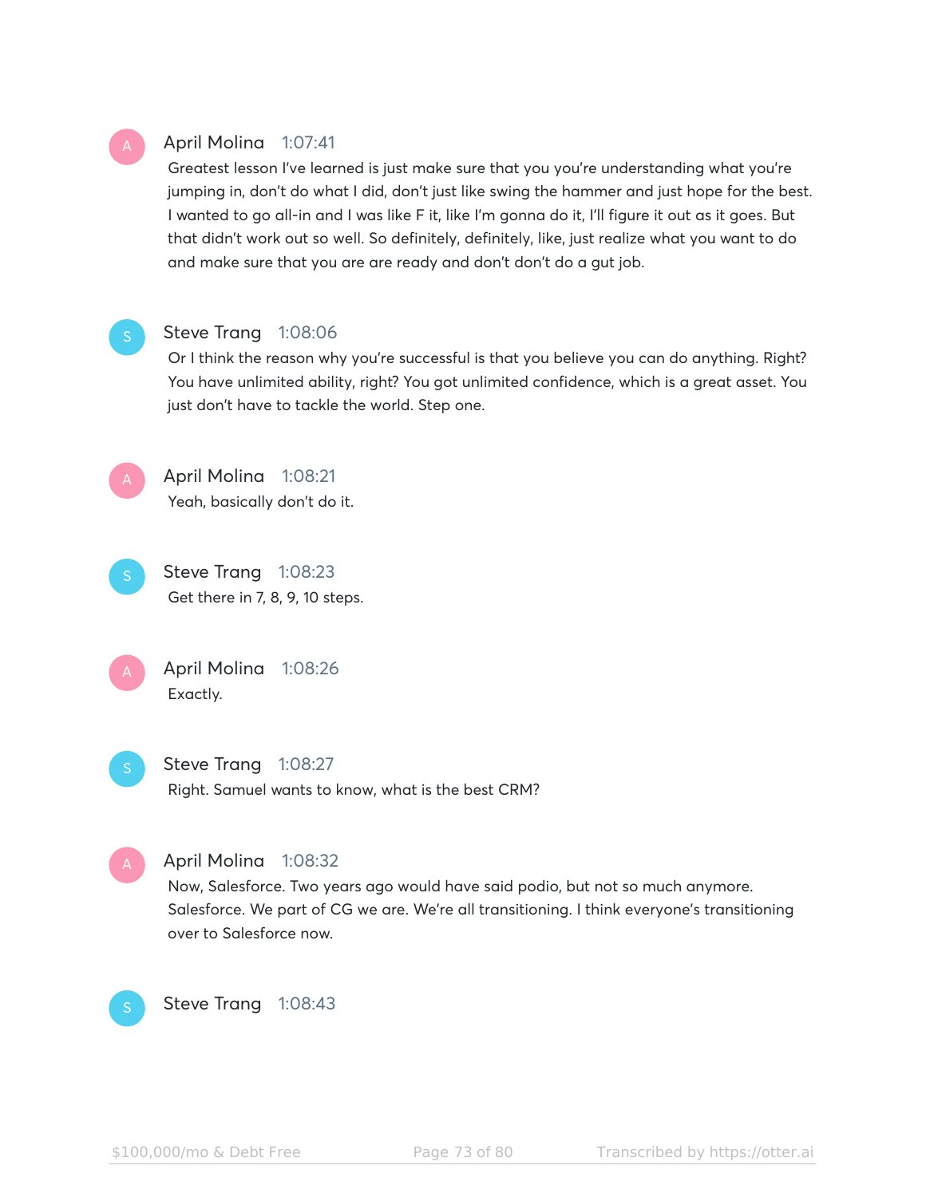**April Molina** 1:07:41

Greatest lesson I've learned is just make sure that you you're understanding what you're jumping in, don't do what I did, don't just like swing the hammer and just hope for the best. I wanted to go all-in and I was like F it, like I'm gonna do it, I'll figure it out as it goes. But that didn't work out so well. So definitely, definitely, like, just realize what you want to do and make sure that you are are ready and don't don't do a gut job.

**Steve Trang** 1:08:06

Or I think the reason why you're successful is that you believe you can do anything. Right? You have unlimited ability, right? You got unlimited confidence, which is a great asset. You just don't have to tackle the world. Step one.

**April Molina** 1:08:21

Yeah, basically don't do it.

**Steve Trang** 1:08:23

Get there in 7, 8, 9, 10 steps.

**April Molina** 1:08:26

Exactly.

**Steve Trang** 1:08:27

Right. Samuel wants to know, what is the best CRM?

**April Molina** 1:08:32

Now, Salesforce. Two years ago would have said podio, but not so much anymore. Salesforce. We part of CG we are. We're all transitioning. I think everyone's transitioning over to Salesforce now.

**Steve Trang** 1:08:43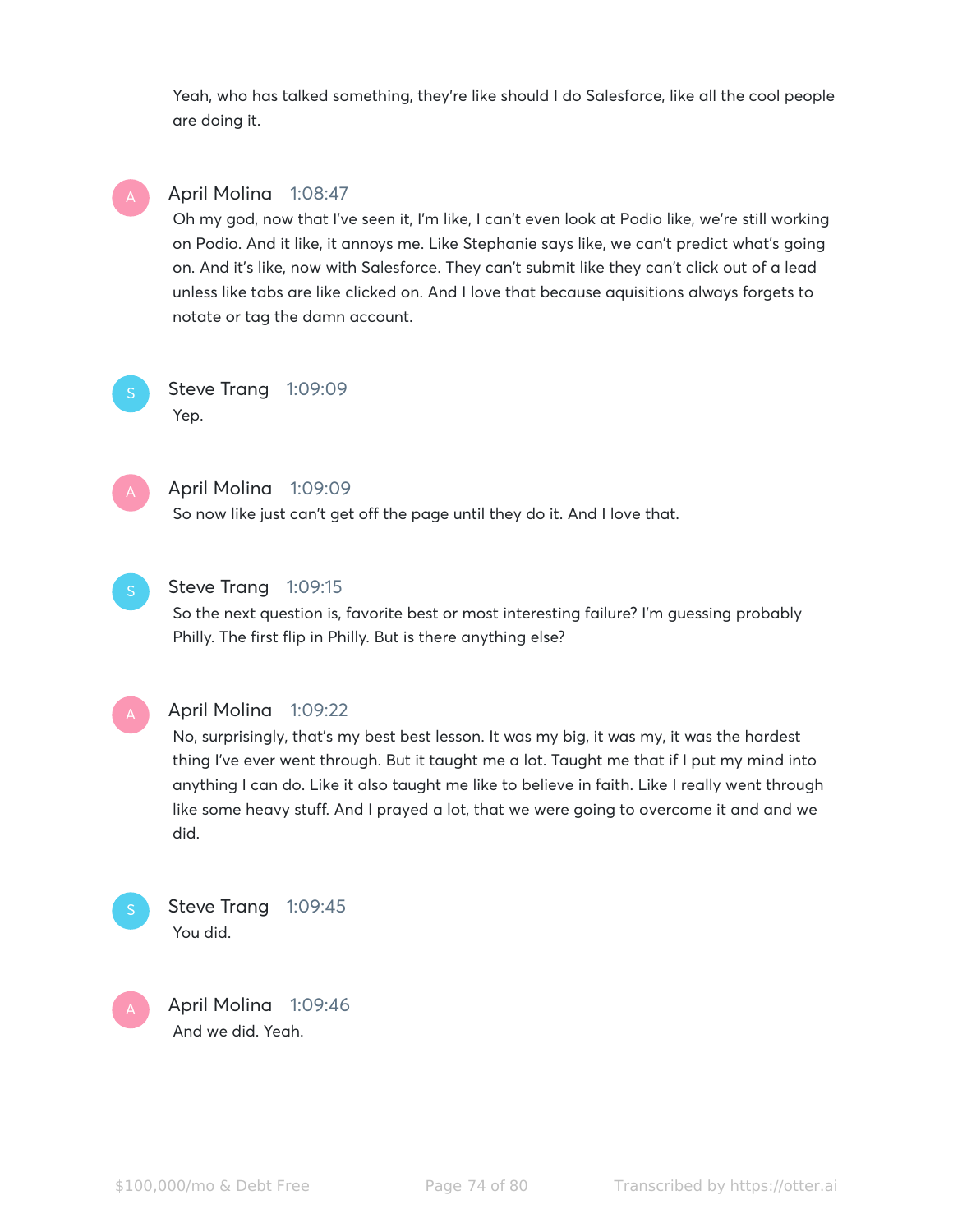Yeah, who has talked something, they're like should I do Salesforce, like all the cool people are doing it.

**April Molina** 1:08:47
Oh my god, now that I've seen it, I'm like, I can't even look at Podio like, we're still working on Podio. And it like, it annoys me. Like Stephanie says like, we can't predict what's going on. And it's like, now with Salesforce. They can't submit like they can't click out of a lead unless like tabs are like clicked on. And I love that because aquisitions always forgets to notate or tag the damn account.

**Steve Trang** 1:09:09
Yep.

**April Molina** 1:09:09
So now like just can't get off the page until they do it. And I love that.

**Steve Trang** 1:09:15
So the next question is, favorite best or most interesting failure? I'm guessing probably Philly. The first flip in Philly. But is there anything else?

**April Molina** 1:09:22
No, surprisingly, that's my best best lesson. It was my big, it was my, it was the hardest thing I've ever went through. But it taught me a lot. Taught me that if I put my mind into anything I can do. Like it also taught me like to believe in faith. Like I really went through like some heavy stuff. And I prayed a lot, that we were going to overcome it and and we did.

**Steve Trang** 1:09:45
You did.

**April Molina** 1:09:46
And we did. Yeah.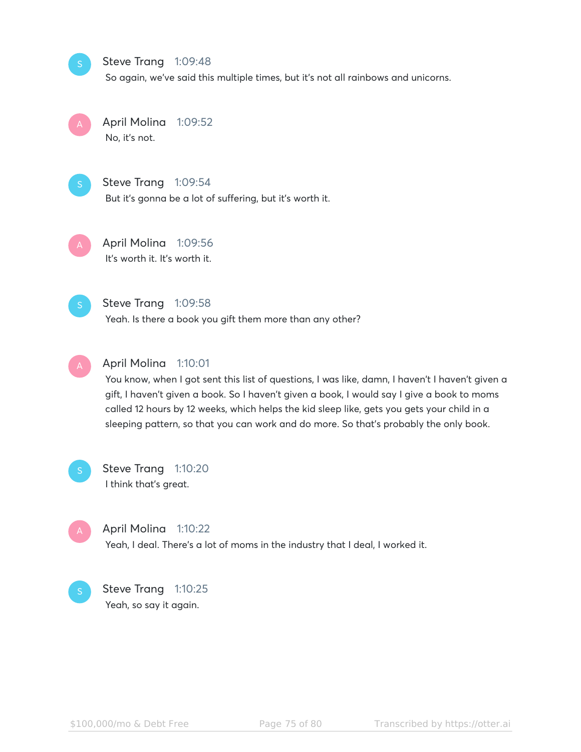**Steve Trang** 1:09:48
So again, we've said this multiple times, but it's not all rainbows and unicorns.

**April Molina** 1:09:52
No, it's not.

**Steve Trang** 1:09:54
But it's gonna be a lot of suffering, but it's worth it.

**April Molina** 1:09:56
It's worth it. It's worth it.

**Steve Trang** 1:09:58
Yeah. Is there a book you gift them more than any other?

**April Molina** 1:10:01
You know, when I got sent this list of questions, I was like, damn, I haven't I haven't given a gift, I haven't given a book. So I haven't given a book, I would say I give a book to moms called 12 hours by 12 weeks, which helps the kid sleep like, gets you gets your child in a sleeping pattern, so that you can work and do more. So that's probably the only book.

**Steve Trang** 1:10:20
I think that's great.

**April Molina** 1:10:22
Yeah, I deal. There's a lot of moms in the industry that I deal, I worked it.

**Steve Trang** 1:10:25
Yeah, so say it again.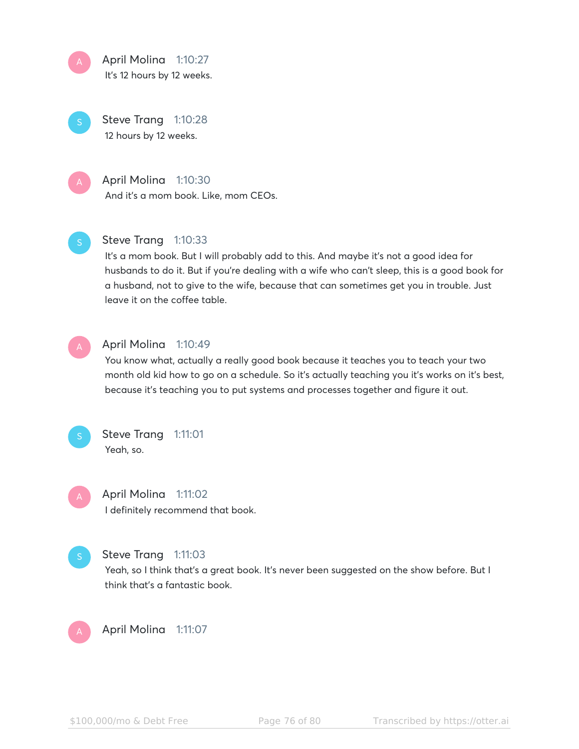**April Molina** 1:10:27
It's 12 hours by 12 weeks.

**Steve Trang** 1:10:28
12 hours by 12 weeks.

**April Molina** 1:10:30
And it's a mom book. Like, mom CEOs.

**Steve Trang** 1:10:33
It's a mom book. But I will probably add to this. And maybe it's not a good idea for husbands to do it. But if you're dealing with a wife who can't sleep, this is a good book for a husband, not to give to the wife, because that can sometimes get you in trouble. Just leave it on the coffee table.

**April Molina** 1:10:49
You know what, actually a really good book because it teaches you to teach your two month old kid how to go on a schedule. So it's actually teaching you it's works on it's best, because it's teaching you to put systems and processes together and figure it out.

**Steve Trang** 1:11:01
Yeah, so.

**April Molina** 1:11:02
I definitely recommend that book.

**Steve Trang** 1:11:03
Yeah, so I think that's a great book. It's never been suggested on the show before. But I think that's a fantastic book.

**April Molina** 1:11:07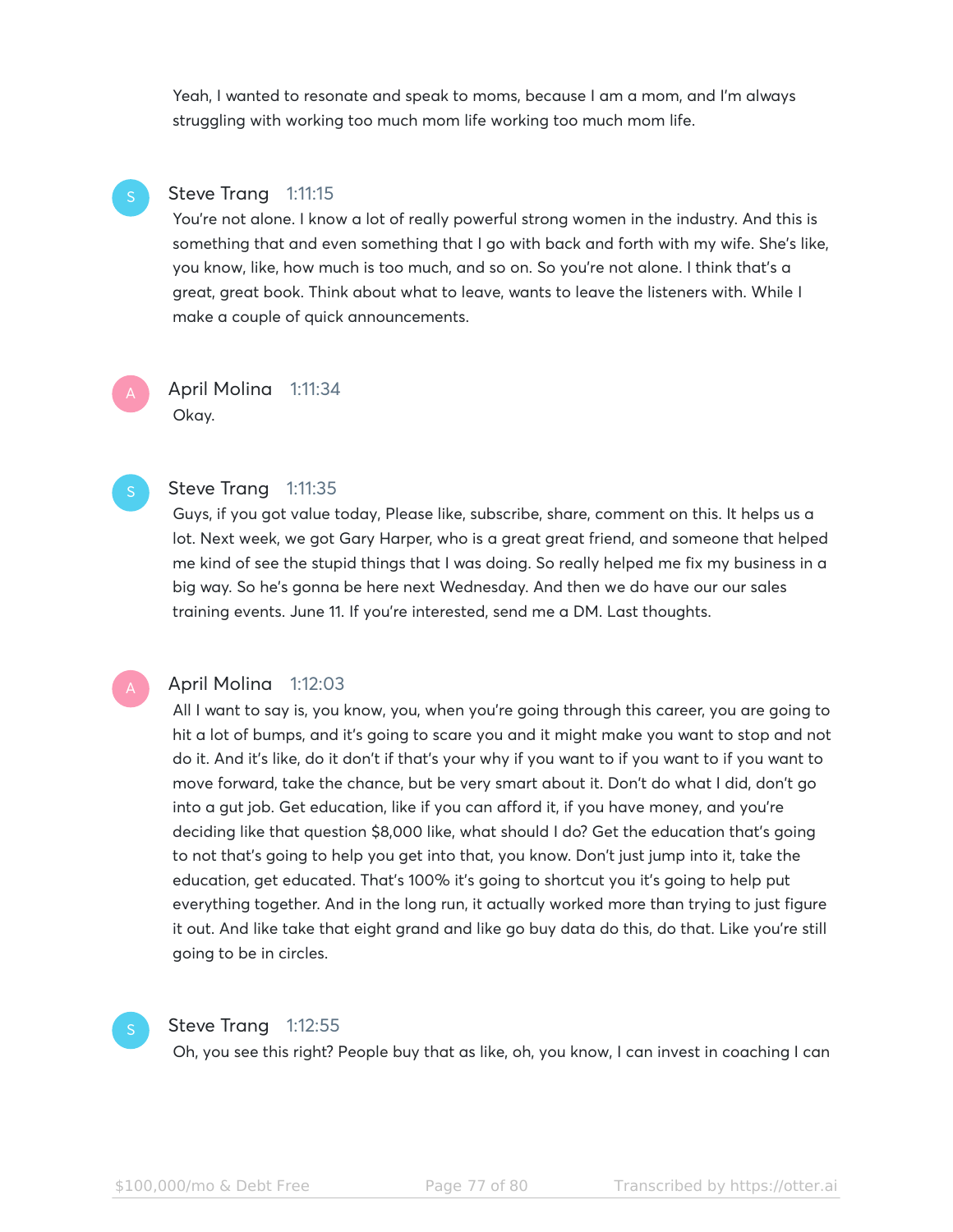Yeah, I wanted to resonate and speak to moms, because I am a mom, and I'm always struggling with working too much mom life working too much mom life.

**Steve Trang** 1:11:15
You're not alone. I know a lot of really powerful strong women in the industry. And this is something that and even something that I go with back and forth with my wife. She's like, you know, like, how much is too much, and so on. So you're not alone. I think that's a great, great book. Think about what to leave, wants to leave the listeners with. While I make a couple of quick announcements.

**April Molina** 1:11:34
Okay.

**Steve Trang** 1:11:35
Guys, if you got value today, Please like, subscribe, share, comment on this. It helps us a lot. Next week, we got Gary Harper, who is a great great friend, and someone that helped me kind of see the stupid things that I was doing. So really helped me fix my business in a big way. So he's gonna be here next Wednesday. And then we do have our our sales training events. June 11. If you're interested, send me a DM. Last thoughts.

**April Molina** 1:12:03
All I want to say is, you know, you, when you're going through this career, you are going to hit a lot of bumps, and it's going to scare you and it might make you want to stop and not do it. And it's like, do it don't if that's your why if you want to if you want to if you want to move forward, take the chance, but be very smart about it. Don't do what I did, don't go into a gut job. Get education, like if you can afford it, if you have money, and you're deciding like that question $8,000 like, what should I do? Get the education that's going to not that's going to help you get into that, you know. Don't just jump into it, take the education, get educated. That's 100% it's going to shortcut you it's going to help put everything together. And in the long run, it actually worked more than trying to just figure it out. And like take that eight grand and like go buy data do this, do that. Like you're still going to be in circles.

**Steve Trang** 1:12:55
Oh, you see this right? People buy that as like, oh, you know, I can invest in coaching I can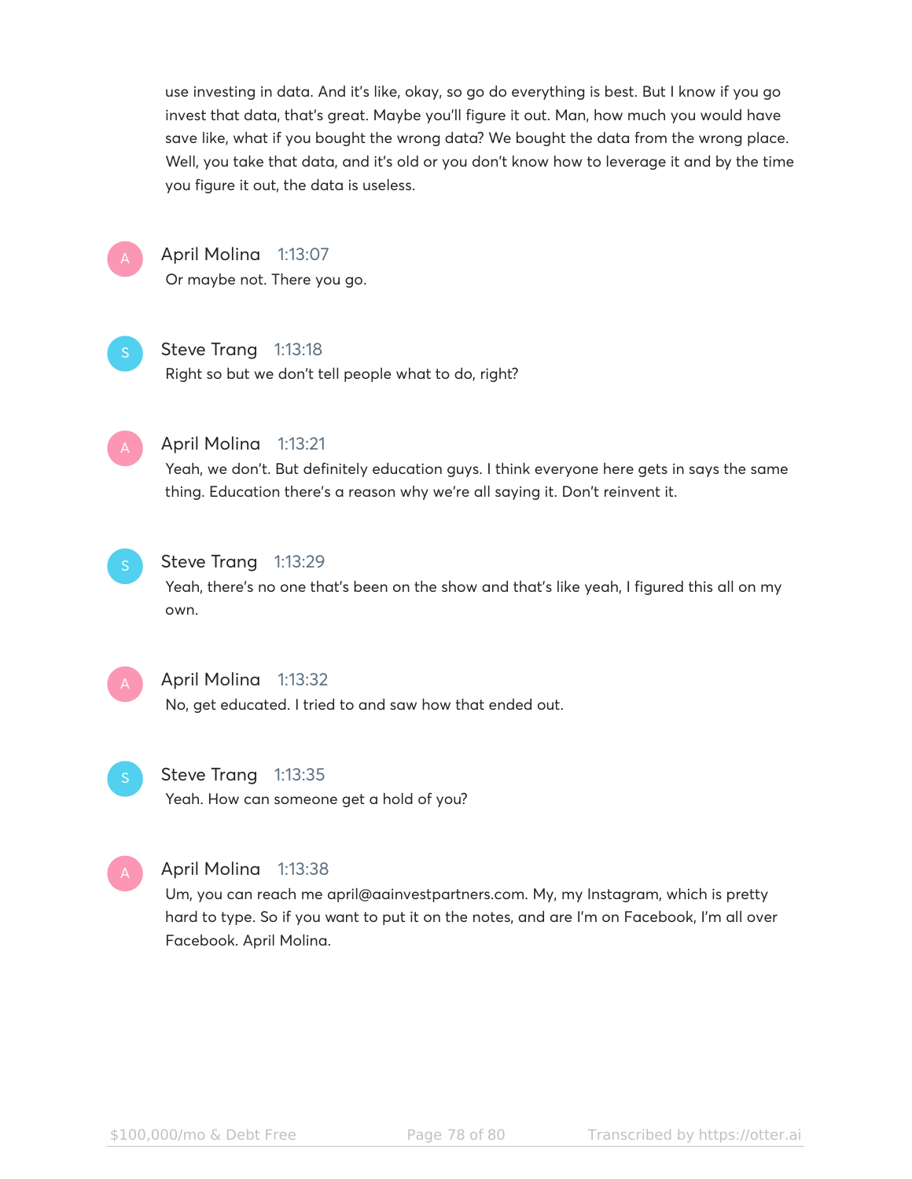use investing in data. And it's like, okay, so go do everything is best. But I know if you go invest that data, that's great. Maybe you'll figure it out. Man, how much you would have save like, what if you bought the wrong data? We bought the data from the wrong place. Well, you take that data, and it's old or you don't know how to leverage it and by the time you figure it out, the data is useless.

**April Molina** 1:13:07
Or maybe not. There you go.

**Steve Trang** 1:13:18
Right so but we don't tell people what to do, right?

**April Molina** 1:13:21
Yeah, we don't. But definitely education guys. I think everyone here gets in says the same thing. Education there's a reason why we're all saying it. Don't reinvent it.

**Steve Trang** 1:13:29
Yeah, there's no one that's been on the show and that's like yeah, I figured this all on my own.

**April Molina** 1:13:32
No, get educated. I tried to and saw how that ended out.

**Steve Trang** 1:13:35
Yeah. How can someone get a hold of you?

**April Molina** 1:13:38
Um, you can reach me april@aainvestpartners.com. My, my Instagram, which is pretty hard to type. So if you want to put it on the notes, and are I'm on Facebook, I'm all over Facebook. April Molina.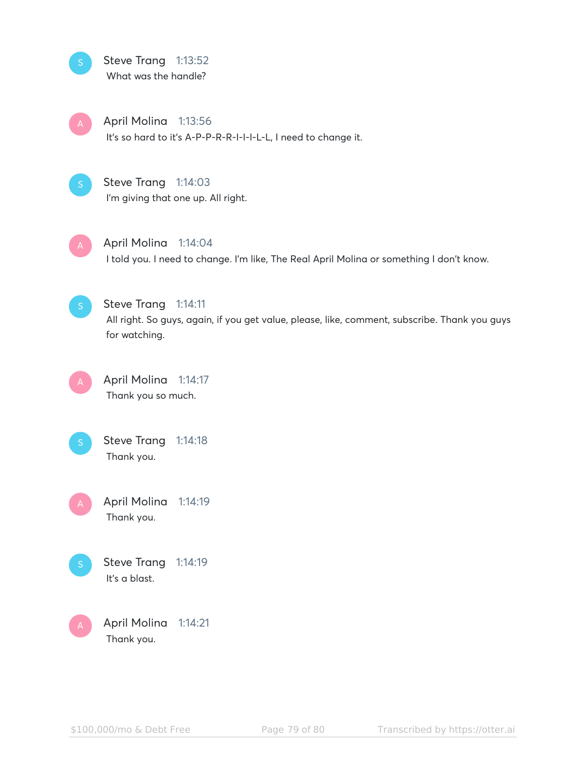**Steve Trang** 1:13:52
What was the handle?

**April Molina** 1:13:56
It's so hard to it's A-P-P-R-R-I-I-I-L-L, I need to change it.

**Steve Trang** 1:14:03
I'm giving that one up. All right.

**April Molina** 1:14:04
I told you. I need to change. I'm like, The Real April Molina or something I don't know.

**Steve Trang** 1:14:11
All right. So guys, again, if you get value, please, like, comment, subscribe. Thank you guys for watching.

**April Molina** 1:14:17
Thank you so much.

**Steve Trang** 1:14:18
Thank you.

**April Molina** 1:14:19
Thank you.

**Steve Trang** 1:14:19
It's a blast.

**April Molina** 1:14:21
Thank you.